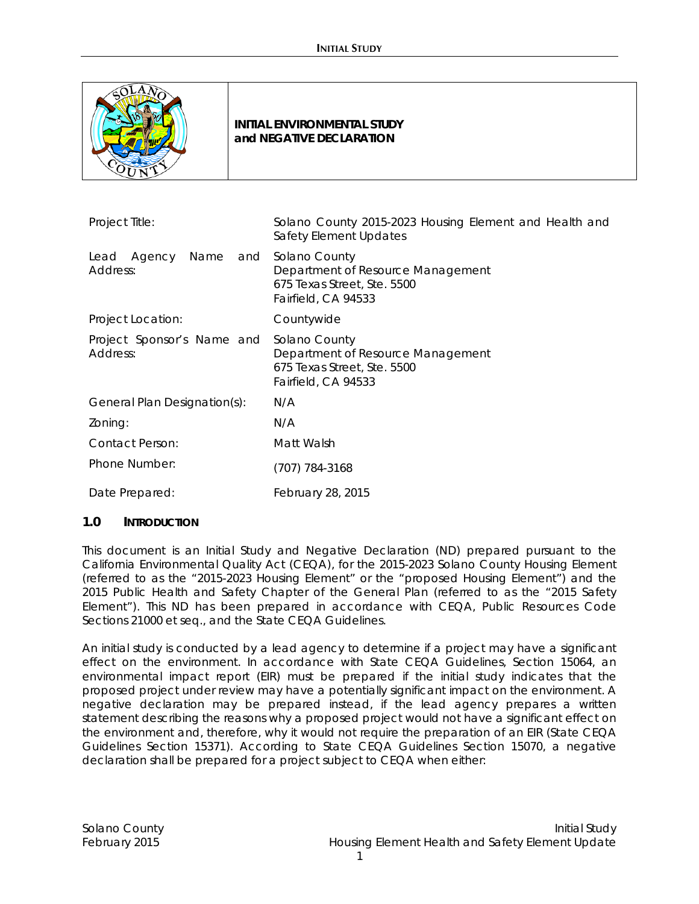# INITIAL ENVIRONMENTAL STUDY and NEGATIVE DECLARATION

| | |
|---|---|
| Project Title: | Solano County 2015-2023 Housing Element and Health and Safety Element Updates |
| Lead Agency Name and Address: | Solano County<br>Department of Resource Management<br>675 Texas Street, Ste. 5500<br>Fairfield, CA 94533 |
| Project Location: | Countywide |
| Project Sponsor's Name and Address: | Solano County<br>Department of Resource Management<br>675 Texas Street, Ste. 5500<br>Fairfield, CA 94533 |
| General Plan Designation(s): | N/A |
| Zoning: | N/A |
| Contact Person: | Matt Walsh |
| Phone Number: | (707) 784-3168 |
| Date Prepared: | February 28, 2015 |

## 1.0 INTRODUCTION

This document is an Initial Study and Negative Declaration (ND) prepared pursuant to the California Environmental Quality Act (CEQA), for the 2015-2023 Solano County Housing Element (referred to as the "2015-2023 Housing Element" or the "proposed Housing Element") and the 2015 Public Health and Safety Chapter of the General Plan (referred to as the "2015 Safety Element"). This ND has been prepared in accordance with CEQA, Public Resources Code Sections 21000 et seq., and the State CEQA Guidelines.

An initial study is conducted by a lead agency to determine if a project may have a significant effect on the environment. In accordance with State CEQA Guidelines, Section 15064, an environmental impact report (EIR) must be prepared if the initial study indicates that the proposed project under review may have a potentially significant impact on the environment. A negative declaration may be prepared instead, if the lead agency prepares a written statement describing the reasons why a proposed project would not have a significant effect on the environment and, therefore, why it would not require the preparation of an EIR (State CEQA Guidelines Section 15371). According to State CEQA Guidelines Section 15070, a negative declaration shall be prepared for a project subject to CEQA when either: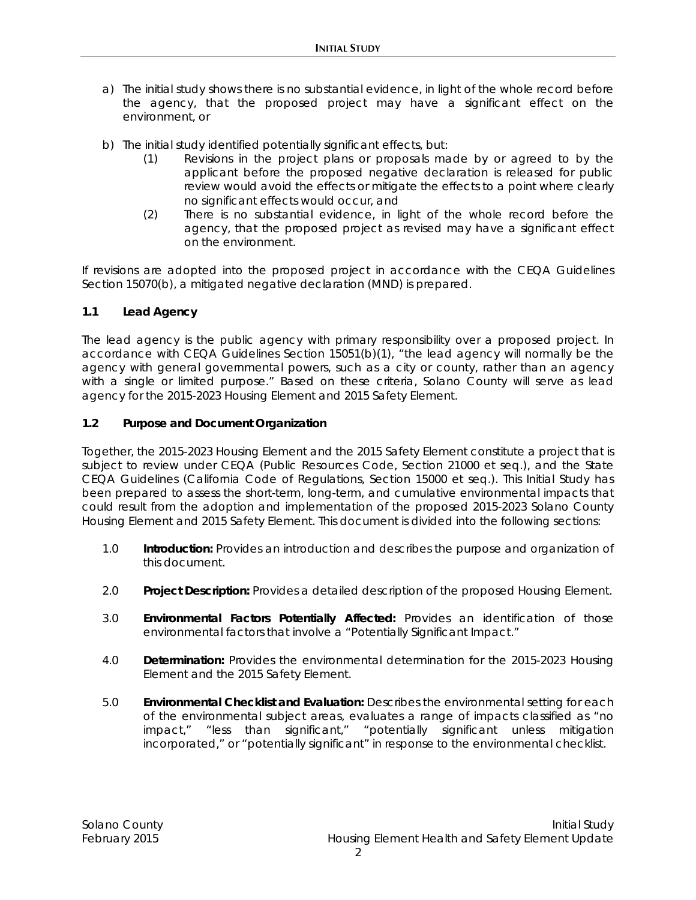a) The initial study shows there is no substantial evidence, in light of the whole record before the agency, that the proposed project may have a significant effect on the environment, or

b) The initial study identified potentially significant effects, but:
   (1) Revisions in the project plans or proposals made by or agreed to by the applicant before the proposed negative declaration is released for public review would avoid the effects or mitigate the effects to a point where clearly no significant effects would occur, and
   (2) There is no substantial evidence, in light of the whole record before the agency, that the proposed project as revised may have a significant effect on the environment.

If revisions are adopted into the proposed project in accordance with the CEQA Guidelines Section 15070(b), a mitigated negative declaration (MND) is prepared.

### 1.1 Lead Agency

The lead agency is the public agency with primary responsibility over a proposed project. In accordance with CEQA Guidelines Section 15051(b)(1), "the lead agency will normally be the agency with general governmental powers, such as a city or county, rather than an agency with a single or limited purpose." Based on these criteria, Solano County will serve as lead agency for the 2015-2023 Housing Element and 2015 Safety Element.

### 1.2 Purpose and Document Organization

Together, the 2015-2023 Housing Element and the 2015 Safety Element constitute a project that is subject to review under CEQA (Public Resources Code, Section 21000 et seq.), and the State CEQA Guidelines (California Code of Regulations, Section 15000 et seq.). This Initial Study has been prepared to assess the short-term, long-term, and cumulative environmental impacts that could result from the adoption and implementation of the proposed 2015-2023 Solano County Housing Element and 2015 Safety Element. This document is divided into the following sections:

1.0 **Introduction:** Provides an introduction and describes the purpose and organization of this document.

2.0 **Project Description:** Provides a detailed description of the proposed Housing Element.

3.0 **Environmental Factors Potentially Affected:** Provides an identification of those environmental factors that involve a "Potentially Significant Impact."

4.0 **Determination:** Provides the environmental determination for the 2015-2023 Housing Element and the 2015 Safety Element.

5.0 **Environmental Checklist and Evaluation:** Describes the environmental setting for each of the environmental subject areas, evaluates a range of impacts classified as "no impact," "less than significant," "potentially significant unless mitigation incorporated," or "potentially significant" in response to the environmental checklist.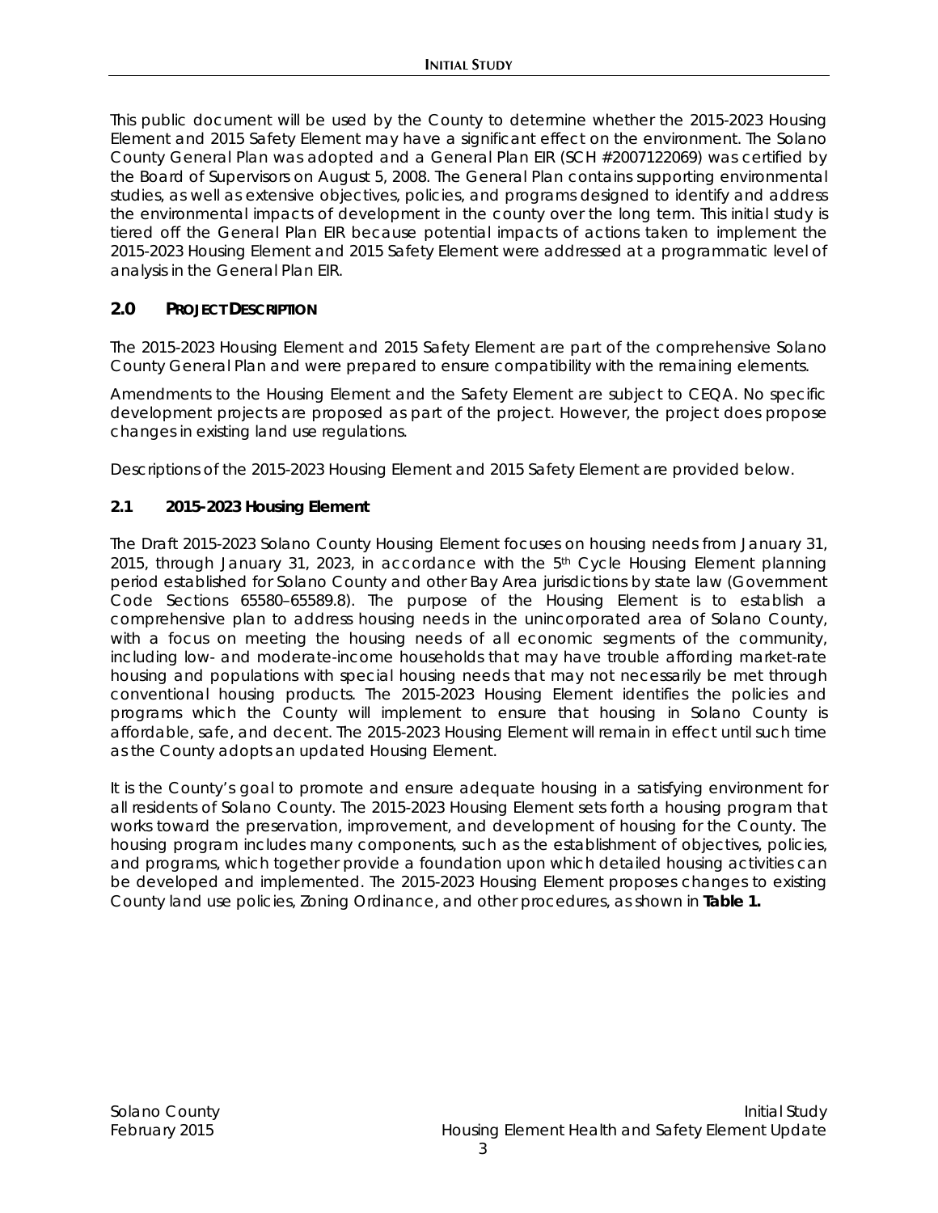This public document will be used by the County to determine whether the 2015-2023 Housing Element and 2015 Safety Element may have a significant effect on the environment. The Solano County General Plan was adopted and a General Plan EIR (SCH #2007122069) was certified by the Board of Supervisors on August 5, 2008. The General Plan contains supporting environmental studies, as well as extensive objectives, policies, and programs designed to identify and address the environmental impacts of development in the county over the long term. This initial study is tiered off the General Plan EIR because potential impacts of actions taken to implement the 2015-2023 Housing Element and 2015 Safety Element were addressed at a programmatic level of analysis in the General Plan EIR.

## 2.0 PROJECT DESCRIPTION

The 2015-2023 Housing Element and 2015 Safety Element are part of the comprehensive Solano County General Plan and were prepared to ensure compatibility with the remaining elements.

Amendments to the Housing Element and the Safety Element are subject to CEQA. No specific development projects are proposed as part of the project. However, the project does propose changes in existing land use regulations.

Descriptions of the 2015-2023 Housing Element and 2015 Safety Element are provided below.

### 2.1 2015-2023 Housing Element

The Draft 2015-2023 Solano County Housing Element focuses on housing needs from January 31, 2015, through January 31, 2023, in accordance with the 5th Cycle Housing Element planning period established for Solano County and other Bay Area jurisdictions by state law (Government Code Sections 65580–65589.8). The purpose of the Housing Element is to establish a comprehensive plan to address housing needs in the unincorporated area of Solano County, with a focus on meeting the housing needs of all economic segments of the community, including low- and moderate-income households that may have trouble affording market-rate housing and populations with special housing needs that may not necessarily be met through conventional housing products. The 2015-2023 Housing Element identifies the policies and programs which the County will implement to ensure that housing in Solano County is affordable, safe, and decent. The 2015-2023 Housing Element will remain in effect until such time as the County adopts an updated Housing Element.

It is the County's goal to promote and ensure adequate housing in a satisfying environment for all residents of Solano County. The 2015-2023 Housing Element sets forth a housing program that works toward the preservation, improvement, and development of housing for the County. The housing program includes many components, such as the establishment of objectives, policies, and programs, which together provide a foundation upon which detailed housing activities can be developed and implemented. The 2015-2023 Housing Element proposes changes to existing County land use policies, Zoning Ordinance, and other procedures, as shown in **Table 1.**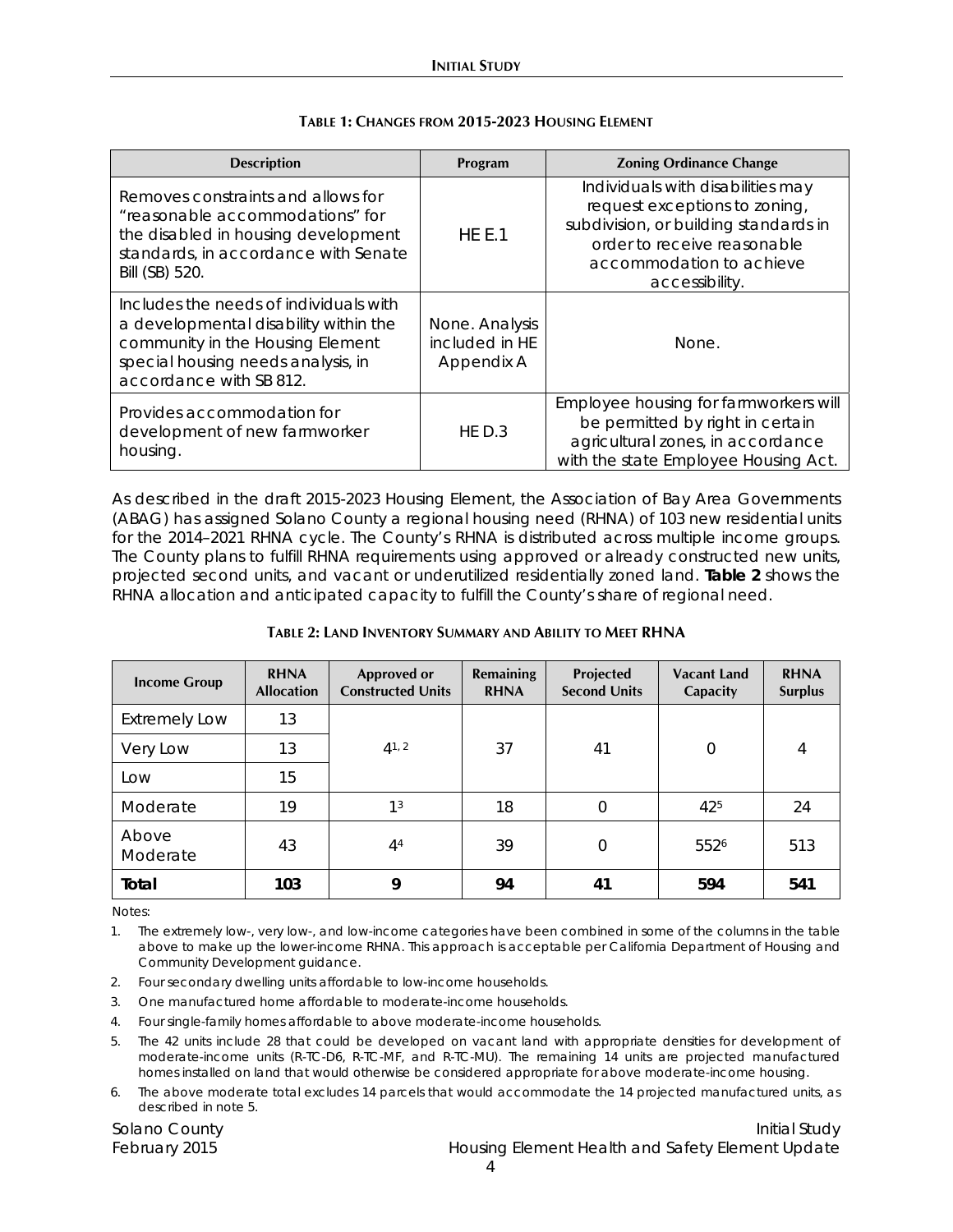**TABLE 1: CHANGES FROM 2015-2023 HOUSING ELEMENT**

| Description | Program | Zoning Ordinance Change |
|---|---|---|
| Removes constraints and allows for "reasonable accommodations" for the disabled in housing development standards, in accordance with Senate Bill (SB) 520. | HE E.1 | Individuals with disabilities may request exceptions to zoning, subdivision, or building standards in order to receive reasonable accommodation to achieve accessibility. |
| Includes the needs of individuals with a developmental disability within the community in the Housing Element special housing needs analysis, in accordance with SB 812. | None. Analysis included in HE Appendix A | None. |
| Provides accommodation for development of new farmworker housing. | HE D.3 | Employee housing for farmworkers will be permitted by right in certain agricultural zones, in accordance with the state Employee Housing Act. |

As described in the draft 2015-2023 Housing Element, the Association of Bay Area Governments (ABAG) has assigned Solano County a regional housing need (RHNA) of 103 new residential units for the 2014–2021 RHNA cycle. The County's RHNA is distributed across multiple income groups. The County plans to fulfill RHNA requirements using approved or already constructed new units, projected second units, and vacant or underutilized residentially zoned land. **Table 2** shows the RHNA allocation and anticipated capacity to fulfill the County's share of regional need.

**TABLE 2: LAND INVENTORY SUMMARY AND ABILITY TO MEET RHNA**

| Income Group | RHNA Allocation | Approved or Constructed Units | Remaining RHNA | Projected Second Units | Vacant Land Capacity | RHNA Surplus |
|---|---|---|---|---|---|---|
| Extremely Low | 13 | 4[1, 2] | 37 | 41 | 0 | 4 |
| Very Low | 13 | | | | | |
| Low | 15 | | | | | |
| Moderate | 19 | 1[3] | 18 | 0 | 42[5] | 24 |
| Above Moderate | 43 | 4[4] | 39 | 0 | 552[6] | 513 |
| **Total** | **103** | **9** | **94** | **41** | **594** | **541** |

Notes:

1. The extremely low-, very low-, and low-income categories have been combined in some of the columns in the table above to make up the lower-income RHNA. This approach is acceptable per California Department of Housing and Community Development guidance.
2. Four secondary dwelling units affordable to low-income households.
3. One manufactured home affordable to moderate-income households.
4. Four single-family homes affordable to above moderate-income households.
5. The 42 units include 28 that could be developed on vacant land with appropriate densities for development of moderate-income units (R-TC-D6, R-TC-MF, and R-TC-MU). The remaining 14 units are projected manufactured homes installed on land that would otherwise be considered appropriate for above moderate-income housing.
6. The above moderate total excludes 14 parcels that would accommodate the 14 projected manufactured units, as described in note 5.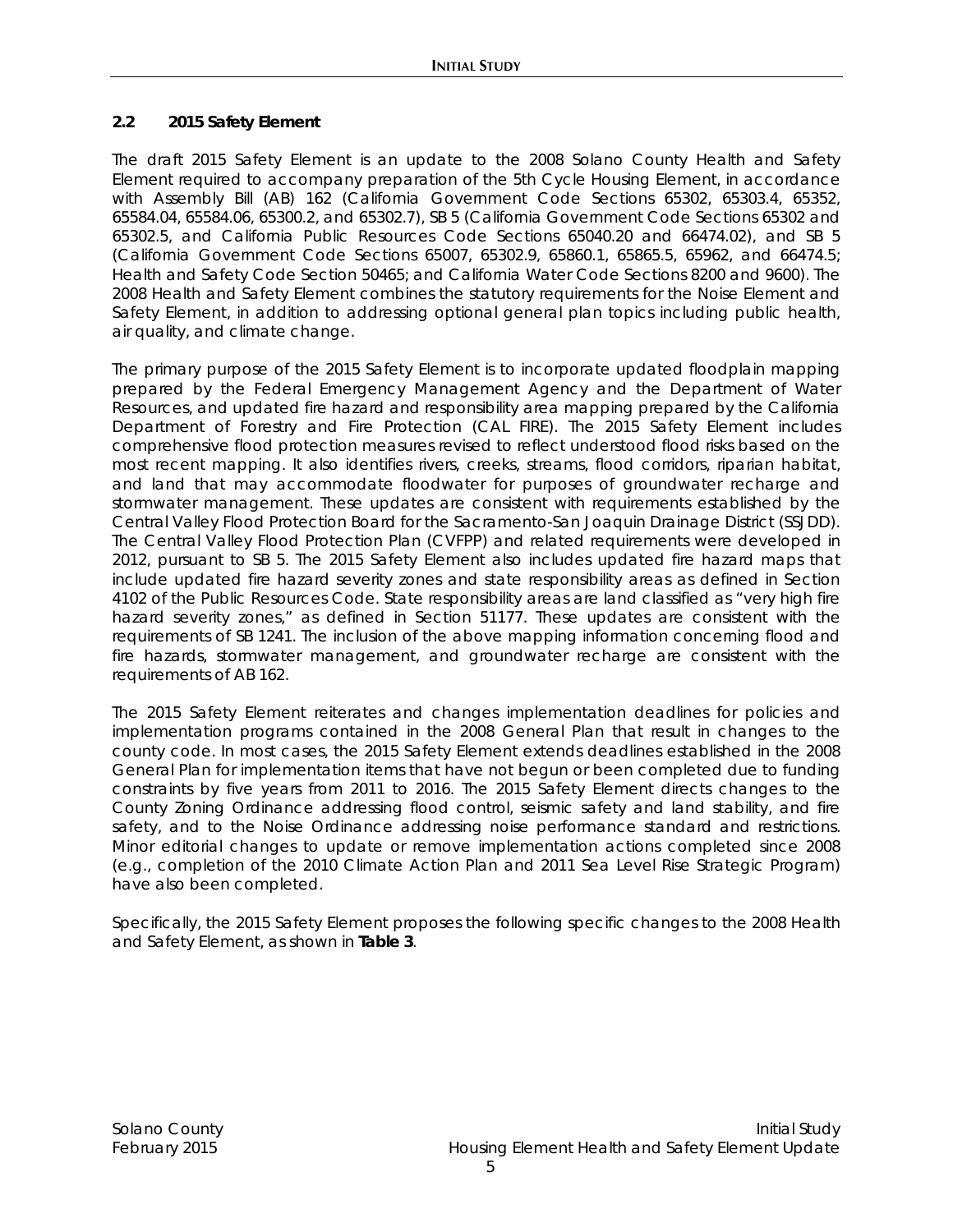## 2.2 2015 Safety Element

The draft 2015 Safety Element is an update to the 2008 Solano County Health and Safety Element required to accompany preparation of the 5th Cycle Housing Element, in accordance with Assembly Bill (AB) 162 (California Government Code Sections 65302, 65303.4, 65352, 65584.04, 65584.06, 65300.2, and 65302.7), SB 5 (California Government Code Sections 65302 and 65302.5, and California Public Resources Code Sections 65040.20 and 66474.02), and SB 5 (California Government Code Sections 65007, 65302.9, 65860.1, 65865.5, 65962, and 66474.5; Health and Safety Code Section 50465; and California Water Code Sections 8200 and 9600). The 2008 Health and Safety Element combines the statutory requirements for the Noise Element and Safety Element, in addition to addressing optional general plan topics including public health, air quality, and climate change.

The primary purpose of the 2015 Safety Element is to incorporate updated floodplain mapping prepared by the Federal Emergency Management Agency and the Department of Water Resources, and updated fire hazard and responsibility area mapping prepared by the California Department of Forestry and Fire Protection (CAL FIRE). The 2015 Safety Element includes comprehensive flood protection measures revised to reflect understood flood risks based on the most recent mapping. It also identifies rivers, creeks, streams, flood corridors, riparian habitat, and land that may accommodate floodwater for purposes of groundwater recharge and stormwater management. These updates are consistent with requirements established by the Central Valley Flood Protection Board for the Sacramento-San Joaquin Drainage District (SSJDD). The Central Valley Flood Protection Plan (CVFPP) and related requirements were developed in 2012, pursuant to SB 5. The 2015 Safety Element also includes updated fire hazard maps that include updated fire hazard severity zones and state responsibility areas as defined in Section 4102 of the Public Resources Code. State responsibility areas are land classified as "very high fire hazard severity zones," as defined in Section 51177. These updates are consistent with the requirements of SB 1241. The inclusion of the above mapping information concerning flood and fire hazards, stormwater management, and groundwater recharge are consistent with the requirements of AB 162.

The 2015 Safety Element reiterates and changes implementation deadlines for policies and implementation programs contained in the 2008 General Plan that result in changes to the county code. In most cases, the 2015 Safety Element extends deadlines established in the 2008 General Plan for implementation items that have not begun or been completed due to funding constraints by five years from 2011 to 2016. The 2015 Safety Element directs changes to the County Zoning Ordinance addressing flood control, seismic safety and land stability, and fire safety, and to the Noise Ordinance addressing noise performance standard and restrictions. Minor editorial changes to update or remove implementation actions completed since 2008 (e.g., completion of the 2010 Climate Action Plan and 2011 Sea Level Rise Strategic Program) have also been completed.

Specifically, the 2015 Safety Element proposes the following specific changes to the 2008 Health and Safety Element, as shown in **Table 3**.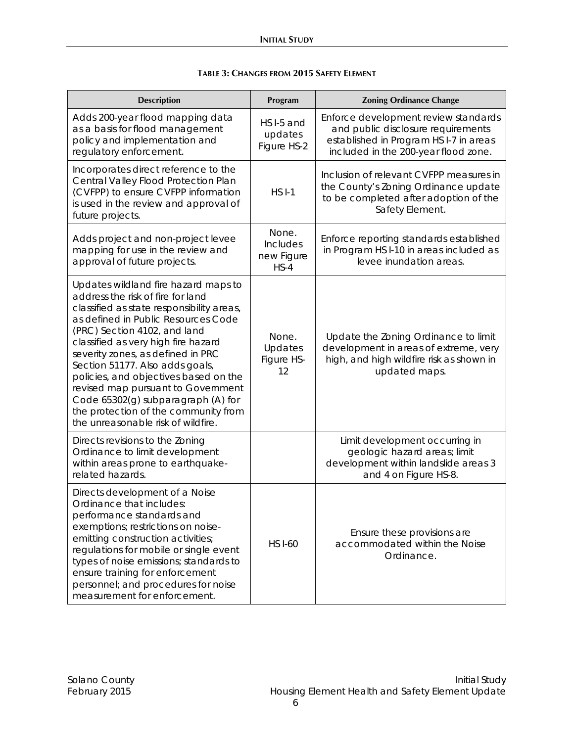**TABLE 3: CHANGES FROM 2015 SAFETY ELEMENT**

| Description | Program | Zoning Ordinance Change |
|---|---|---|
| Adds 200-year flood mapping data as a basis for flood management policy and implementation and regulatory enforcement. | HS I-5 and updates Figure HS-2 | Enforce development review standards and public disclosure requirements established in Program HS I-7 in areas included in the 200-year flood zone. |
| Incorporates direct reference to the Central Valley Flood Protection Plan (CVFPP) to ensure CVFPP information is used in the review and approval of future projects. | HS I-1 | Inclusion of relevant CVFPP measures in the County's Zoning Ordinance update to be completed after adoption of the Safety Element. |
| Adds project and non-project levee mapping for use in the review and approval of future projects. | None. Includes new Figure HS-4 | Enforce reporting standards established in Program HS I-10 in areas included as levee inundation areas. |
| Updates wildland fire hazard maps to address the risk of fire for land classified as state responsibility areas, as defined in Public Resources Code (PRC) Section 4102, and land classified as very high fire hazard severity zones, as defined in PRC Section 51177. Also adds goals, policies, and objectives based on the revised map pursuant to Government Code 65302(g) subparagraph (A) for the protection of the community from the unreasonable risk of wildfire. | None. Updates Figure HS-12 | Update the Zoning Ordinance to limit development in areas of extreme, very high, and high wildfire risk as shown in updated maps. |
| Directs revisions to the Zoning Ordinance to limit development within areas prone to earthquake-related hazards. | | Limit development occurring in geologic hazard areas; limit development within landslide areas 3 and 4 on Figure HS-8. |
| Directs development of a Noise Ordinance that includes: performance standards and exemptions; restrictions on noise-emitting construction activities; regulations for mobile or single event types of noise emissions; standards to ensure training for enforcement personnel; and procedures for noise measurement for enforcement. | HS I-60 | Ensure these provisions are accommodated within the Noise Ordinance. |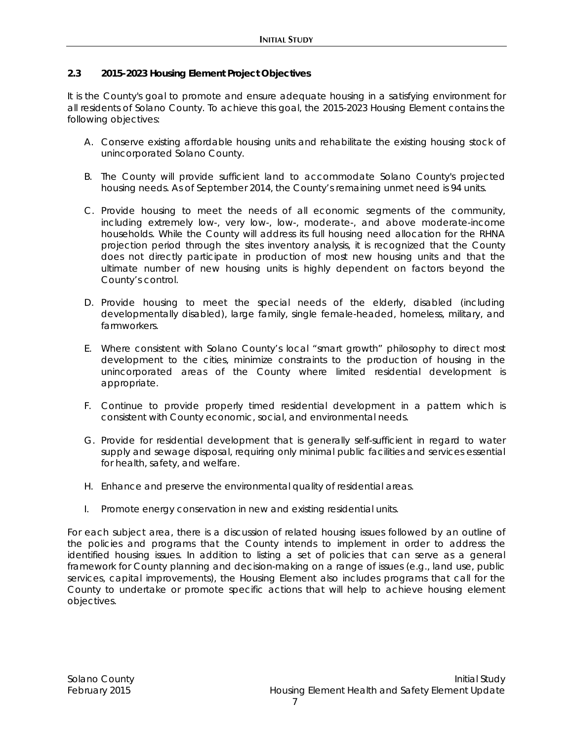### 2.3 2015-2023 Housing Element Project Objectives

It is the County's goal to promote and ensure adequate housing in a satisfying environment for all residents of Solano County. To achieve this goal, the 2015-2023 Housing Element contains the following objectives:

A. Conserve existing affordable housing units and rehabilitate the existing housing stock of unincorporated Solano County.

B. The County will provide sufficient land to accommodate Solano County's projected housing needs. As of September 2014, the County's remaining unmet need is 94 units.

C. Provide housing to meet the needs of all economic segments of the community, including extremely low-, very low-, low-, moderate-, and above moderate-income households. While the County will address its full housing need allocation for the RHNA projection period through the sites inventory analysis, it is recognized that the County does not directly participate in production of most new housing units and that the ultimate number of new housing units is highly dependent on factors beyond the County's control.

D. Provide housing to meet the special needs of the elderly, disabled (including developmentally disabled), large family, single female-headed, homeless, military, and farmworkers.

E. Where consistent with Solano County's local "smart growth" philosophy to direct most development to the cities, minimize constraints to the production of housing in the unincorporated areas of the County where limited residential development is appropriate.

F. Continue to provide properly timed residential development in a pattern which is consistent with County economic, social, and environmental needs.

G. Provide for residential development that is generally self-sufficient in regard to water supply and sewage disposal, requiring only minimal public facilities and services essential for health, safety, and welfare.

H. Enhance and preserve the environmental quality of residential areas.

I. Promote energy conservation in new and existing residential units.

For each subject area, there is a discussion of related housing issues followed by an outline of the policies and programs that the County intends to implement in order to address the identified housing issues. In addition to listing a set of policies that can serve as a general framework for County planning and decision-making on a range of issues (e.g., land use, public services, capital improvements), the Housing Element also includes programs that call for the County to undertake or promote specific actions that will help to achieve housing element objectives.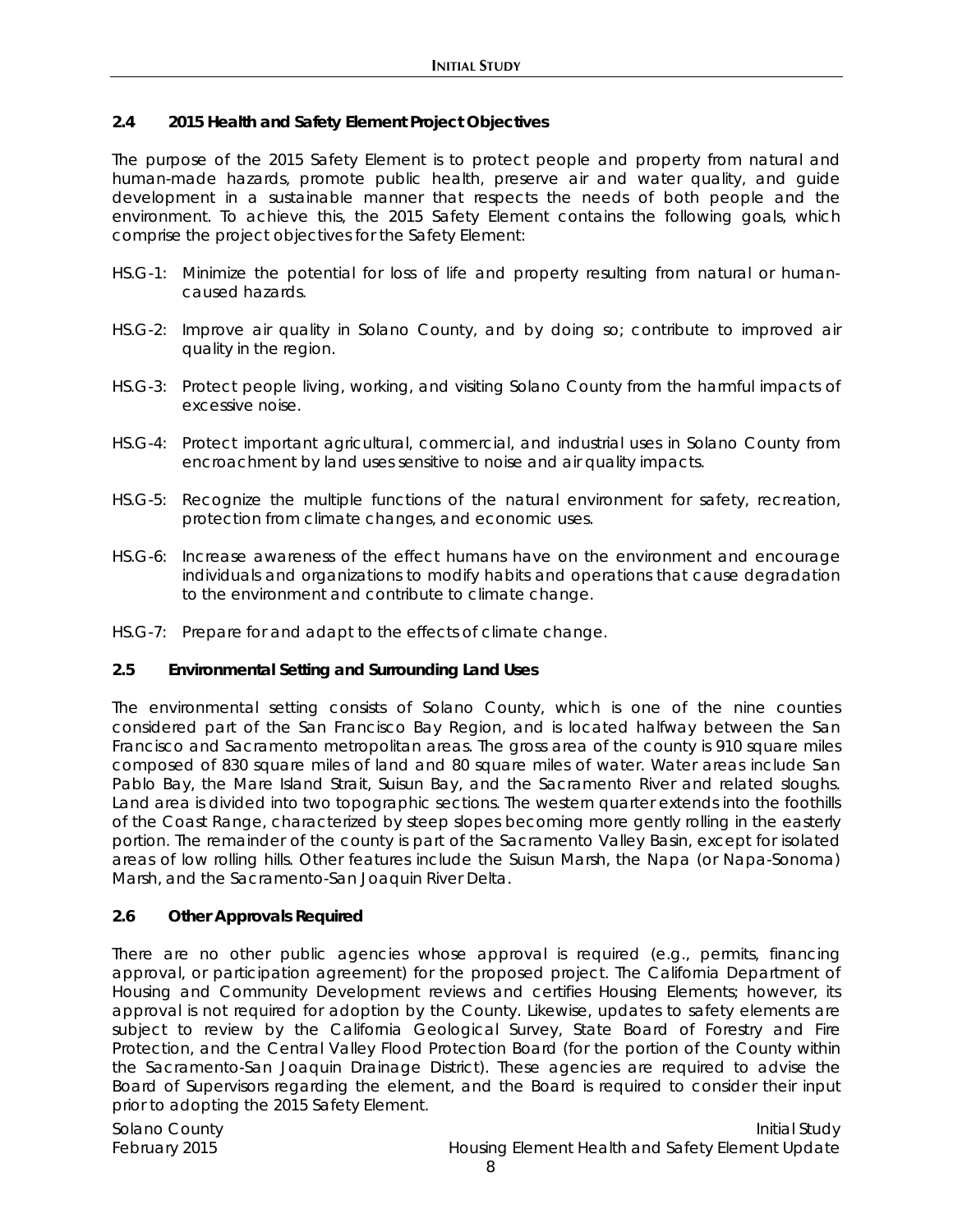### 2.4 2015 Health and Safety Element Project Objectives

The purpose of the 2015 Safety Element is to protect people and property from natural and human-made hazards, promote public health, preserve air and water quality, and guide development in a sustainable manner that respects the needs of both people and the environment. To achieve this, the 2015 Safety Element contains the following goals, which comprise the project objectives for the Safety Element:

HS.G-1: Minimize the potential for loss of life and property resulting from natural or human-caused hazards.

HS.G-2: Improve air quality in Solano County, and by doing so; contribute to improved air quality in the region.

HS.G-3: Protect people living, working, and visiting Solano County from the harmful impacts of excessive noise.

HS.G-4: Protect important agricultural, commercial, and industrial uses in Solano County from encroachment by land uses sensitive to noise and air quality impacts.

HS.G-5: Recognize the multiple functions of the natural environment for safety, recreation, protection from climate changes, and economic uses.

HS.G-6: Increase awareness of the effect humans have on the environment and encourage individuals and organizations to modify habits and operations that cause degradation to the environment and contribute to climate change.

HS.G-7: Prepare for and adapt to the effects of climate change.

### 2.5 Environmental Setting and Surrounding Land Uses

The environmental setting consists of Solano County, which is one of the nine counties considered part of the San Francisco Bay Region, and is located halfway between the San Francisco and Sacramento metropolitan areas. The gross area of the county is 910 square miles composed of 830 square miles of land and 80 square miles of water. Water areas include San Pablo Bay, the Mare Island Strait, Suisun Bay, and the Sacramento River and related sloughs. Land area is divided into two topographic sections. The western quarter extends into the foothills of the Coast Range, characterized by steep slopes becoming more gently rolling in the easterly portion. The remainder of the county is part of the Sacramento Valley Basin, except for isolated areas of low rolling hills. Other features include the Suisun Marsh, the Napa (or Napa-Sonoma) Marsh, and the Sacramento-San Joaquin River Delta.

### 2.6 Other Approvals Required

There are no other public agencies whose approval is required (e.g., permits, financing approval, or participation agreement) for the proposed project. The California Department of Housing and Community Development reviews and certifies Housing Elements; however, its approval is not required for adoption by the County. Likewise, updates to safety elements are subject to review by the California Geological Survey, State Board of Forestry and Fire Protection, and the Central Valley Flood Protection Board (for the portion of the County within the Sacramento-San Joaquin Drainage District). These agencies are required to advise the Board of Supervisors regarding the element, and the Board is required to consider their input prior to adopting the 2015 Safety Element.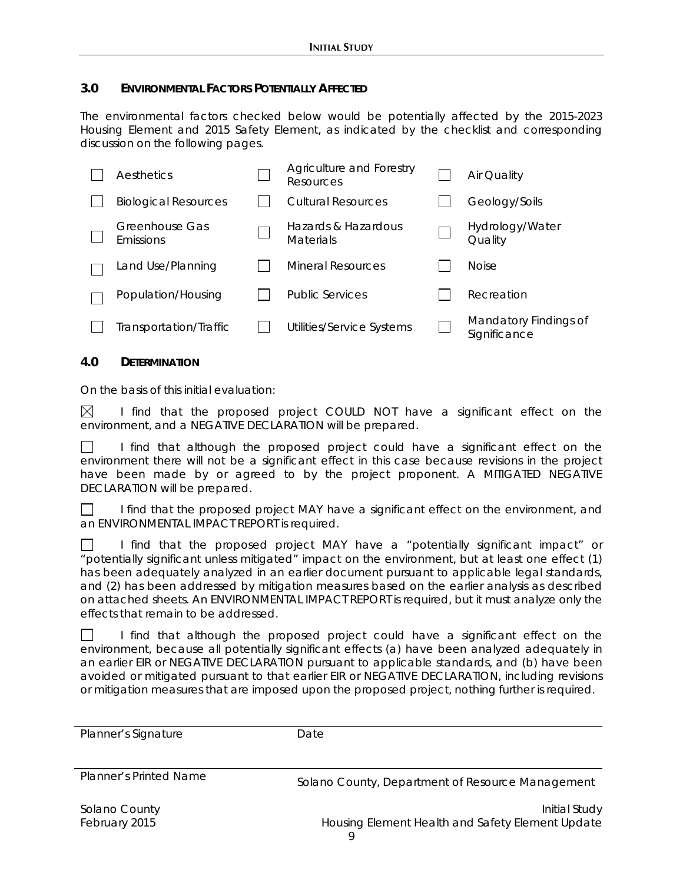## 3.0 ENVIRONMENTAL FACTORS POTENTIALLY AFFECTED

The environmental factors checked below would be potentially affected by the 2015-2023 Housing Element and 2015 Safety Element, as indicated by the checklist and corresponding discussion on the following pages.

| | | | | | |
|---|---|---|---|---|---|
| ☐ | Aesthetics | ☐ | Agriculture and Forestry Resources | ☐ | Air Quality |
| ☐ | Biological Resources | ☐ | Cultural Resources | ☐ | Geology/Soils |
| ☐ | Greenhouse Gas Emissions | ☐ | Hazards & Hazardous Materials | ☐ | Hydrology/Water Quality |
| ☐ | Land Use/Planning | ☐ | Mineral Resources | ☐ | Noise |
| ☐ | Population/Housing | ☐ | Public Services | ☐ | Recreation |
| ☐ | Transportation/Traffic | ☐ | Utilities/Service Systems | ☐ | Mandatory Findings of Significance |

## 4.0 DETERMINATION

On the basis of this initial evaluation:

☒ I find that the proposed project COULD NOT have a significant effect on the environment, and a NEGATIVE DECLARATION will be prepared.

☐ I find that although the proposed project could have a significant effect on the environment there will not be a significant effect in this case because revisions in the project have been made by or agreed to by the project proponent. A MITIGATED NEGATIVE DECLARATION will be prepared.

☐ I find that the proposed project MAY have a significant effect on the environment, and an ENVIRONMENTAL IMPACT REPORT is required.

☐ I find that the proposed project MAY have a "potentially significant impact" or "potentially significant unless mitigated" impact on the environment, but at least one effect (1) has been adequately analyzed in an earlier document pursuant to applicable legal standards, and (2) has been addressed by mitigation measures based on the earlier analysis as described on attached sheets. An ENVIRONMENTAL IMPACT REPORT is required, but it must analyze only the effects that remain to be addressed.

☐ I find that although the proposed project could have a significant effect on the environment, because all potentially significant effects (a) have been analyzed adequately in an earlier EIR or NEGATIVE DECLARATION pursuant to applicable standards, and (b) have been avoided or mitigated pursuant to that earlier EIR or NEGATIVE DECLARATION, including revisions or mitigation measures that are imposed upon the proposed project, nothing further is required.

Planner's Signature Date

Planner's Printed Name Solano County, Department of Resource Management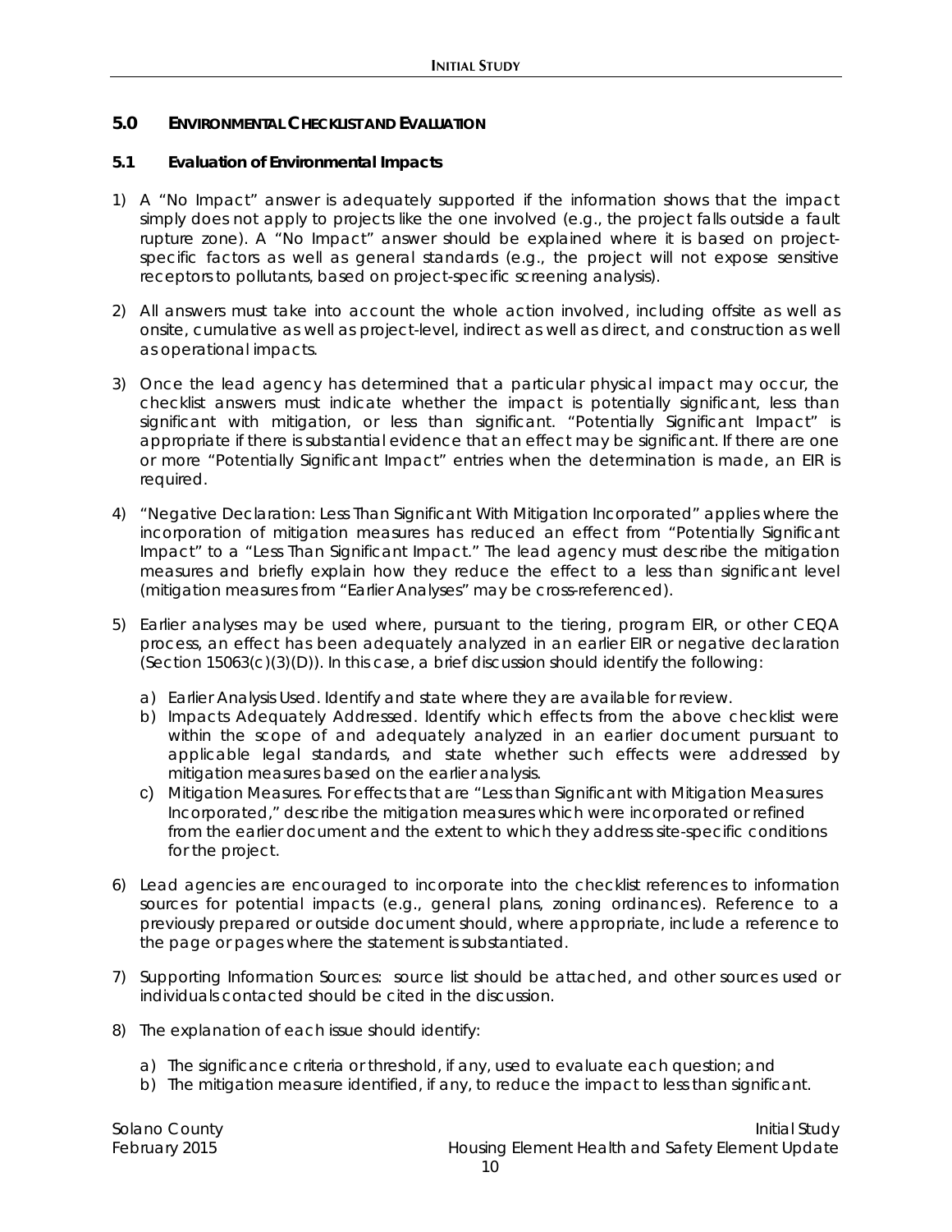## 5.0 ENVIRONMENTAL CHECKLIST AND EVALUATION

### 5.1 Evaluation of Environmental Impacts

1) A "No Impact" answer is adequately supported if the information shows that the impact simply does not apply to projects like the one involved (e.g., the project falls outside a fault rupture zone). A "No Impact" answer should be explained where it is based on project-specific factors as well as general standards (e.g., the project will not expose sensitive receptors to pollutants, based on project-specific screening analysis).

2) All answers must take into account the whole action involved, including offsite as well as onsite, cumulative as well as project-level, indirect as well as direct, and construction as well as operational impacts.

3) Once the lead agency has determined that a particular physical impact may occur, the checklist answers must indicate whether the impact is potentially significant, less than significant with mitigation, or less than significant. "Potentially Significant Impact" is appropriate if there is substantial evidence that an effect may be significant. If there are one or more "Potentially Significant Impact" entries when the determination is made, an EIR is required.

4) "Negative Declaration: Less Than Significant With Mitigation Incorporated" applies where the incorporation of mitigation measures has reduced an effect from "Potentially Significant Impact" to a "Less Than Significant Impact." The lead agency must describe the mitigation measures and briefly explain how they reduce the effect to a less than significant level (mitigation measures from "Earlier Analyses" may be cross-referenced).

5) Earlier analyses may be used where, pursuant to the tiering, program EIR, or other CEQA process, an effect has been adequately analyzed in an earlier EIR or negative declaration (Section 15063(c)(3)(D)). In this case, a brief discussion should identify the following:

   a) Earlier Analysis Used. Identify and state where they are available for review.
   b) Impacts Adequately Addressed. Identify which effects from the above checklist were within the scope of and adequately analyzed in an earlier document pursuant to applicable legal standards, and state whether such effects were addressed by mitigation measures based on the earlier analysis.
   c) Mitigation Measures. For effects that are "Less than Significant with Mitigation Measures Incorporated," describe the mitigation measures which were incorporated or refined from the earlier document and the extent to which they address site-specific conditions for the project.

6) Lead agencies are encouraged to incorporate into the checklist references to information sources for potential impacts (e.g., general plans, zoning ordinances). Reference to a previously prepared or outside document should, where appropriate, include a reference to the page or pages where the statement is substantiated.

7) Supporting Information Sources: source list should be attached, and other sources used or individuals contacted should be cited in the discussion.

8) The explanation of each issue should identify:

   a) The significance criteria or threshold, if any, used to evaluate each question; and
   b) The mitigation measure identified, if any, to reduce the impact to less than significant.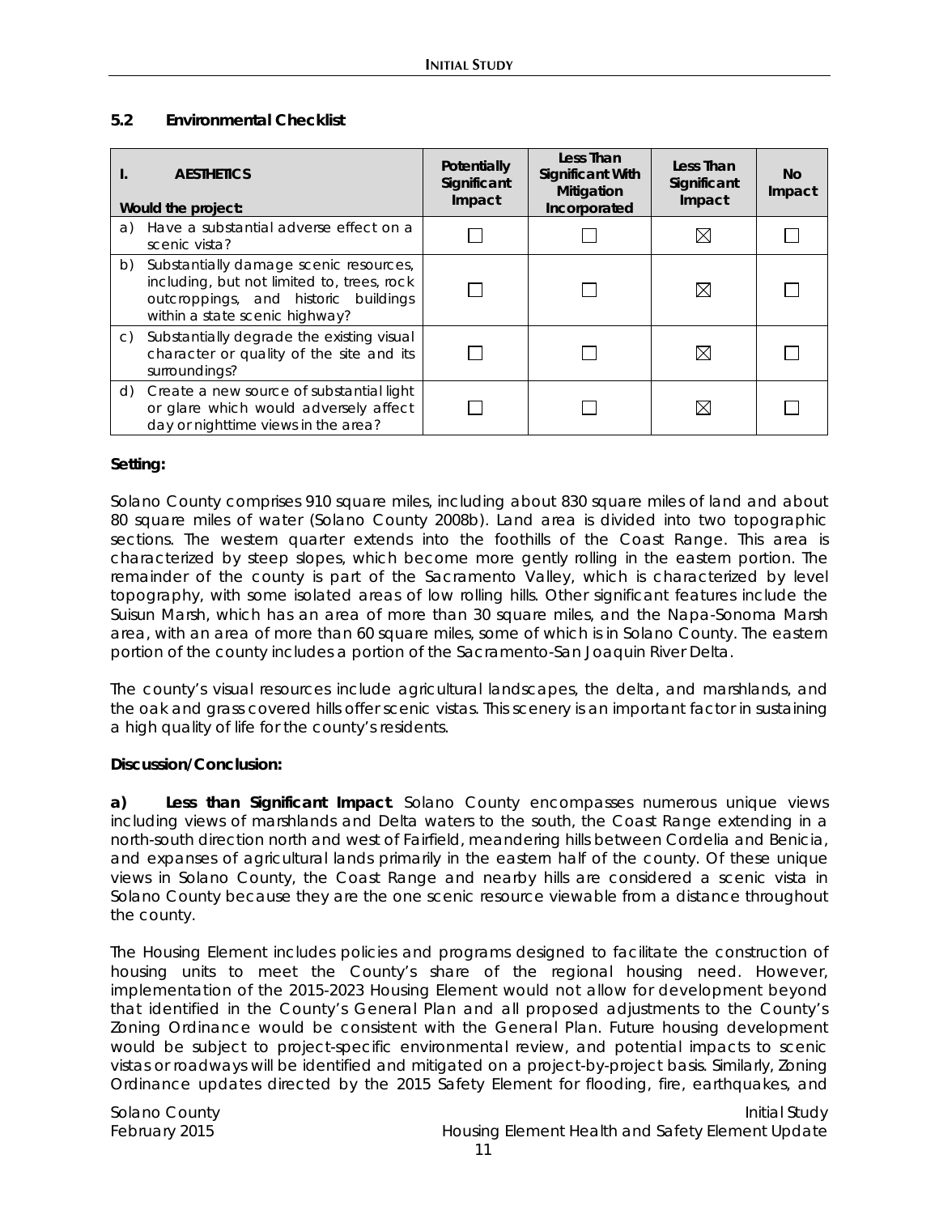## 5.2 Environmental Checklist

| I. AESTHETICS<br>Would the project: | Potentially Significant Impact | Less Than Significant With Mitigation Incorporated | Less Than Significant Impact | No Impact |
|---|---|---|---|---|
| a) Have a substantial adverse effect on a scenic vista? | ☐ | ☐ | ☒ | ☐ |
| b) Substantially damage scenic resources, including, but not limited to, trees, rock outcroppings, and historic buildings within a state scenic highway? | ☐ | ☐ | ☒ | ☐ |
| c) Substantially degrade the existing visual character or quality of the site and its surroundings? | ☐ | ☐ | ☒ | ☐ |
| d) Create a new source of substantial light or glare which would adversely affect day or nighttime views in the area? | ☐ | ☐ | ☒ | ☐ |

**Setting:**

Solano County comprises 910 square miles, including about 830 square miles of land and about 80 square miles of water (Solano County 2008b). Land area is divided into two topographic sections. The western quarter extends into the foothills of the Coast Range. This area is characterized by steep slopes, which become more gently rolling in the eastern portion. The remainder of the county is part of the Sacramento Valley, which is characterized by level topography, with some isolated areas of low rolling hills. Other significant features include the Suisun Marsh, which has an area of more than 30 square miles, and the Napa-Sonoma Marsh area, with an area of more than 60 square miles, some of which is in Solano County. The eastern portion of the county includes a portion of the Sacramento-San Joaquin River Delta.

The county's visual resources include agricultural landscapes, the delta, and marshlands, and the oak and grass covered hills offer scenic vistas. This scenery is an important factor in sustaining a high quality of life for the county's residents.

**Discussion/Conclusion:**

**a) *Less than Significant Impact*.** Solano County encompasses numerous unique views including views of marshlands and Delta waters to the south, the Coast Range extending in a north-south direction north and west of Fairfield, meandering hills between Cordelia and Benicia, and expanses of agricultural lands primarily in the eastern half of the county. Of these unique views in Solano County, the Coast Range and nearby hills are considered a scenic vista in Solano County because they are the one scenic resource viewable from a distance throughout the county.

The Housing Element includes policies and programs designed to facilitate the construction of housing units to meet the County's share of the regional housing need. However, implementation of the 2015-2023 Housing Element would not allow for development beyond that identified in the County's General Plan and all proposed adjustments to the County's Zoning Ordinance would be consistent with the General Plan. Future housing development would be subject to project-specific environmental review, and potential impacts to scenic vistas or roadways will be identified and mitigated on a project-by-project basis. Similarly, Zoning Ordinance updates directed by the 2015 Safety Element for flooding, fire, earthquakes, and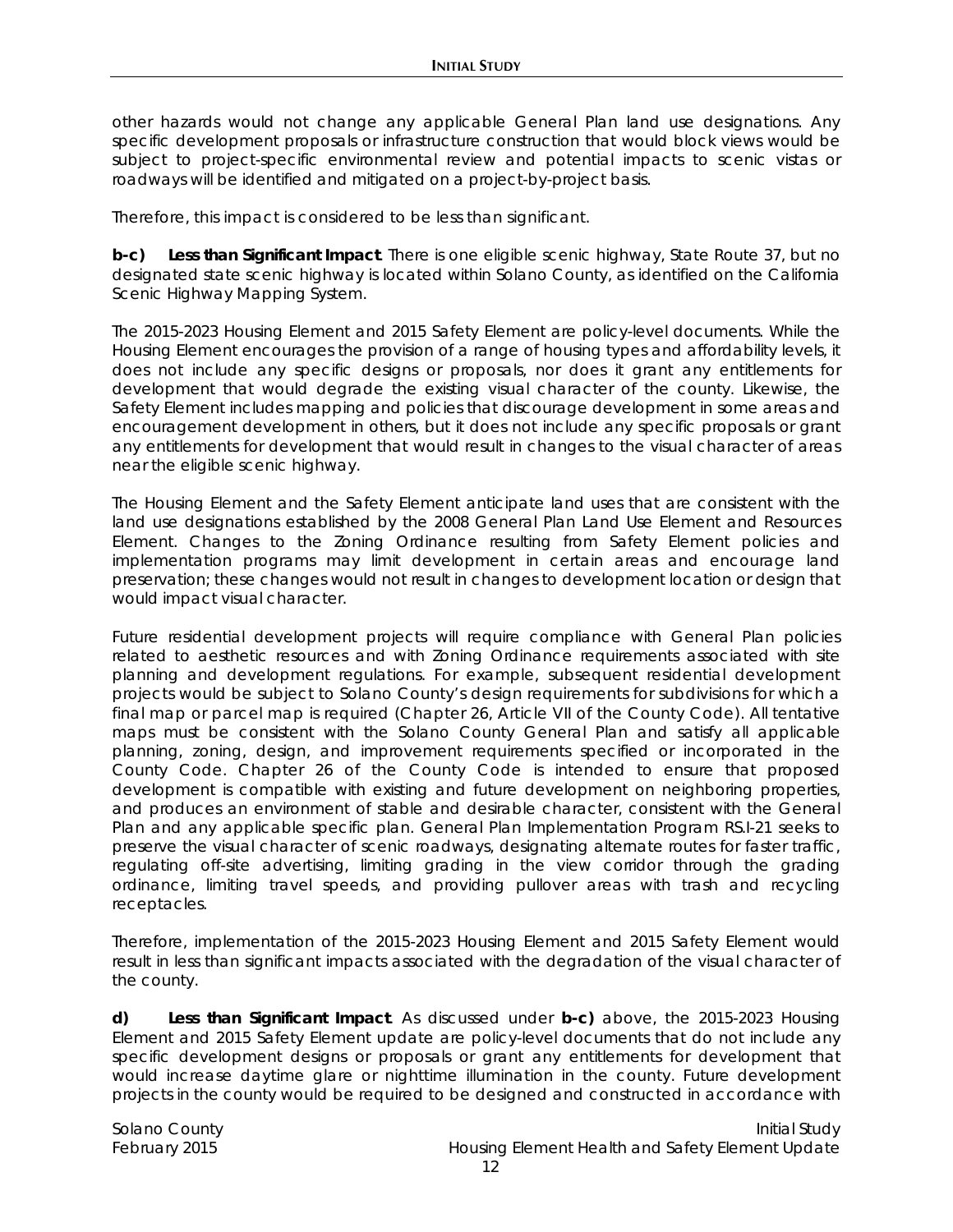other hazards would not change any applicable General Plan land use designations. Any specific development proposals or infrastructure construction that would block views would be subject to project-specific environmental review and potential impacts to scenic vistas or roadways will be identified and mitigated on a project-by-project basis.

Therefore, this impact is considered to be less than significant.

**b-c)** ***Less than Significant Impact***. There is one eligible scenic highway, State Route 37, but no designated state scenic highway is located within Solano County, as identified on the California Scenic Highway Mapping System.

The 2015-2023 Housing Element and 2015 Safety Element are policy-level documents. While the Housing Element encourages the provision of a range of housing types and affordability levels, it does not include any specific designs or proposals, nor does it grant any entitlements for development that would degrade the existing visual character of the county. Likewise, the Safety Element includes mapping and policies that discourage development in some areas and encouragement development in others, but it does not include any specific proposals or grant any entitlements for development that would result in changes to the visual character of areas near the eligible scenic highway.

The Housing Element and the Safety Element anticipate land uses that are consistent with the land use designations established by the 2008 General Plan Land Use Element and Resources Element. Changes to the Zoning Ordinance resulting from Safety Element policies and implementation programs may limit development in certain areas and encourage land preservation; these changes would not result in changes to development location or design that would impact visual character.

Future residential development projects will require compliance with General Plan policies related to aesthetic resources and with Zoning Ordinance requirements associated with site planning and development regulations. For example, subsequent residential development projects would be subject to Solano County's design requirements for subdivisions for which a final map or parcel map is required (Chapter 26, Article VII of the County Code). All tentative maps must be consistent with the Solano County General Plan and satisfy all applicable planning, zoning, design, and improvement requirements specified or incorporated in the County Code. Chapter 26 of the County Code is intended to ensure that proposed development is compatible with existing and future development on neighboring properties, and produces an environment of stable and desirable character, consistent with the General Plan and any applicable specific plan. General Plan Implementation Program RS.I-21 seeks to preserve the visual character of scenic roadways, designating alternate routes for faster traffic, regulating off-site advertising, limiting grading in the view corridor through the grading ordinance, limiting travel speeds, and providing pullover areas with trash and recycling receptacles.

Therefore, implementation of the 2015-2023 Housing Element and 2015 Safety Element would result in less than significant impacts associated with the degradation of the visual character of the county.

**d)** ***Less than Significant Impact***. As discussed under **b-c)** above, the 2015-2023 Housing Element and 2015 Safety Element update are policy-level documents that do not include any specific development designs or proposals or grant any entitlements for development that would increase daytime glare or nighttime illumination in the county. Future development projects in the county would be required to be designed and constructed in accordance with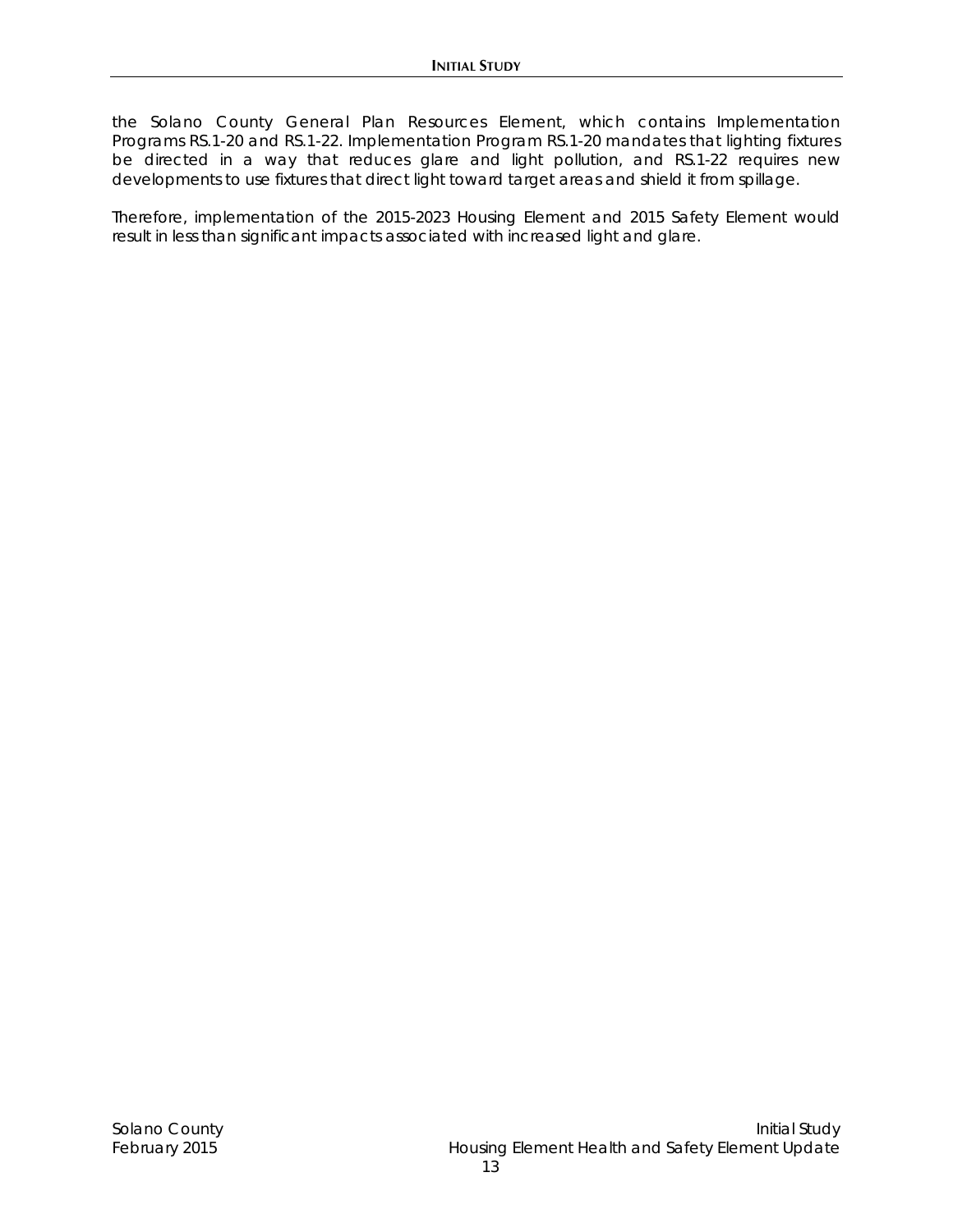the Solano County General Plan Resources Element, which contains Implementation Programs RS.1-20 and RS.1-22. Implementation Program RS.1-20 mandates that lighting fixtures be directed in a way that reduces glare and light pollution, and RS.1-22 requires new developments to use fixtures that direct light toward target areas and shield it from spillage.

Therefore, implementation of the 2015-2023 Housing Element and 2015 Safety Element would result in less than significant impacts associated with increased light and glare.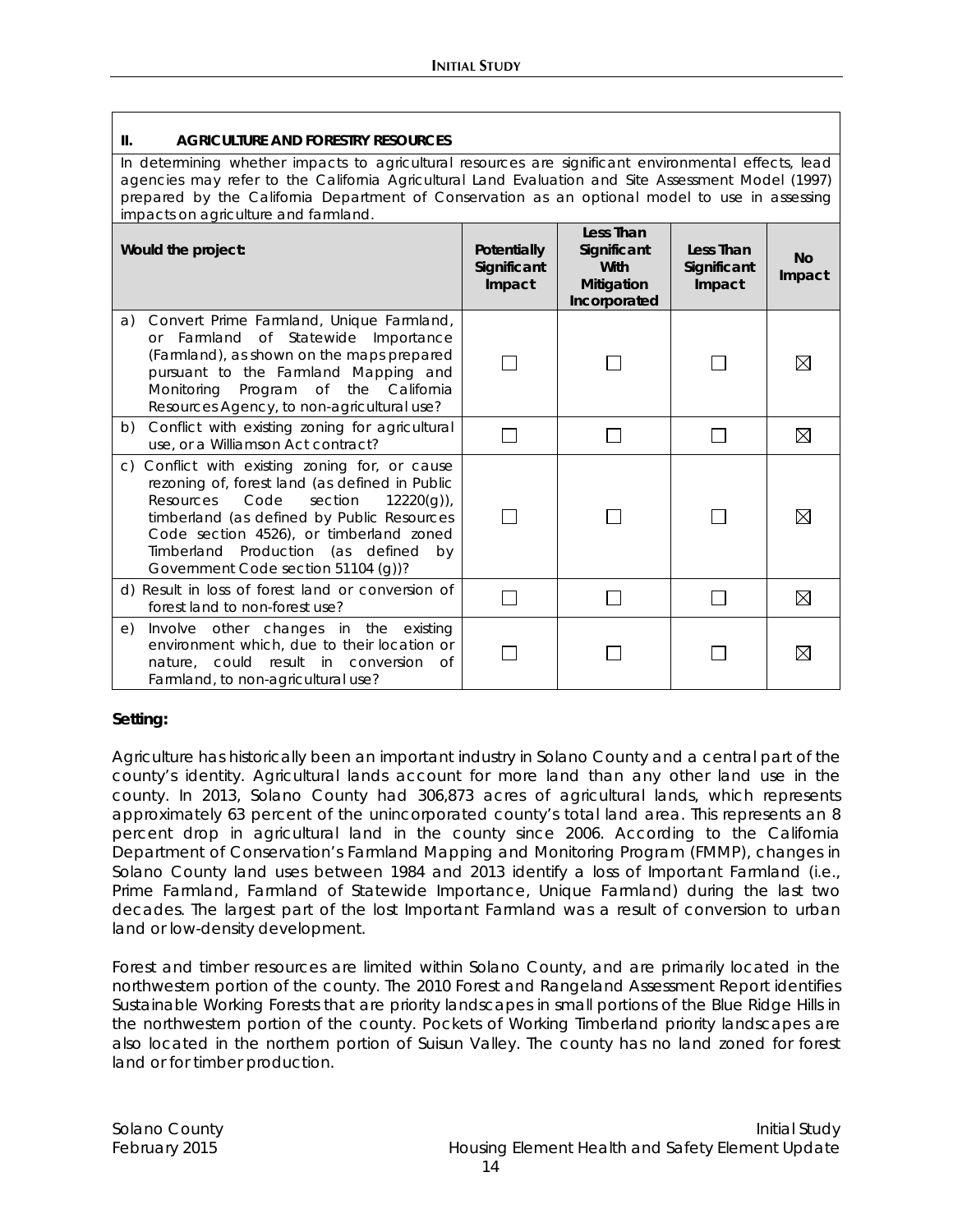## II. AGRICULTURE AND FORESTRY RESOURCES

*In determining whether impacts to agricultural resources are significant environmental effects, lead agencies may refer to the California Agricultural Land Evaluation and Site Assessment Model (1997) prepared by the California Department of Conservation as an optional model to use in assessing impacts on agriculture and farmland.*

| Would the project: | Potentially Significant Impact | Less Than Significant With Mitigation Incorporated | Less Than Significant Impact | No Impact |
|---|---|---|---|---|
| a) Convert Prime Farmland, Unique Farmland, or Farmland of Statewide Importance (Farmland), as shown on the maps prepared pursuant to the Farmland Mapping and Monitoring Program of the California Resources Agency, to non-agricultural use? | ☐ | ☐ | ☐ | ☒ |
| b) Conflict with existing zoning for agricultural use, or a Williamson Act contract? | ☐ | ☐ | ☐ | ☒ |
| c) Conflict with existing zoning for, or cause rezoning of, forest land (as defined in Public Resources Code section 12220(g)), timberland (as defined by Public Resources Code section 4526), or timberland zoned Timberland Production (as defined by Government Code section 51104 (g))? | ☐ | ☐ | ☐ | ☒ |
| d) Result in loss of forest land or conversion of forest land to non-forest use? | ☐ | ☐ | ☐ | ☒ |
| e) Involve other changes in the existing environment which, due to their location or nature, could result in conversion of Farmland, to non-agricultural use? | ☐ | ☐ | ☐ | ☒ |

**Setting:**

Agriculture has historically been an important industry in Solano County and a central part of the county's identity. Agricultural lands account for more land than any other land use in the county. In 2013, Solano County had 306,873 acres of agricultural lands, which represents approximately 63 percent of the unincorporated county's total land area. This represents an 8 percent drop in agricultural land in the county since 2006. According to the California Department of Conservation's Farmland Mapping and Monitoring Program (FMMP), changes in Solano County land uses between 1984 and 2013 identify a loss of Important Farmland (i.e., Prime Farmland, Farmland of Statewide Importance, Unique Farmland) during the last two decades. The largest part of the lost Important Farmland was a result of conversion to urban land or low-density development.

Forest and timber resources are limited within Solano County, and are primarily located in the northwestern portion of the county. The 2010 Forest and Rangeland Assessment Report identifies Sustainable Working Forests that are priority landscapes in small portions of the Blue Ridge Hills in the northwestern portion of the county. Pockets of Working Timberland priority landscapes are also located in the northern portion of Suisun Valley. The county has no land zoned for forest land or for timber production.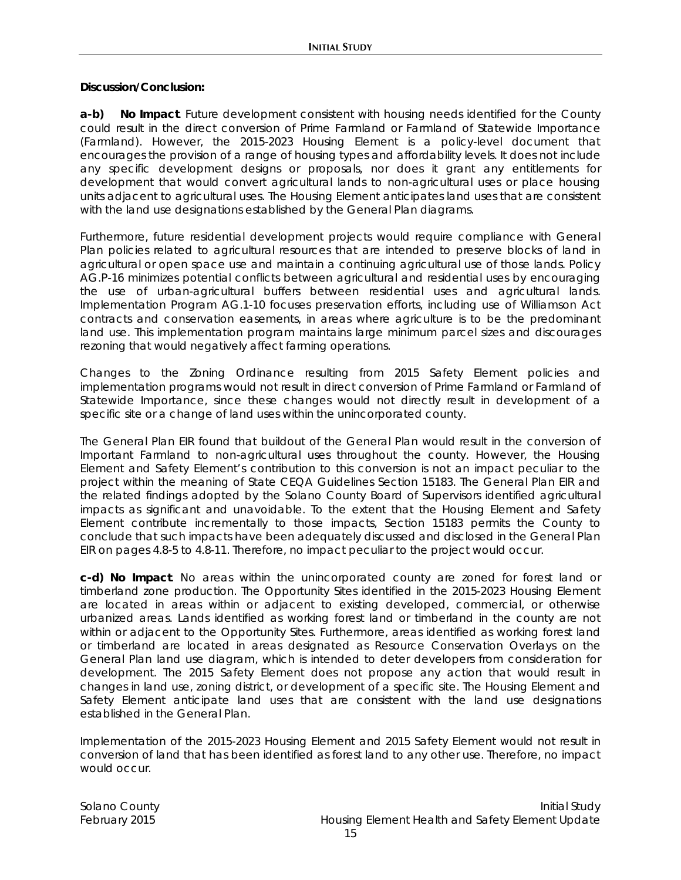**Discussion/Conclusion:**

**a-b) No Impact**. Future development consistent with housing needs identified for the County could result in the direct conversion of Prime Farmland or Farmland of Statewide Importance (Farmland). However, the 2015-2023 Housing Element is a policy-level document that encourages the provision of a range of housing types and affordability levels. It does not include any specific development designs or proposals, nor does it grant any entitlements for development that would convert agricultural lands to non-agricultural uses or place housing units adjacent to agricultural uses. The Housing Element anticipates land uses that are consistent with the land use designations established by the General Plan diagrams.

Furthermore, future residential development projects would require compliance with General Plan policies related to agricultural resources that are intended to preserve blocks of land in agricultural or open space use and maintain a continuing agricultural use of those lands. Policy AG.P-16 minimizes potential conflicts between agricultural and residential uses by encouraging the use of urban-agricultural buffers between residential uses and agricultural lands. Implementation Program AG.1-10 focuses preservation efforts, including use of Williamson Act contracts and conservation easements, in areas where agriculture is to be the predominant land use. This implementation program maintains large minimum parcel sizes and discourages rezoning that would negatively affect farming operations.

Changes to the Zoning Ordinance resulting from 2015 Safety Element policies and implementation programs would not result in direct conversion of Prime Farmland or Farmland of Statewide Importance, since these changes would not directly result in development of a specific site or a change of land uses within the unincorporated county.

The General Plan EIR found that buildout of the General Plan would result in the conversion of Important Farmland to non-agricultural uses throughout the county. However, the Housing Element and Safety Element's contribution to this conversion is not an impact peculiar to the project within the meaning of State CEQA Guidelines Section 15183. The General Plan EIR and the related findings adopted by the Solano County Board of Supervisors identified agricultural impacts as significant and unavoidable. To the extent that the Housing Element and Safety Element contribute incrementally to those impacts, Section 15183 permits the County to conclude that such impacts have been adequately discussed and disclosed in the General Plan EIR on pages 4.8-5 to 4.8-11. Therefore, no impact peculiar to the project would occur.

**c-d) No Impact**. No areas within the unincorporated county are zoned for forest land or timberland zone production. The Opportunity Sites identified in the 2015-2023 Housing Element are located in areas within or adjacent to existing developed, commercial, or otherwise urbanized areas. Lands identified as working forest land or timberland in the county are not within or adjacent to the Opportunity Sites. Furthermore, areas identified as working forest land or timberland are located in areas designated as Resource Conservation Overlays on the General Plan land use diagram, which is intended to deter developers from consideration for development. The 2015 Safety Element does not propose any action that would result in changes in land use, zoning district, or development of a specific site. The Housing Element and Safety Element anticipate land uses that are consistent with the land use designations established in the General Plan.

Implementation of the 2015-2023 Housing Element and 2015 Safety Element would not result in conversion of land that has been identified as forest land to any other use. Therefore, no impact would occur.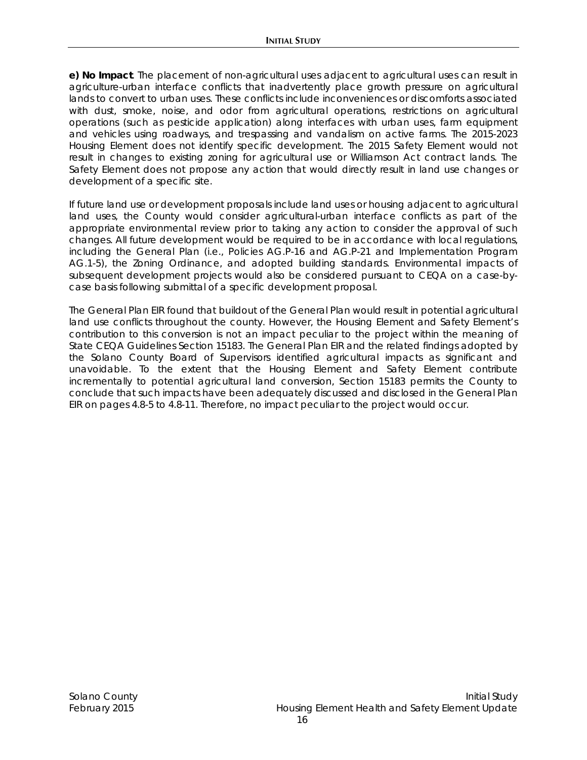**e) No Impact**. The placement of non-agricultural uses adjacent to agricultural uses can result in agriculture-urban interface conflicts that inadvertently place growth pressure on agricultural lands to convert to urban uses. These conflicts include inconveniences or discomforts associated with dust, smoke, noise, and odor from agricultural operations, restrictions on agricultural operations (such as pesticide application) along interfaces with urban uses, farm equipment and vehicles using roadways, and trespassing and vandalism on active farms. The 2015-2023 Housing Element does not identify specific development. The 2015 Safety Element would not result in changes to existing zoning for agricultural use or Williamson Act contract lands. The Safety Element does not propose any action that would directly result in land use changes or development of a specific site.

If future land use or development proposals include land uses or housing adjacent to agricultural land uses, the County would consider agricultural-urban interface conflicts as part of the appropriate environmental review prior to taking any action to consider the approval of such changes. All future development would be required to be in accordance with local regulations, including the General Plan (i.e., Policies AG.P-16 and AG.P-21 and Implementation Program AG.1-5), the Zoning Ordinance, and adopted building standards. Environmental impacts of subsequent development projects would also be considered pursuant to CEQA on a case-by-case basis following submittal of a specific development proposal.

The General Plan EIR found that buildout of the General Plan would result in potential agricultural land use conflicts throughout the county. However, the Housing Element and Safety Element's contribution to this conversion is not an impact peculiar to the project within the meaning of State CEQA Guidelines Section 15183. The General Plan EIR and the related findings adopted by the Solano County Board of Supervisors identified agricultural impacts as significant and unavoidable. To the extent that the Housing Element and Safety Element contribute incrementally to potential agricultural land conversion, Section 15183 permits the County to conclude that such impacts have been adequately discussed and disclosed in the General Plan EIR on pages 4.8-5 to 4.8-11. Therefore, no impact peculiar to the project would occur.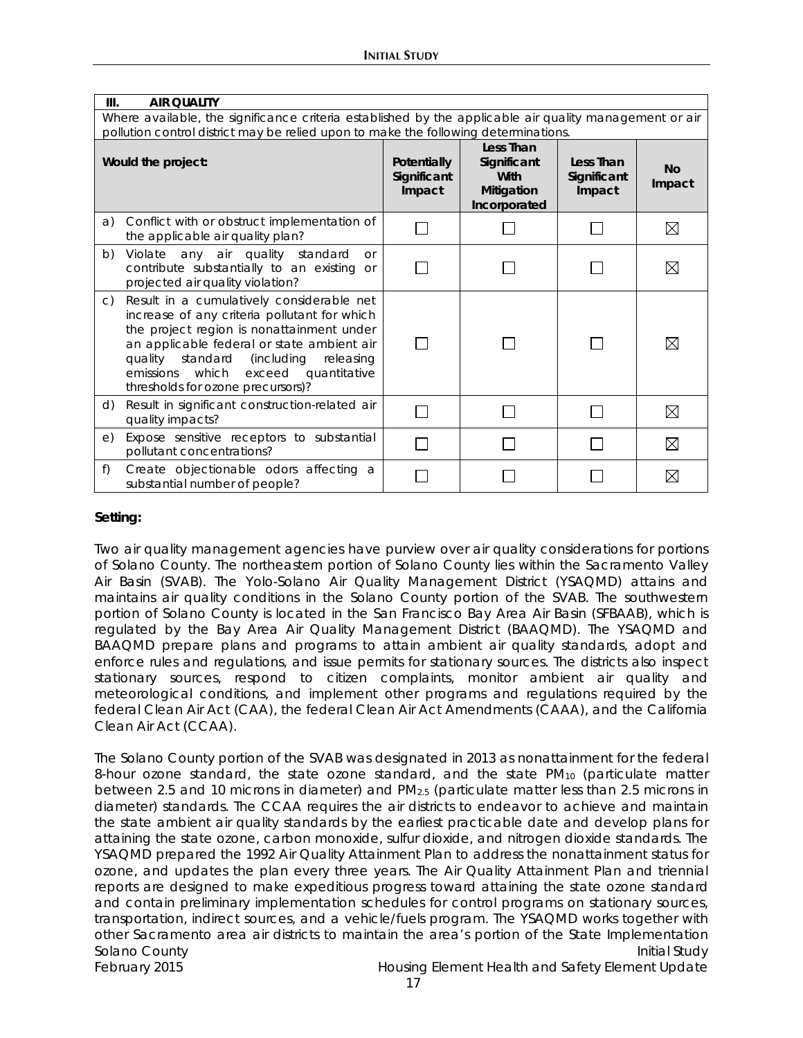| III. AIR QUALITY | | | | |
|---|---|---|---|---|
| Where available, the significance criteria established by the applicable air quality management or air pollution control district may be relied upon to make the following determinations. | | | | |
| **Would the project:** | **Potentially Significant Impact** | **Less Than Significant With Mitigation Incorporated** | **Less Than Significant Impact** | **No Impact** |
| a) Conflict with or obstruct implementation of the applicable air quality plan? | ☐ | ☐ | ☐ | ☒ |
| b) Violate any air quality standard or contribute substantially to an existing or projected air quality violation? | ☐ | ☐ | ☐ | ☒ |
| c) Result in a cumulatively considerable net increase of any criteria pollutant for which the project region is nonattainment under an applicable federal or state ambient air quality standard (including releasing emissions which exceed quantitative thresholds for ozone precursors)? | ☐ | ☐ | ☐ | ☒ |
| d) Result in significant construction-related air quality impacts? | ☐ | ☐ | ☐ | ☒ |
| e) Expose sensitive receptors to substantial pollutant concentrations? | ☐ | ☐ | ☐ | ☒ |
| f) Create objectionable odors affecting a substantial number of people? | ☐ | ☐ | ☐ | ☒ |

**Setting:**

Two air quality management agencies have purview over air quality considerations for portions of Solano County. The northeastern portion of Solano County lies within the Sacramento Valley Air Basin (SVAB). The Yolo-Solano Air Quality Management District (YSAQMD) attains and maintains air quality conditions in the Solano County portion of the SVAB. The southwestern portion of Solano County is located in the San Francisco Bay Area Air Basin (SFBAAB), which is regulated by the Bay Area Air Quality Management District (BAAQMD). The YSAQMD and BAAQMD prepare plans and programs to attain ambient air quality standards, adopt and enforce rules and regulations, and issue permits for stationary sources. The districts also inspect stationary sources, respond to citizen complaints, monitor ambient air quality and meteorological conditions, and implement other programs and regulations required by the federal Clean Air Act (CAA), the federal Clean Air Act Amendments (CAAA), and the California Clean Air Act (CCAA).

The Solano County portion of the SVAB was designated in 2013 as nonattainment for the federal 8-hour ozone standard, the state ozone standard, and the state $PM_{10}$ (particulate matter between 2.5 and 10 microns in diameter) and $PM_{2.5}$ (particulate matter less than 2.5 microns in diameter) standards. The CCAA requires the air districts to endeavor to achieve and maintain the state ambient air quality standards by the earliest practicable date and develop plans for attaining the state ozone, carbon monoxide, sulfur dioxide, and nitrogen dioxide standards. The YSAQMD prepared the 1992 Air Quality Attainment Plan to address the nonattainment status for ozone, and updates the plan every three years. The Air Quality Attainment Plan and triennial reports are designed to make expeditious progress toward attaining the state ozone standard and contain preliminary implementation schedules for control programs on stationary sources, transportation, indirect sources, and a vehicle/fuels program. The YSAQMD works together with other Sacramento area air districts to maintain the area's portion of the State Implementation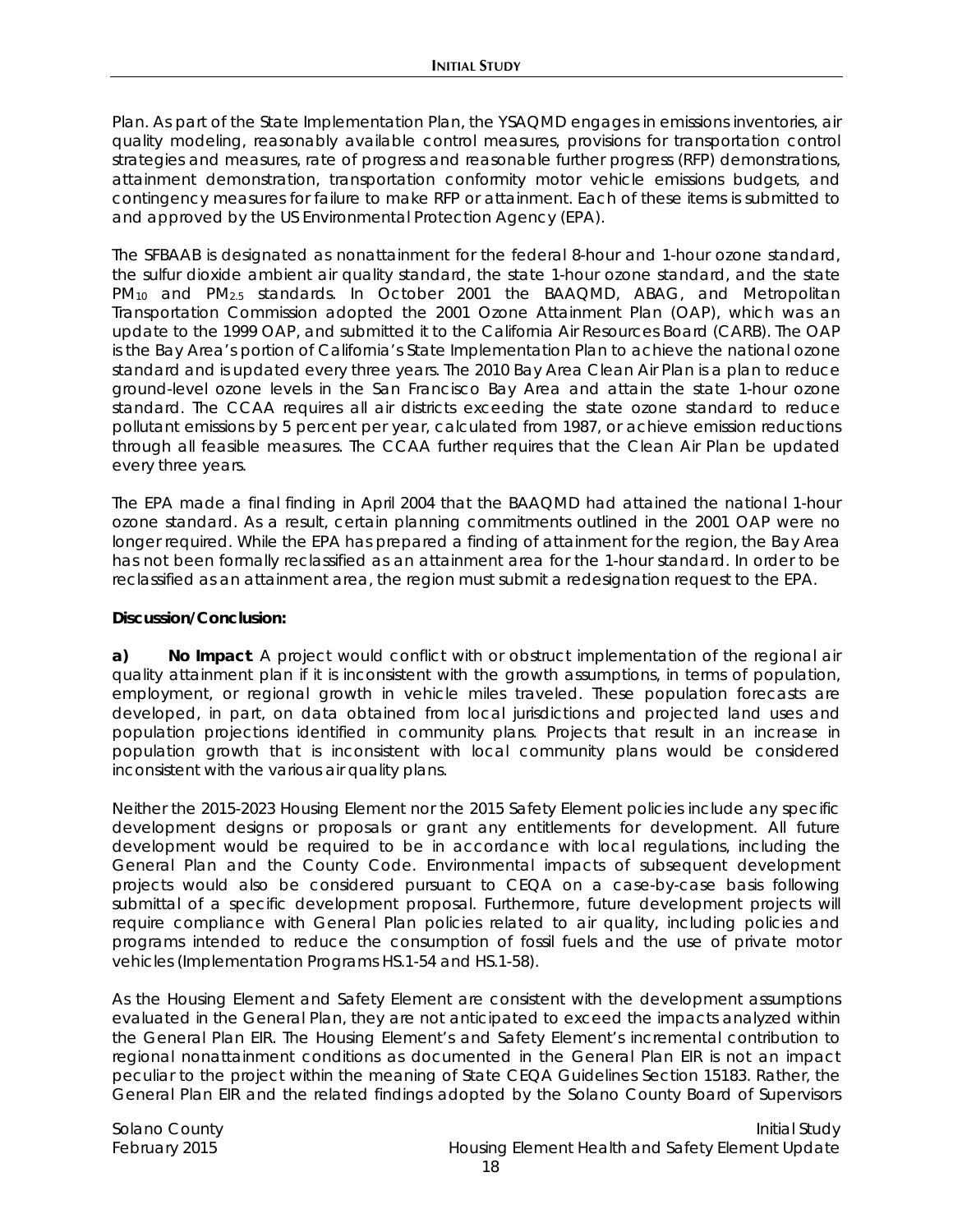Plan. As part of the State Implementation Plan, the YSAQMD engages in emissions inventories, air quality modeling, reasonably available control measures, provisions for transportation control strategies and measures, rate of progress and reasonable further progress (RFP) demonstrations, attainment demonstration, transportation conformity motor vehicle emissions budgets, and contingency measures for failure to make RFP or attainment. Each of these items is submitted to and approved by the US Environmental Protection Agency (EPA).

The SFBAAB is designated as nonattainment for the federal 8-hour and 1-hour ozone standard, the sulfur dioxide ambient air quality standard, the state 1-hour ozone standard, and the state $PM_{10}$ and $PM_{2.5}$ standards. In October 2001 the BAAQMD, ABAG, and Metropolitan Transportation Commission adopted the 2001 Ozone Attainment Plan (OAP), which was an update to the 1999 OAP, and submitted it to the California Air Resources Board (CARB). The OAP is the Bay Area's portion of California's State Implementation Plan to achieve the national ozone standard and is updated every three years. The 2010 Bay Area Clean Air Plan is a plan to reduce ground-level ozone levels in the San Francisco Bay Area and attain the state 1-hour ozone standard. The CCAA requires all air districts exceeding the state ozone standard to reduce pollutant emissions by 5 percent per year, calculated from 1987, or achieve emission reductions through all feasible measures. The CCAA further requires that the Clean Air Plan be updated every three years.

The EPA made a final finding in April 2004 that the BAAQMD had attained the national 1-hour ozone standard. As a result, certain planning commitments outlined in the 2001 OAP were no longer required. While the EPA has prepared a finding of attainment for the region, the Bay Area has not been formally reclassified as an attainment area for the 1-hour standard. In order to be reclassified as an attainment area, the region must submit a redesignation request to the EPA.

**Discussion/Conclusion:**

**a) No Impact**. A project would conflict with or obstruct implementation of the regional air quality attainment plan if it is inconsistent with the growth assumptions, in terms of population, employment, or regional growth in vehicle miles traveled. These population forecasts are developed, in part, on data obtained from local jurisdictions and projected land uses and population projections identified in community plans. Projects that result in an increase in population growth that is inconsistent with local community plans would be considered inconsistent with the various air quality plans.

Neither the 2015-2023 Housing Element nor the 2015 Safety Element policies include any specific development designs or proposals or grant any entitlements for development. All future development would be required to be in accordance with local regulations, including the General Plan and the County Code. Environmental impacts of subsequent development projects would also be considered pursuant to CEQA on a case-by-case basis following submittal of a specific development proposal. Furthermore, future development projects will require compliance with General Plan policies related to air quality, including policies and programs intended to reduce the consumption of fossil fuels and the use of private motor vehicles (Implementation Programs HS.1-54 and HS.1-58).

As the Housing Element and Safety Element are consistent with the development assumptions evaluated in the General Plan, they are not anticipated to exceed the impacts analyzed within the General Plan EIR. The Housing Element's and Safety Element's incremental contribution to regional nonattainment conditions as documented in the General Plan EIR is not an impact peculiar to the project within the meaning of State CEQA Guidelines Section 15183. Rather, the General Plan EIR and the related findings adopted by the Solano County Board of Supervisors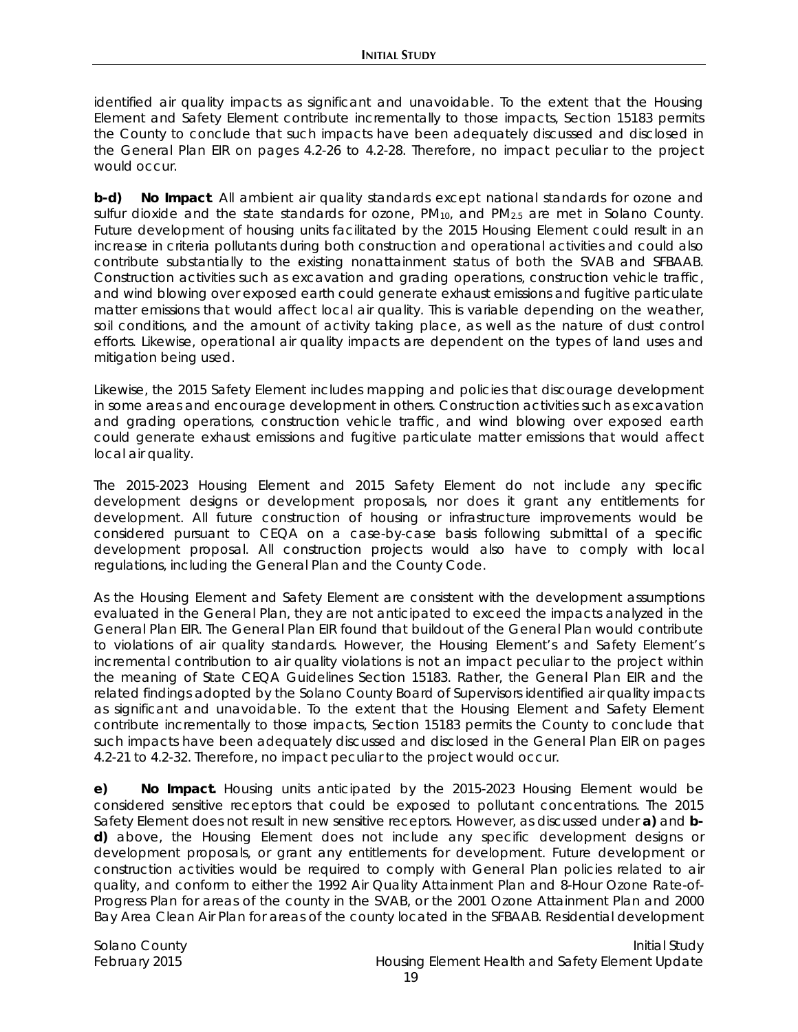identified air quality impacts as significant and unavoidable. To the extent that the Housing Element and Safety Element contribute incrementally to those impacts, Section 15183 permits the County to conclude that such impacts have been adequately discussed and disclosed in the General Plan EIR on pages 4.2-26 to 4.2-28. Therefore, no impact peculiar to the project would occur.

**b-d) No Impact**. All ambient air quality standards except national standards for ozone and sulfur dioxide and the state standards for ozone, $PM_{10}$, and $PM_{2.5}$ are met in Solano County. Future development of housing units facilitated by the 2015 Housing Element could result in an increase in criteria pollutants during both construction and operational activities and could also contribute substantially to the existing nonattainment status of both the SVAB and SFBAAB. Construction activities such as excavation and grading operations, construction vehicle traffic, and wind blowing over exposed earth could generate exhaust emissions and fugitive particulate matter emissions that would affect local air quality. This is variable depending on the weather, soil conditions, and the amount of activity taking place, as well as the nature of dust control efforts. Likewise, operational air quality impacts are dependent on the types of land uses and mitigation being used.

Likewise, the 2015 Safety Element includes mapping and policies that discourage development in some areas and encourage development in others. Construction activities such as excavation and grading operations, construction vehicle traffic, and wind blowing over exposed earth could generate exhaust emissions and fugitive particulate matter emissions that would affect local air quality.

The 2015-2023 Housing Element and 2015 Safety Element do not include any specific development designs or development proposals, nor does it grant any entitlements for development. All future construction of housing or infrastructure improvements would be considered pursuant to CEQA on a case-by-case basis following submittal of a specific development proposal. All construction projects would also have to comply with local regulations, including the General Plan and the County Code.

As the Housing Element and Safety Element are consistent with the development assumptions evaluated in the General Plan, they are not anticipated to exceed the impacts analyzed in the General Plan EIR. The General Plan EIR found that buildout of the General Plan would contribute to violations of air quality standards. However, the Housing Element's and Safety Element's incremental contribution to air quality violations is not an impact peculiar to the project within the meaning of State CEQA Guidelines Section 15183. Rather, the General Plan EIR and the related findings adopted by the Solano County Board of Supervisors identified air quality impacts as significant and unavoidable. To the extent that the Housing Element and Safety Element contribute incrementally to those impacts, Section 15183 permits the County to conclude that such impacts have been adequately discussed and disclosed in the General Plan EIR on pages 4.2-21 to 4.2-32. Therefore, no impact peculiar to the project would occur.

**e) No Impact.** Housing units anticipated by the 2015-2023 Housing Element would be considered sensitive receptors that could be exposed to pollutant concentrations. The 2015 Safety Element does not result in new sensitive receptors. However, as discussed under **a)** and **b-d)** above, the Housing Element does not include any specific development designs or development proposals, or grant any entitlements for development. Future development or construction activities would be required to comply with General Plan policies related to air quality, and conform to either the 1992 Air Quality Attainment Plan and 8-Hour Ozone Rate-of-Progress Plan for areas of the county in the SVAB, or the 2001 Ozone Attainment Plan and 2000 Bay Area Clean Air Plan for areas of the county located in the SFBAAB. Residential development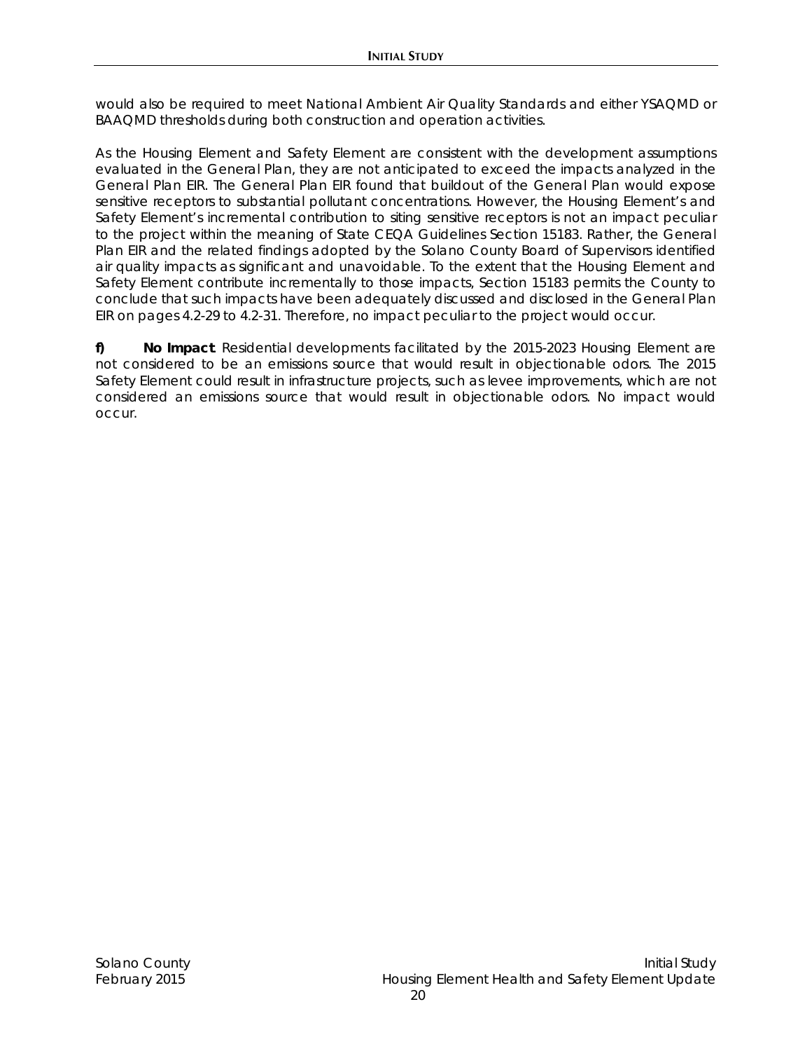would also be required to meet National Ambient Air Quality Standards and either YSAQMD or BAAQMD thresholds during both construction and operation activities.

As the Housing Element and Safety Element are consistent with the development assumptions evaluated in the General Plan, they are not anticipated to exceed the impacts analyzed in the General Plan EIR. The General Plan EIR found that buildout of the General Plan would expose sensitive receptors to substantial pollutant concentrations. However, the Housing Element's and Safety Element's incremental contribution to siting sensitive receptors is not an impact peculiar to the project within the meaning of State CEQA Guidelines Section 15183. Rather, the General Plan EIR and the related findings adopted by the Solano County Board of Supervisors identified air quality impacts as significant and unavoidable. To the extent that the Housing Element and Safety Element contribute incrementally to those impacts, Section 15183 permits the County to conclude that such impacts have been adequately discussed and disclosed in the General Plan EIR on pages 4.2-29 to 4.2-31. Therefore, no impact peculiar to the project would occur.

**f)** **No Impact**. Residential developments facilitated by the 2015-2023 Housing Element are not considered to be an emissions source that would result in objectionable odors. The 2015 Safety Element could result in infrastructure projects, such as levee improvements, which are not considered an emissions source that would result in objectionable odors. No impact would occur.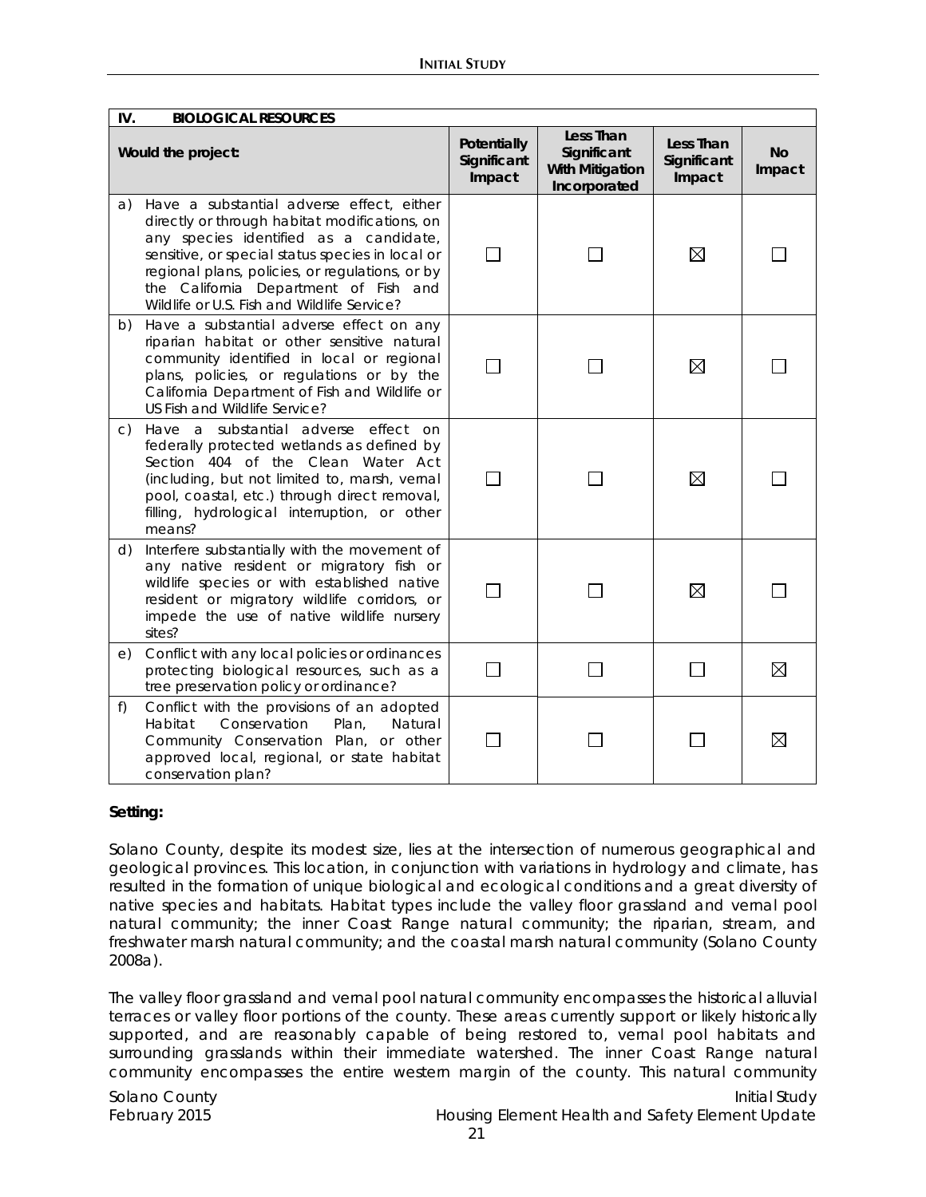| IV. BIOLOGICAL RESOURCES | | | | |
|---|---|---|---|---|
| **Would the project:** | **Potentially Significant Impact** | **Less Than Significant With Mitigation Incorporated** | **Less Than Significant Impact** | **No Impact** |
| a) Have a substantial adverse effect, either directly or through habitat modifications, on any species identified as a candidate, sensitive, or special status species in local or regional plans, policies, or regulations, or by the California Department of Fish and Wildlife or U.S. Fish and Wildlife Service? | ☐ | ☐ | ☒ | ☐ |
| b) Have a substantial adverse effect on any riparian habitat or other sensitive natural community identified in local or regional plans, policies, or regulations or by the California Department of Fish and Wildlife or US Fish and Wildlife Service? | ☐ | ☐ | ☒ | ☐ |
| c) Have a substantial adverse effect on federally protected wetlands as defined by Section 404 of the Clean Water Act (including, but not limited to, marsh, vernal pool, coastal, etc.) through direct removal, filling, hydrological interruption, or other means? | ☐ | ☐ | ☒ | ☐ |
| d) Interfere substantially with the movement of any native resident or migratory fish or wildlife species or with established native resident or migratory wildlife corridors, or impede the use of native wildlife nursery sites? | ☐ | ☐ | ☒ | ☐ |
| e) Conflict with any local policies or ordinances protecting biological resources, such as a tree preservation policy or ordinance? | ☐ | ☐ | ☐ | ☒ |
| f) Conflict with the provisions of an adopted Habitat Conservation Plan, Natural Community Conservation Plan, or other approved local, regional, or state habitat conservation plan? | ☐ | ☐ | ☐ | ☒ |

**Setting:**

Solano County, despite its modest size, lies at the intersection of numerous geographical and geological provinces. This location, in conjunction with variations in hydrology and climate, has resulted in the formation of unique biological and ecological conditions and a great diversity of native species and habitats. Habitat types include the valley floor grassland and vernal pool natural community; the inner Coast Range natural community; the riparian, stream, and freshwater marsh natural community; and the coastal marsh natural community (Solano County 2008a).

The valley floor grassland and vernal pool natural community encompasses the historical alluvial terraces or valley floor portions of the county. These areas currently support or likely historically supported, and are reasonably capable of being restored to, vernal pool habitats and surrounding grasslands within their immediate watershed. The inner Coast Range natural community encompasses the entire western margin of the county. This natural community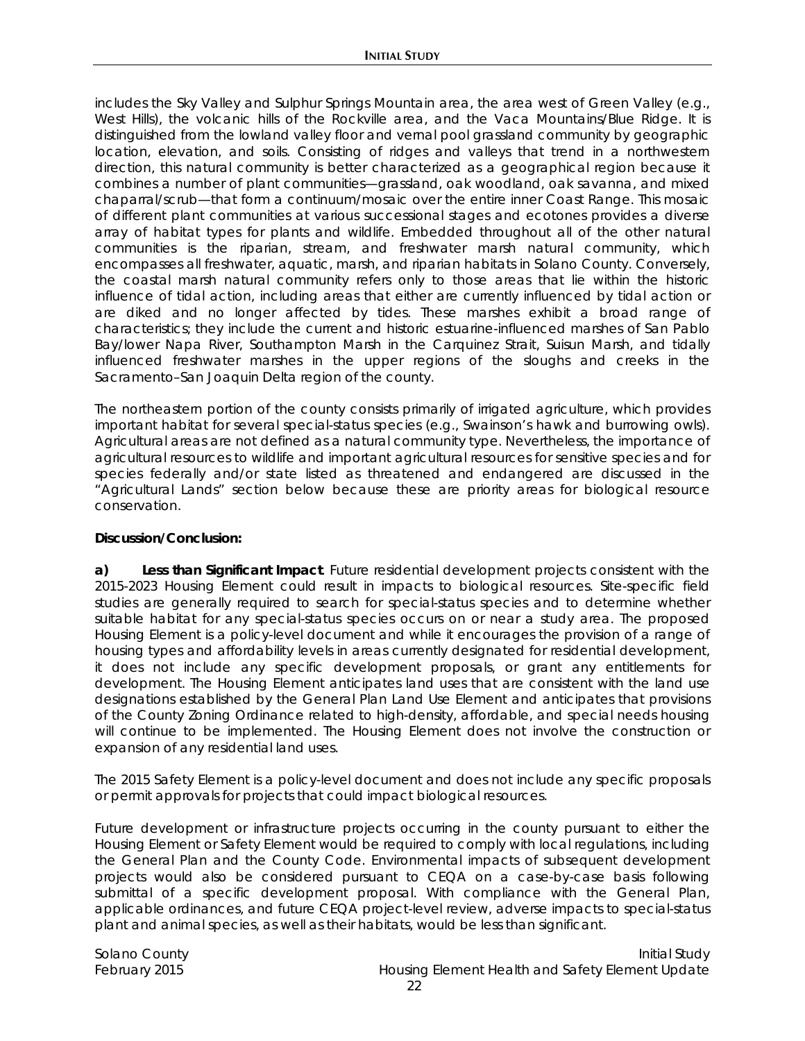includes the Sky Valley and Sulphur Springs Mountain area, the area west of Green Valley (e.g., West Hills), the volcanic hills of the Rockville area, and the Vaca Mountains/Blue Ridge. It is distinguished from the lowland valley floor and vernal pool grassland community by geographic location, elevation, and soils. Consisting of ridges and valleys that trend in a northwestern direction, this natural community is better characterized as a geographical region because it combines a number of plant communities—grassland, oak woodland, oak savanna, and mixed chaparral/scrub—that form a continuum/mosaic over the entire inner Coast Range. This mosaic of different plant communities at various successional stages and ecotones provides a diverse array of habitat types for plants and wildlife. Embedded throughout all of the other natural communities is the riparian, stream, and freshwater marsh natural community, which encompasses all freshwater, aquatic, marsh, and riparian habitats in Solano County. Conversely, the coastal marsh natural community refers only to those areas that lie within the historic influence of tidal action, including areas that either are currently influenced by tidal action or are diked and no longer affected by tides. These marshes exhibit a broad range of characteristics; they include the current and historic estuarine-influenced marshes of San Pablo Bay/lower Napa River, Southampton Marsh in the Carquinez Strait, Suisun Marsh, and tidally influenced freshwater marshes in the upper regions of the sloughs and creeks in the Sacramento–San Joaquin Delta region of the county.

The northeastern portion of the county consists primarily of irrigated agriculture, which provides important habitat for several special-status species (e.g., Swainson's hawk and burrowing owls). Agricultural areas are not defined as a natural community type. Nevertheless, the importance of agricultural resources to wildlife and important agricultural resources for sensitive species and for species federally and/or state listed as threatened and endangered are discussed in the "Agricultural Lands" section below because these are priority areas for biological resource conservation.

**Discussion/Conclusion:**

**a) *Less than Significant Impact*.** Future residential development projects consistent with the 2015-2023 Housing Element could result in impacts to biological resources. Site-specific field studies are generally required to search for special-status species and to determine whether suitable habitat for any special-status species occurs on or near a study area. The proposed Housing Element is a policy-level document and while it encourages the provision of a range of housing types and affordability levels in areas currently designated for residential development, it does not include any specific development proposals, or grant any entitlements for development. The Housing Element anticipates land uses that are consistent with the land use designations established by the General Plan Land Use Element and anticipates that provisions of the County Zoning Ordinance related to high-density, affordable, and special needs housing will continue to be implemented. The Housing Element does not involve the construction or expansion of any residential land uses.

The 2015 Safety Element is a policy-level document and does not include any specific proposals or permit approvals for projects that could impact biological resources.

Future development or infrastructure projects occurring in the county pursuant to either the Housing Element or Safety Element would be required to comply with local regulations, including the General Plan and the County Code. Environmental impacts of subsequent development projects would also be considered pursuant to CEQA on a case-by-case basis following submittal of a specific development proposal. With compliance with the General Plan, applicable ordinances, and future CEQA project-level review, adverse impacts to special-status plant and animal species, as well as their habitats, would be less than significant.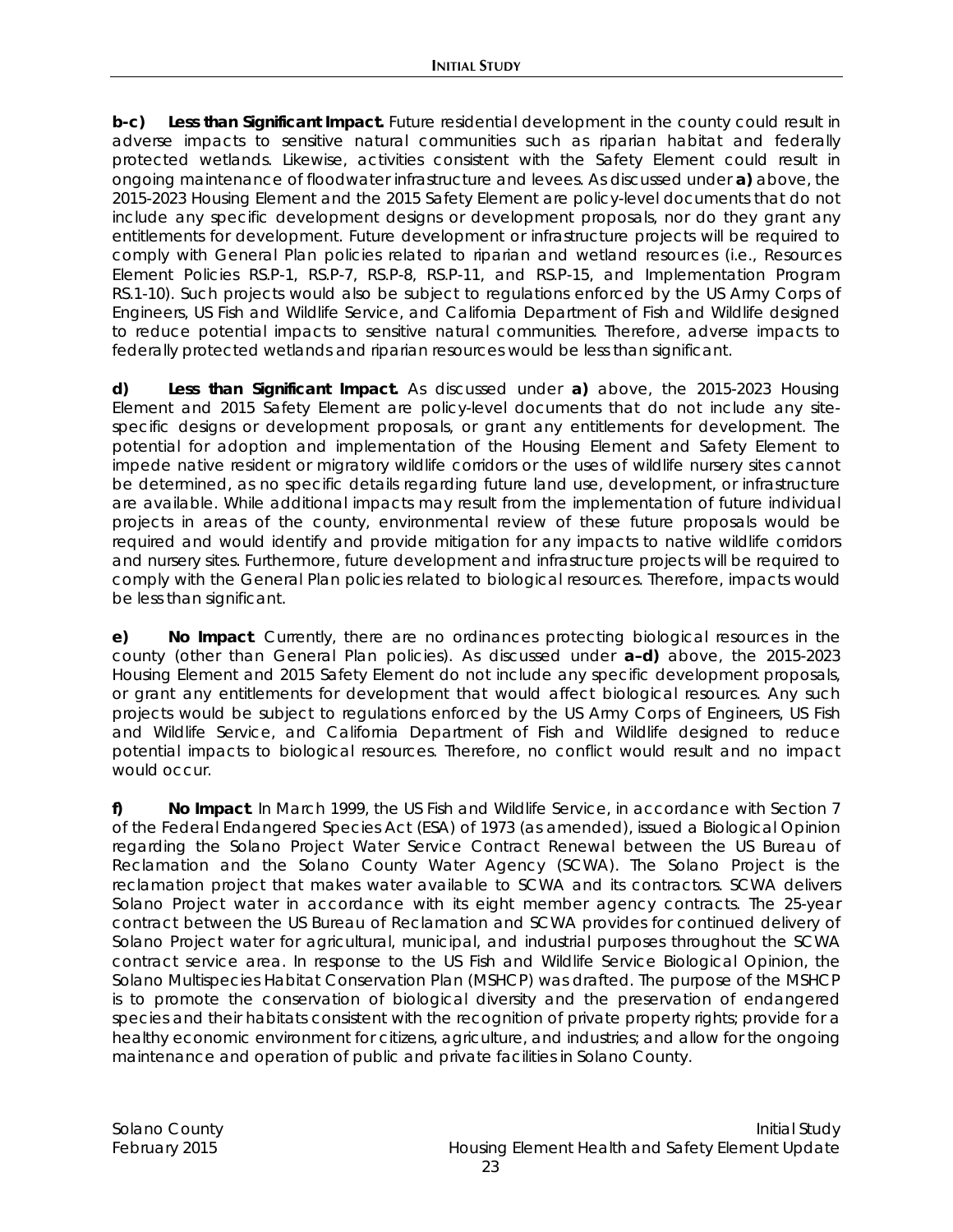**b-c) Less than Significant Impact.** Future residential development in the county could result in adverse impacts to sensitive natural communities such as riparian habitat and federally protected wetlands. Likewise, activities consistent with the Safety Element could result in ongoing maintenance of floodwater infrastructure and levees. As discussed under **a)** above, the 2015-2023 Housing Element and the 2015 Safety Element are policy-level documents that do not include any specific development designs or development proposals, nor do they grant any entitlements for development. Future development or infrastructure projects will be required to comply with General Plan policies related to riparian and wetland resources (i.e., Resources Element Policies RS.P-1, RS.P-7, RS.P-8, RS.P-11, and RS.P-15, and Implementation Program RS.1-10). Such projects would also be subject to regulations enforced by the US Army Corps of Engineers, US Fish and Wildlife Service, and California Department of Fish and Wildlife designed to reduce potential impacts to sensitive natural communities. Therefore, adverse impacts to federally protected wetlands and riparian resources would be less than significant.

**d) Less than Significant Impact.** As discussed under **a)** above, the 2015-2023 Housing Element and 2015 Safety Element are policy-level documents that do not include any site-specific designs or development proposals, or grant any entitlements for development. The potential for adoption and implementation of the Housing Element and Safety Element to impede native resident or migratory wildlife corridors or the uses of wildlife nursery sites cannot be determined, as no specific details regarding future land use, development, or infrastructure are available. While additional impacts may result from the implementation of future individual projects in areas of the county, environmental review of these future proposals would be required and would identify and provide mitigation for any impacts to native wildlife corridors and nursery sites. Furthermore, future development and infrastructure projects will be required to comply with the General Plan policies related to biological resources. Therefore, impacts would be less than significant.

**e) No Impact**. Currently, there are no ordinances protecting biological resources in the county (other than General Plan policies). As discussed under **a–d)** above, the 2015-2023 Housing Element and 2015 Safety Element do not include any specific development proposals, or grant any entitlements for development that would affect biological resources. Any such projects would be subject to regulations enforced by the US Army Corps of Engineers, US Fish and Wildlife Service, and California Department of Fish and Wildlife designed to reduce potential impacts to biological resources. Therefore, no conflict would result and no impact would occur.

**f) No Impact**. In March 1999, the US Fish and Wildlife Service, in accordance with Section 7 of the Federal Endangered Species Act (ESA) of 1973 (as amended), issued a Biological Opinion regarding the Solano Project Water Service Contract Renewal between the US Bureau of Reclamation and the Solano County Water Agency (SCWA). The Solano Project is the reclamation project that makes water available to SCWA and its contractors. SCWA delivers Solano Project water in accordance with its eight member agency contracts. The 25-year contract between the US Bureau of Reclamation and SCWA provides for continued delivery of Solano Project water for agricultural, municipal, and industrial purposes throughout the SCWA contract service area. In response to the US Fish and Wildlife Service Biological Opinion, the Solano Multispecies Habitat Conservation Plan (MSHCP) was drafted. The purpose of the MSHCP is to promote the conservation of biological diversity and the preservation of endangered species and their habitats consistent with the recognition of private property rights; provide for a healthy economic environment for citizens, agriculture, and industries; and allow for the ongoing maintenance and operation of public and private facilities in Solano County.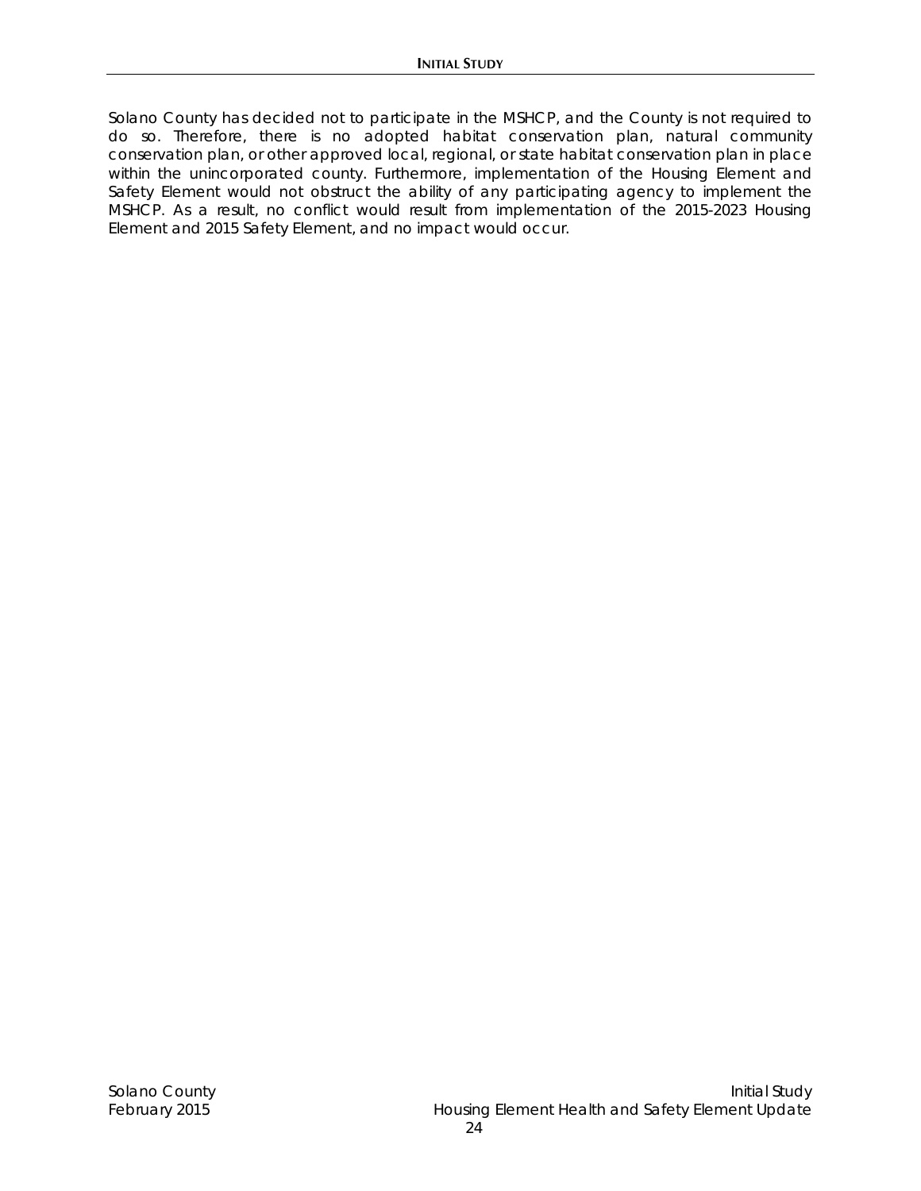Solano County has decided not to participate in the MSHCP, and the County is not required to do so. Therefore, there is no adopted habitat conservation plan, natural community conservation plan, or other approved local, regional, or state habitat conservation plan in place within the unincorporated county. Furthermore, implementation of the Housing Element and Safety Element would not obstruct the ability of any participating agency to implement the MSHCP. As a result, no conflict would result from implementation of the 2015-2023 Housing Element and 2015 Safety Element, and no impact would occur.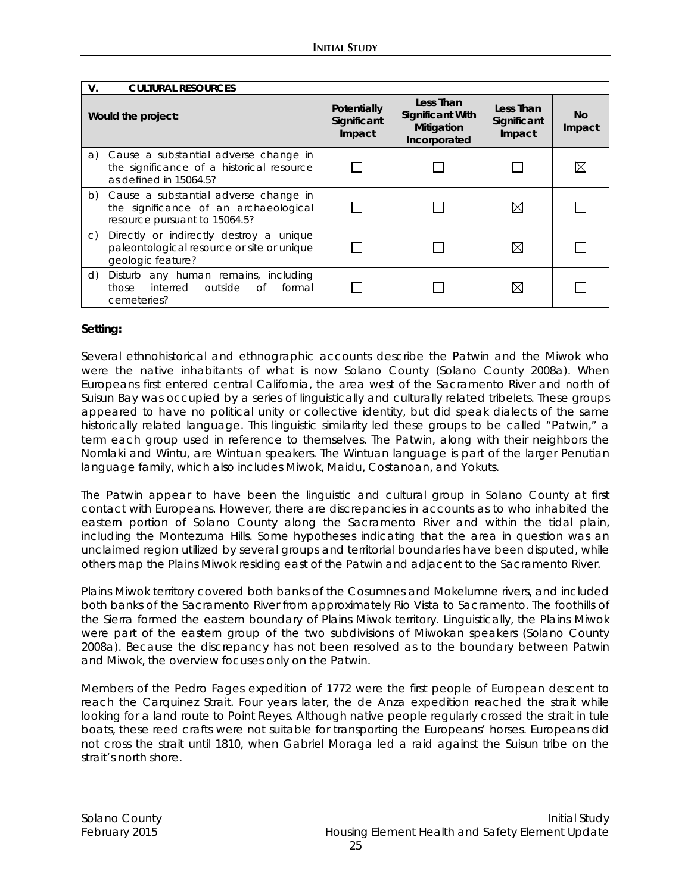| V. CULTURAL RESOURCES | | | | |
|---|---|---|---|---|
| Would the project: | Potentially Significant Impact | Less Than Significant With Mitigation Incorporated | Less Than Significant Impact | No Impact |
| a) Cause a substantial adverse change in the significance of a historical resource as defined in 15064.5? | ☐ | ☐ | ☐ | ☒ |
| b) Cause a substantial adverse change in the significance of an archaeological resource pursuant to 15064.5? | ☐ | ☐ | ☒ | ☐ |
| c) Directly or indirectly destroy a unique paleontological resource or site or unique geologic feature? | ☐ | ☐ | ☒ | ☐ |
| d) Disturb any human remains, including those interred outside of formal cemeteries? | ☐ | ☐ | ☒ | ☐ |

**Setting:**

Several ethnohistorical and ethnographic accounts describe the Patwin and the Miwok who were the native inhabitants of what is now Solano County (Solano County 2008a). When Europeans first entered central California, the area west of the Sacramento River and north of Suisun Bay was occupied by a series of linguistically and culturally related tribelets. These groups appeared to have no political unity or collective identity, but did speak dialects of the same historically related language. This linguistic similarity led these groups to be called "Patwin," a term each group used in reference to themselves. The Patwin, along with their neighbors the Nomlaki and Wintu, are Wintuan speakers. The Wintuan language is part of the larger Penutian language family, which also includes Miwok, Maidu, Costanoan, and Yokuts.

The Patwin appear to have been the linguistic and cultural group in Solano County at first contact with Europeans. However, there are discrepancies in accounts as to who inhabited the eastern portion of Solano County along the Sacramento River and within the tidal plain, including the Montezuma Hills. Some hypotheses indicating that the area in question was an unclaimed region utilized by several groups and territorial boundaries have been disputed, while others map the Plains Miwok residing east of the Patwin and adjacent to the Sacramento River.

Plains Miwok territory covered both banks of the Cosumnes and Mokelumne rivers, and included both banks of the Sacramento River from approximately Rio Vista to Sacramento. The foothills of the Sierra formed the eastern boundary of Plains Miwok territory. Linguistically, the Plains Miwok were part of the eastern group of the two subdivisions of Miwokan speakers (Solano County 2008a). Because the discrepancy has not been resolved as to the boundary between Patwin and Miwok, the overview focuses only on the Patwin.

Members of the Pedro Fages expedition of 1772 were the first people of European descent to reach the Carquinez Strait. Four years later, the de Anza expedition reached the strait while looking for a land route to Point Reyes. Although native people regularly crossed the strait in tule boats, these reed crafts were not suitable for transporting the Europeans' horses. Europeans did not cross the strait until 1810, when Gabriel Moraga led a raid against the Suisun tribe on the strait's north shore.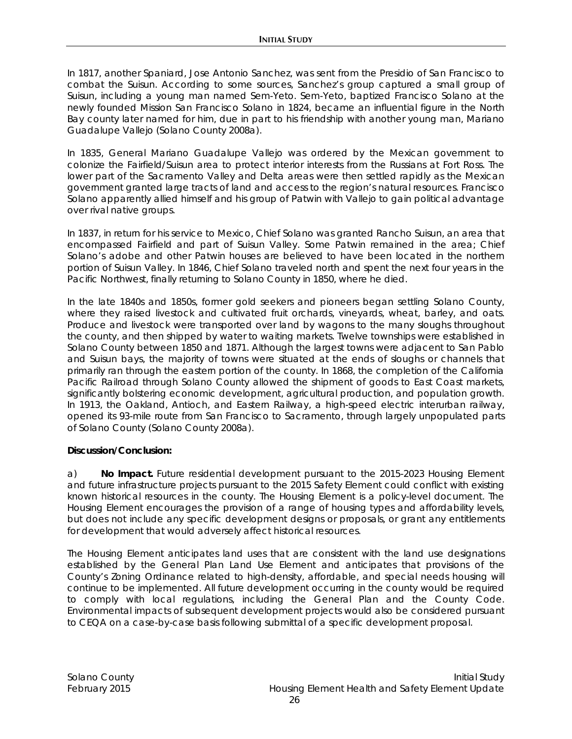In 1817, another Spaniard, Jose Antonio Sanchez, was sent from the Presidio of San Francisco to combat the Suisun. According to some sources, Sanchez's group captured a small group of Suisun, including a young man named Sem-Yeto. Sem-Yeto, baptized Francisco Solano at the newly founded Mission San Francisco Solano in 1824, became an influential figure in the North Bay county later named for him, due in part to his friendship with another young man, Mariano Guadalupe Vallejo (Solano County 2008a).

In 1835, General Mariano Guadalupe Vallejo was ordered by the Mexican government to colonize the Fairfield/Suisun area to protect interior interests from the Russians at Fort Ross. The lower part of the Sacramento Valley and Delta areas were then settled rapidly as the Mexican government granted large tracts of land and access to the region's natural resources. Francisco Solano apparently allied himself and his group of Patwin with Vallejo to gain political advantage over rival native groups.

In 1837, in return for his service to Mexico, Chief Solano was granted Rancho Suisun, an area that encompassed Fairfield and part of Suisun Valley. Some Patwin remained in the area; Chief Solano's adobe and other Patwin houses are believed to have been located in the northern portion of Suisun Valley. In 1846, Chief Solano traveled north and spent the next four years in the Pacific Northwest, finally returning to Solano County in 1850, where he died.

In the late 1840s and 1850s, former gold seekers and pioneers began settling Solano County, where they raised livestock and cultivated fruit orchards, vineyards, wheat, barley, and oats. Produce and livestock were transported over land by wagons to the many sloughs throughout the county, and then shipped by water to waiting markets. Twelve townships were established in Solano County between 1850 and 1871. Although the largest towns were adjacent to San Pablo and Suisun bays, the majority of towns were situated at the ends of sloughs or channels that primarily ran through the eastern portion of the county. In 1868, the completion of the California Pacific Railroad through Solano County allowed the shipment of goods to East Coast markets, significantly bolstering economic development, agricultural production, and population growth. In 1913, the Oakland, Antioch, and Eastern Railway, a high-speed electric interurban railway, opened its 93-mile route from San Francisco to Sacramento, through largely unpopulated parts of Solano County (Solano County 2008a).

**Discussion/Conclusion:**

a) **No Impact.** Future residential development pursuant to the 2015-2023 Housing Element and future infrastructure projects pursuant to the 2015 Safety Element could conflict with existing known historical resources in the county. The Housing Element is a policy-level document. The Housing Element encourages the provision of a range of housing types and affordability levels, but does not include any specific development designs or proposals, or grant any entitlements for development that would adversely affect historical resources.

The Housing Element anticipates land uses that are consistent with the land use designations established by the General Plan Land Use Element and anticipates that provisions of the County's Zoning Ordinance related to high-density, affordable, and special needs housing will continue to be implemented. All future development occurring in the county would be required to comply with local regulations, including the General Plan and the County Code. Environmental impacts of subsequent development projects would also be considered pursuant to CEQA on a case-by-case basis following submittal of a specific development proposal.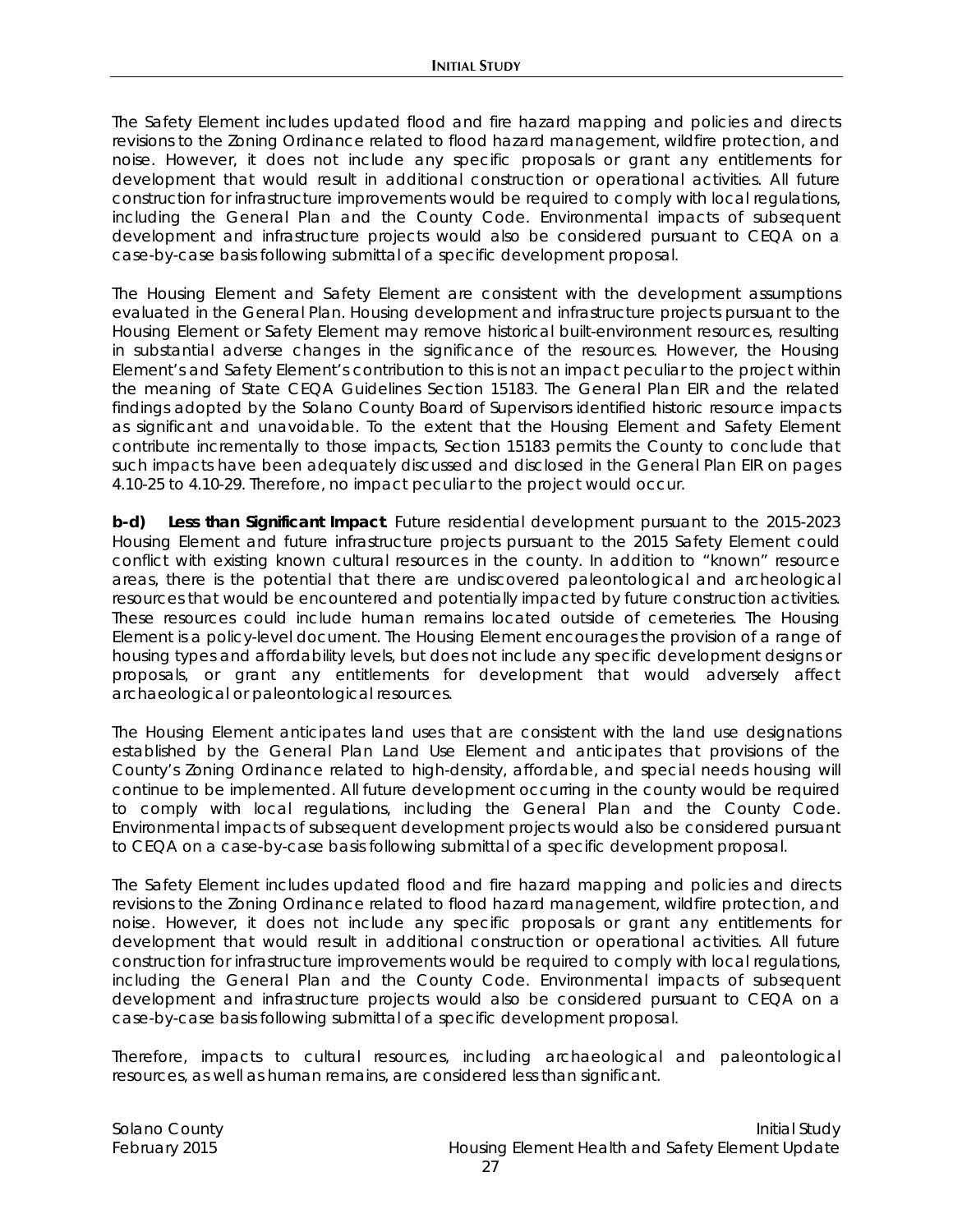The Safety Element includes updated flood and fire hazard mapping and policies and directs revisions to the Zoning Ordinance related to flood hazard management, wildfire protection, and noise. However, it does not include any specific proposals or grant any entitlements for development that would result in additional construction or operational activities. All future construction for infrastructure improvements would be required to comply with local regulations, including the General Plan and the County Code. Environmental impacts of subsequent development and infrastructure projects would also be considered pursuant to CEQA on a case-by-case basis following submittal of a specific development proposal.

The Housing Element and Safety Element are consistent with the development assumptions evaluated in the General Plan. Housing development and infrastructure projects pursuant to the Housing Element or Safety Element may remove historical built-environment resources, resulting in substantial adverse changes in the significance of the resources. However, the Housing Element's and Safety Element's contribution to this is not an impact peculiar to the project within the meaning of State CEQA Guidelines Section 15183. The General Plan EIR and the related findings adopted by the Solano County Board of Supervisors identified historic resource impacts as significant and unavoidable. To the extent that the Housing Element and Safety Element contribute incrementally to those impacts, Section 15183 permits the County to conclude that such impacts have been adequately discussed and disclosed in the General Plan EIR on pages 4.10-25 to 4.10-29. Therefore, no impact peculiar to the project would occur.

**b-d) *Less than Significant Impact*.** Future residential development pursuant to the 2015-2023 Housing Element and future infrastructure projects pursuant to the 2015 Safety Element could conflict with existing known cultural resources in the county. In addition to "known" resource areas, there is the potential that there are undiscovered paleontological and archeological resources that would be encountered and potentially impacted by future construction activities. These resources could include human remains located outside of cemeteries. The Housing Element is a policy-level document. The Housing Element encourages the provision of a range of housing types and affordability levels, but does not include any specific development designs or proposals, or grant any entitlements for development that would adversely affect archaeological or paleontological resources.

The Housing Element anticipates land uses that are consistent with the land use designations established by the General Plan Land Use Element and anticipates that provisions of the County's Zoning Ordinance related to high-density, affordable, and special needs housing will continue to be implemented. All future development occurring in the county would be required to comply with local regulations, including the General Plan and the County Code. Environmental impacts of subsequent development projects would also be considered pursuant to CEQA on a case-by-case basis following submittal of a specific development proposal.

The Safety Element includes updated flood and fire hazard mapping and policies and directs revisions to the Zoning Ordinance related to flood hazard management, wildfire protection, and noise. However, it does not include any specific proposals or grant any entitlements for development that would result in additional construction or operational activities. All future construction for infrastructure improvements would be required to comply with local regulations, including the General Plan and the County Code. Environmental impacts of subsequent development and infrastructure projects would also be considered pursuant to CEQA on a case-by-case basis following submittal of a specific development proposal.

Therefore, impacts to cultural resources, including archaeological and paleontological resources, as well as human remains, are considered less than significant.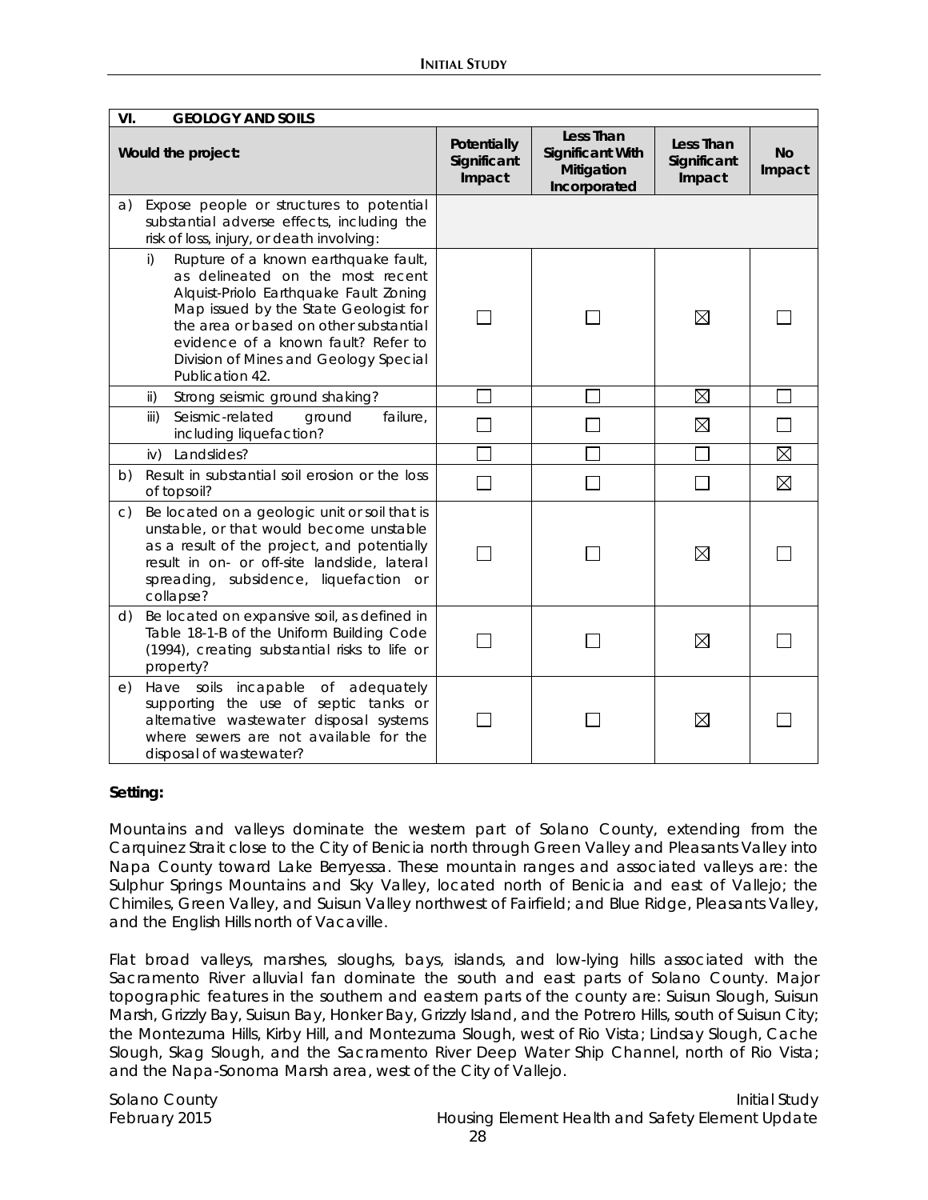| VI. GEOLOGY AND SOILS | | | | |
|---|---|---|---|---|
| **Would the project:** | **Potentially Significant Impact** | **Less Than Significant With Mitigation Incorporated** | **Less Than Significant Impact** | **No Impact** |
| a) Expose people or structures to potential substantial adverse effects, including the risk of loss, injury, or death involving: | | | | |
| i) Rupture of a known earthquake fault, as delineated on the most recent Alquist-Priolo Earthquake Fault Zoning Map issued by the State Geologist for the area or based on other substantial evidence of a known fault? Refer to Division of Mines and Geology Special Publication 42. | ☐ | ☐ | ☒ | ☐ |
| ii) Strong seismic ground shaking? | ☐ | ☐ | ☒ | ☐ |
| iii) Seismic-related ground failure, including liquefaction? | ☐ | ☐ | ☒ | ☐ |
| iv) Landslides? | ☐ | ☐ | ☐ | ☒ |
| b) Result in substantial soil erosion or the loss of topsoil? | ☐ | ☐ | ☐ | ☒ |
| c) Be located on a geologic unit or soil that is unstable, or that would become unstable as a result of the project, and potentially result in on- or off-site landslide, lateral spreading, subsidence, liquefaction or collapse? | ☐ | ☐ | ☒ | ☐ |
| d) Be located on expansive soil, as defined in Table 18-1-B of the Uniform Building Code (1994), creating substantial risks to life or property? | ☐ | ☐ | ☒ | ☐ |
| e) Have soils incapable of adequately supporting the use of septic tanks or alternative wastewater disposal systems where sewers are not available for the disposal of wastewater? | ☐ | ☐ | ☒ | ☐ |

**Setting:**

Mountains and valleys dominate the western part of Solano County, extending from the Carquinez Strait close to the City of Benicia north through Green Valley and Pleasants Valley into Napa County toward Lake Berryessa. These mountain ranges and associated valleys are: the Sulphur Springs Mountains and Sky Valley, located north of Benicia and east of Vallejo; the Chimiles, Green Valley, and Suisun Valley northwest of Fairfield; and Blue Ridge, Pleasants Valley, and the English Hills north of Vacaville.

Flat broad valleys, marshes, sloughs, bays, islands, and low-lying hills associated with the Sacramento River alluvial fan dominate the south and east parts of Solano County. Major topographic features in the southern and eastern parts of the county are: Suisun Slough, Suisun Marsh, Grizzly Bay, Suisun Bay, Honker Bay, Grizzly Island, and the Potrero Hills, south of Suisun City; the Montezuma Hills, Kirby Hill, and Montezuma Slough, west of Rio Vista; Lindsay Slough, Cache Slough, Skag Slough, and the Sacramento River Deep Water Ship Channel, north of Rio Vista; and the Napa-Sonoma Marsh area, west of the City of Vallejo.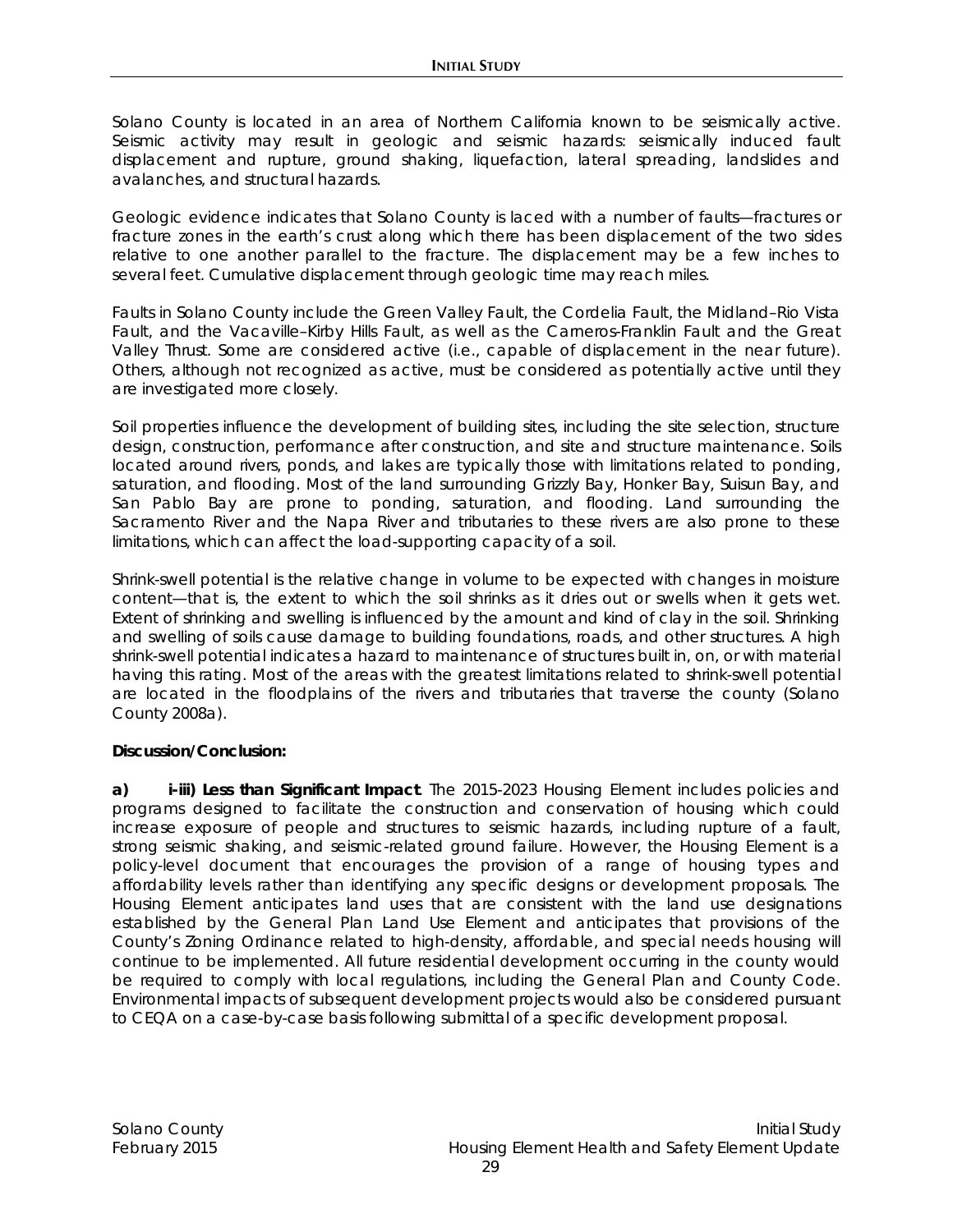Solano County is located in an area of Northern California known to be seismically active. Seismic activity may result in geologic and seismic hazards: seismically induced fault displacement and rupture, ground shaking, liquefaction, lateral spreading, landslides and avalanches, and structural hazards.

Geologic evidence indicates that Solano County is laced with a number of faults—fractures or fracture zones in the earth's crust along which there has been displacement of the two sides relative to one another parallel to the fracture. The displacement may be a few inches to several feet. Cumulative displacement through geologic time may reach miles.

Faults in Solano County include the Green Valley Fault, the Cordelia Fault, the Midland–Rio Vista Fault, and the Vacaville–Kirby Hills Fault, as well as the Carneros-Franklin Fault and the Great Valley Thrust. Some are considered active (i.e., capable of displacement in the near future). Others, although not recognized as active, must be considered as potentially active until they are investigated more closely.

Soil properties influence the development of building sites, including the site selection, structure design, construction, performance after construction, and site and structure maintenance. Soils located around rivers, ponds, and lakes are typically those with limitations related to ponding, saturation, and flooding. Most of the land surrounding Grizzly Bay, Honker Bay, Suisun Bay, and San Pablo Bay are prone to ponding, saturation, and flooding. Land surrounding the Sacramento River and the Napa River and tributaries to these rivers are also prone to these limitations, which can affect the load-supporting capacity of a soil.

Shrink-swell potential is the relative change in volume to be expected with changes in moisture content—that is, the extent to which the soil shrinks as it dries out or swells when it gets wet. Extent of shrinking and swelling is influenced by the amount and kind of clay in the soil. Shrinking and swelling of soils cause damage to building foundations, roads, and other structures. A high shrink-swell potential indicates a hazard to maintenance of structures built in, on, or with material having this rating. Most of the areas with the greatest limitations related to shrink-swell potential are located in the floodplains of the rivers and tributaries that traverse the county (Solano County 2008a).

**Discussion/Conclusion:**

**a) i-iii) *Less than Significant Impact*.** The 2015-2023 Housing Element includes policies and programs designed to facilitate the construction and conservation of housing which could increase exposure of people and structures to seismic hazards, including rupture of a fault, strong seismic shaking, and seismic-related ground failure. However, the Housing Element is a policy-level document that encourages the provision of a range of housing types and affordability levels rather than identifying any specific designs or development proposals. The Housing Element anticipates land uses that are consistent with the land use designations established by the General Plan Land Use Element and anticipates that provisions of the County's Zoning Ordinance related to high-density, affordable, and special needs housing will continue to be implemented. All future residential development occurring in the county would be required to comply with local regulations, including the General Plan and County Code. Environmental impacts of subsequent development projects would also be considered pursuant to CEQA on a case-by-case basis following submittal of a specific development proposal.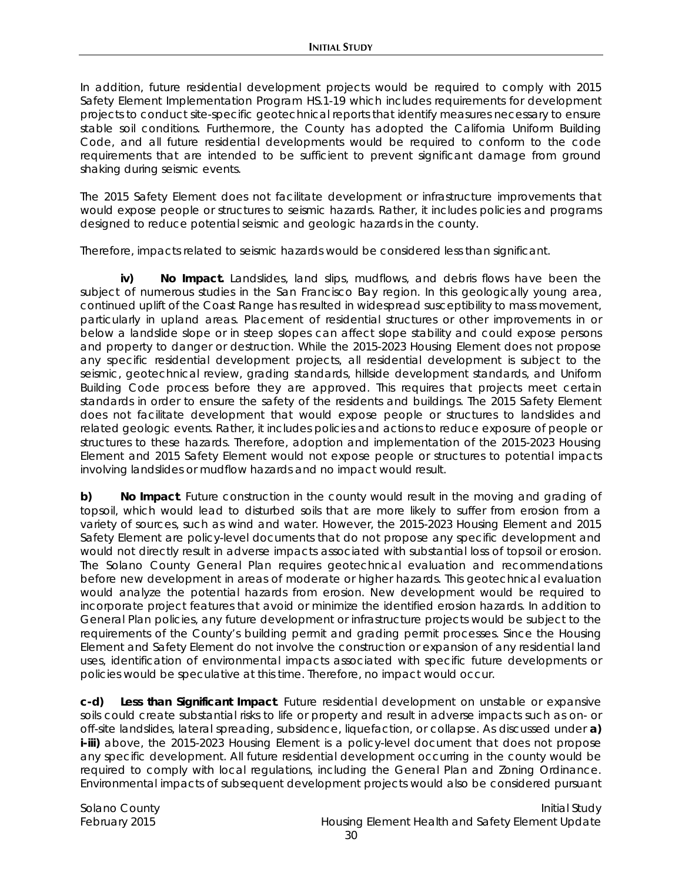In addition, future residential development projects would be required to comply with 2015 Safety Element Implementation Program HS.1-19 which includes requirements for development projects to conduct site-specific geotechnical reports that identify measures necessary to ensure stable soil conditions. Furthermore, the County has adopted the California Uniform Building Code, and all future residential developments would be required to conform to the code requirements that are intended to be sufficient to prevent significant damage from ground shaking during seismic events.

The 2015 Safety Element does not facilitate development or infrastructure improvements that would expose people or structures to seismic hazards. Rather, it includes policies and programs designed to reduce potential seismic and geologic hazards in the county.

Therefore, impacts related to seismic hazards would be considered less than significant.

**iv) No Impact.** Landslides, land slips, mudflows, and debris flows have been the subject of numerous studies in the San Francisco Bay region. In this geologically young area, continued uplift of the Coast Range has resulted in widespread susceptibility to mass movement, particularly in upland areas. Placement of residential structures or other improvements in or below a landslide slope or in steep slopes can affect slope stability and could expose persons and property to danger or destruction. While the 2015-2023 Housing Element does not propose any specific residential development projects, all residential development is subject to the seismic, geotechnical review, grading standards, hillside development standards, and Uniform Building Code process before they are approved. This requires that projects meet certain standards in order to ensure the safety of the residents and buildings. The 2015 Safety Element does not facilitate development that would expose people or structures to landslides and related geologic events. Rather, it includes policies and actions to reduce exposure of people or structures to these hazards. Therefore, adoption and implementation of the 2015-2023 Housing Element and 2015 Safety Element would not expose people or structures to potential impacts involving landslides or mudflow hazards and no impact would result.

**b) No Impact**. Future construction in the county would result in the moving and grading of topsoil, which would lead to disturbed soils that are more likely to suffer from erosion from a variety of sources, such as wind and water. However, the 2015-2023 Housing Element and 2015 Safety Element are policy-level documents that do not propose any specific development and would not directly result in adverse impacts associated with substantial loss of topsoil or erosion. The Solano County General Plan requires geotechnical evaluation and recommendations before new development in areas of moderate or higher hazards. This geotechnical evaluation would analyze the potential hazards from erosion. New development would be required to incorporate project features that avoid or minimize the identified erosion hazards. In addition to General Plan policies, any future development or infrastructure projects would be subject to the requirements of the County's building permit and grading permit processes. Since the Housing Element and Safety Element do not involve the construction or expansion of any residential land uses, identification of environmental impacts associated with specific future developments or policies would be speculative at this time. Therefore, no impact would occur.

**c-d) Less than Significant Impact**. Future residential development on unstable or expansive soils could create substantial risks to life or property and result in adverse impacts such as on- or off-site landslides, lateral spreading, subsidence, liquefaction, or collapse. As discussed under **a) i-iii)** above, the 2015-2023 Housing Element is a policy-level document that does not propose any specific development. All future residential development occurring in the county would be required to comply with local regulations, including the General Plan and Zoning Ordinance. Environmental impacts of subsequent development projects would also be considered pursuant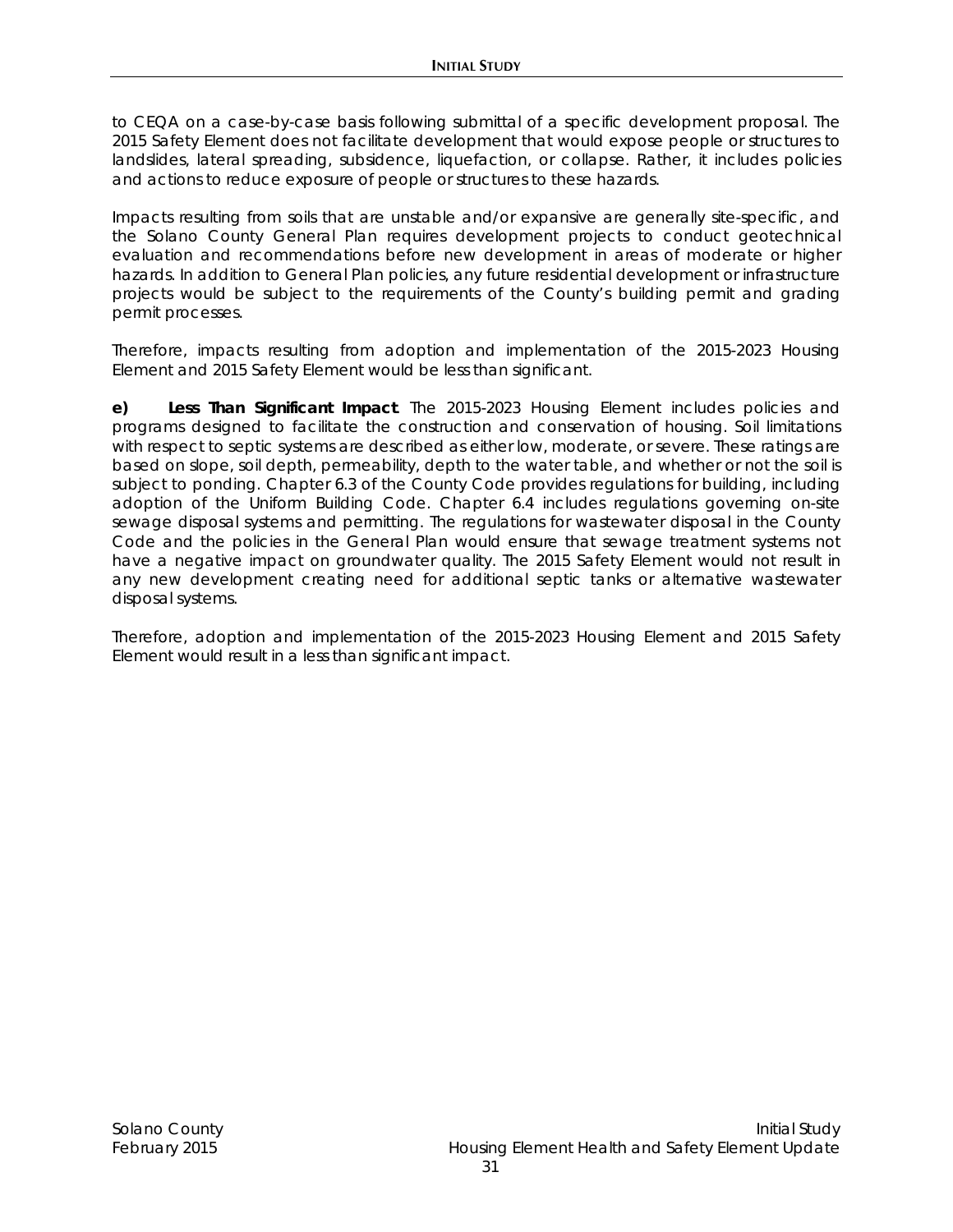to CEQA on a case-by-case basis following submittal of a specific development proposal. The 2015 Safety Element does not facilitate development that would expose people or structures to landslides, lateral spreading, subsidence, liquefaction, or collapse. Rather, it includes policies and actions to reduce exposure of people or structures to these hazards.

Impacts resulting from soils that are unstable and/or expansive are generally site-specific, and the Solano County General Plan requires development projects to conduct geotechnical evaluation and recommendations before new development in areas of moderate or higher hazards. In addition to General Plan policies, any future residential development or infrastructure projects would be subject to the requirements of the County's building permit and grading permit processes.

Therefore, impacts resulting from adoption and implementation of the 2015-2023 Housing Element and 2015 Safety Element would be less than significant.

**e) Less Than Significant Impact**. The 2015-2023 Housing Element includes policies and programs designed to facilitate the construction and conservation of housing. Soil limitations with respect to septic systems are described as either low, moderate, or severe. These ratings are based on slope, soil depth, permeability, depth to the water table, and whether or not the soil is subject to ponding. Chapter 6.3 of the County Code provides regulations for building, including adoption of the Uniform Building Code. Chapter 6.4 includes regulations governing on-site sewage disposal systems and permitting. The regulations for wastewater disposal in the County Code and the policies in the General Plan would ensure that sewage treatment systems not have a negative impact on groundwater quality. The 2015 Safety Element would not result in any new development creating need for additional septic tanks or alternative wastewater disposal systems.

Therefore, adoption and implementation of the 2015-2023 Housing Element and 2015 Safety Element would result in a less than significant impact.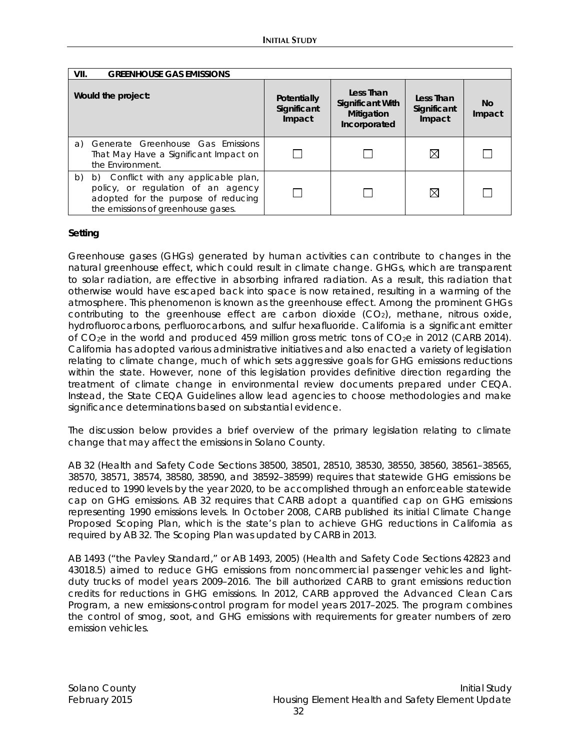| VII. GREENHOUSE GAS EMISSIONS | | | | |
|---|---|---|---|---|
| **Would the project:** | **Potentially Significant Impact** | **Less Than Significant With Mitigation Incorporated** | **Less Than Significant Impact** | **No Impact** |
| a) Generate Greenhouse Gas Emissions That May Have a Significant Impact on the Environment. | ☐ | ☐ | ☒ | ☐ |
| b) b) Conflict with any applicable plan, policy, or regulation of an agency adopted for the purpose of reducing the emissions of greenhouse gases. | ☐ | ☐ | ☒ | ☐ |

**Setting**

Greenhouse gases (GHGs) generated by human activities can contribute to changes in the natural greenhouse effect, which could result in climate change. GHGs, which are transparent to solar radiation, are effective in absorbing infrared radiation. As a result, this radiation that otherwise would have escaped back into space is now retained, resulting in a warming of the atmosphere. This phenomenon is known as the greenhouse effect. Among the prominent GHGs contributing to the greenhouse effect are carbon dioxide ($CO_2$), methane, nitrous oxide, hydrofluorocarbons, perfluorocarbons, and sulfur hexafluoride. California is a significant emitter of $CO_2e$ in the world and produced 459 million gross metric tons of $CO_2e$ in 2012 (CARB 2014). California has adopted various administrative initiatives and also enacted a variety of legislation relating to climate change, much of which sets aggressive goals for GHG emissions reductions within the state. However, none of this legislation provides definitive direction regarding the treatment of climate change in environmental review documents prepared under CEQA. Instead, the State CEQA Guidelines allow lead agencies to choose methodologies and make significance determinations based on substantial evidence.

The discussion below provides a brief overview of the primary legislation relating to climate change that may affect the emissions in Solano County.

AB 32 (Health and Safety Code Sections 38500, 38501, 28510, 38530, 38550, 38560, 38561–38565, 38570, 38571, 38574, 38580, 38590, and 38592–38599) requires that statewide GHG emissions be reduced to 1990 levels by the year 2020, to be accomplished through an enforceable statewide cap on GHG emissions. AB 32 requires that CARB adopt a quantified cap on GHG emissions representing 1990 emissions levels. In October 2008, CARB published its initial Climate Change Proposed Scoping Plan, which is the state's plan to achieve GHG reductions in California as required by AB 32. The Scoping Plan was updated by CARB in 2013.

AB 1493 ("the Pavley Standard," or AB 1493, 2005) (Health and Safety Code Sections 42823 and 43018.5) aimed to reduce GHG emissions from noncommercial passenger vehicles and light-duty trucks of model years 2009–2016. The bill authorized CARB to grant emissions reduction credits for reductions in GHG emissions. In 2012, CARB approved the Advanced Clean Cars Program, a new emissions-control program for model years 2017–2025. The program combines the control of smog, soot, and GHG emissions with requirements for greater numbers of zero emission vehicles.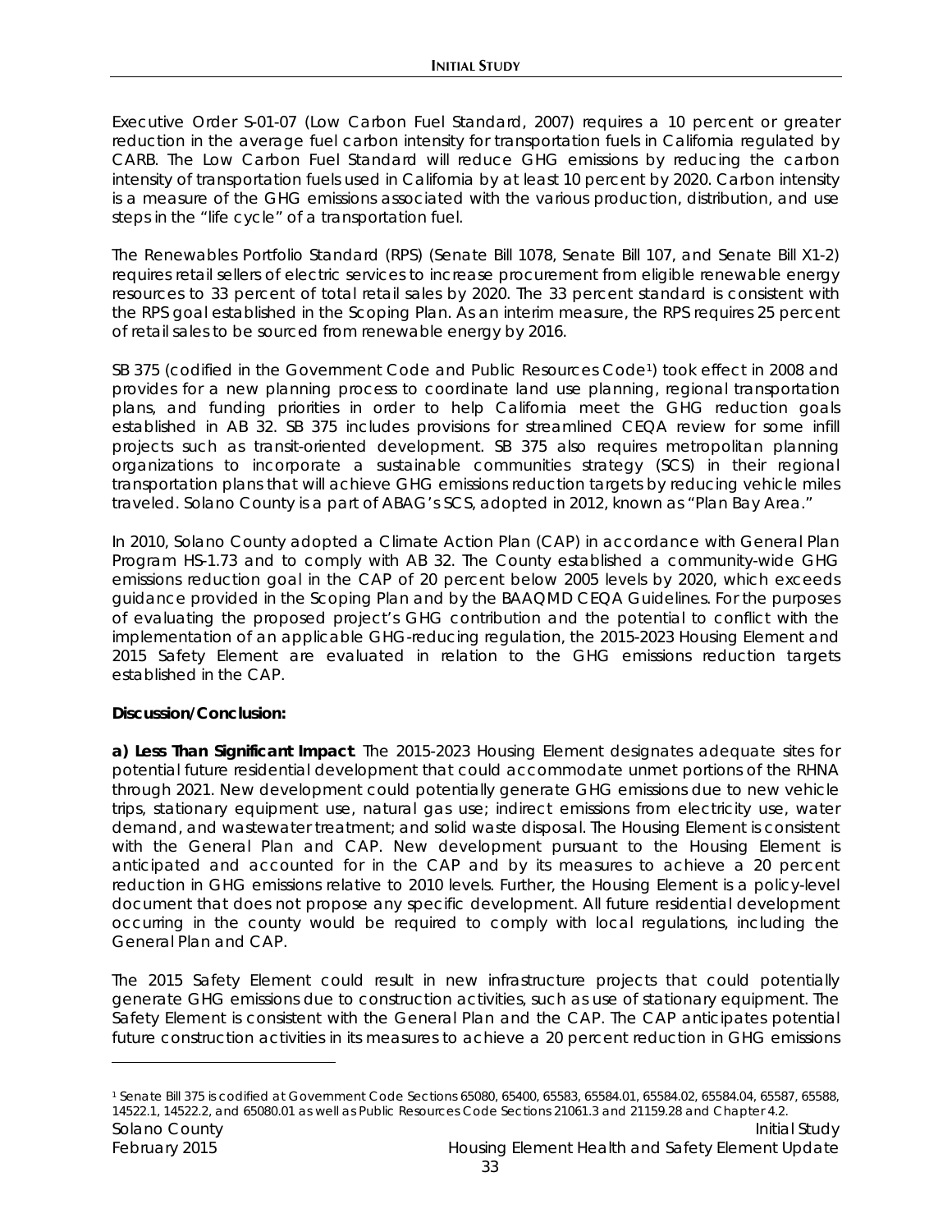Executive Order S-01-07 (Low Carbon Fuel Standard, 2007) requires a 10 percent or greater reduction in the average fuel carbon intensity for transportation fuels in California regulated by CARB. The Low Carbon Fuel Standard will reduce GHG emissions by reducing the carbon intensity of transportation fuels used in California by at least 10 percent by 2020. Carbon intensity is a measure of the GHG emissions associated with the various production, distribution, and use steps in the "life cycle" of a transportation fuel.

The Renewables Portfolio Standard (RPS) (Senate Bill 1078, Senate Bill 107, and Senate Bill X1-2) requires retail sellers of electric services to increase procurement from eligible renewable energy resources to 33 percent of total retail sales by 2020. The 33 percent standard is consistent with the RPS goal established in the Scoping Plan. As an interim measure, the RPS requires 25 percent of retail sales to be sourced from renewable energy by 2016.

SB 375 (codified in the Government Code and Public Resources Code[1]) took effect in 2008 and provides for a new planning process to coordinate land use planning, regional transportation plans, and funding priorities in order to help California meet the GHG reduction goals established in AB 32. SB 375 includes provisions for streamlined CEQA review for some infill projects such as transit-oriented development. SB 375 also requires metropolitan planning organizations to incorporate a sustainable communities strategy (SCS) in their regional transportation plans that will achieve GHG emissions reduction targets by reducing vehicle miles traveled. Solano County is a part of ABAG's SCS, adopted in 2012, known as "Plan Bay Area."

In 2010, Solano County adopted a Climate Action Plan (CAP) in accordance with General Plan Program HS-1.73 and to comply with AB 32. The County established a community-wide GHG emissions reduction goal in the CAP of 20 percent below 2005 levels by 2020, which exceeds guidance provided in the Scoping Plan and by the BAAQMD CEQA Guidelines. For the purposes of evaluating the proposed project's GHG contribution and the potential to conflict with the implementation of an applicable GHG-reducing regulation, the 2015-2023 Housing Element and 2015 Safety Element are evaluated in relation to the GHG emissions reduction targets established in the CAP.

**Discussion/Conclusion:**

***a) Less Than Significant Impact***. The 2015-2023 Housing Element designates adequate sites for potential future residential development that could accommodate unmet portions of the RHNA through 2021. New development could potentially generate GHG emissions due to new vehicle trips, stationary equipment use, natural gas use; indirect emissions from electricity use, water demand, and wastewater treatment; and solid waste disposal. The Housing Element is consistent with the General Plan and CAP. New development pursuant to the Housing Element is anticipated and accounted for in the CAP and by its measures to achieve a 20 percent reduction in GHG emissions relative to 2010 levels. Further, the Housing Element is a policy-level document that does not propose any specific development. All future residential development occurring in the county would be required to comply with local regulations, including the General Plan and CAP.

The 2015 Safety Element could result in new infrastructure projects that could potentially generate GHG emissions due to construction activities, such as use of stationary equipment. The Safety Element is consistent with the General Plan and the CAP. The CAP anticipates potential future construction activities in its measures to achieve a 20 percent reduction in GHG emissions

---

[1] Senate Bill 375 is codified at Government Code Sections 65080, 65400, 65583, 65584.01, 65584.02, 65584.04, 65587, 65588, 14522.1, 14522.2, and 65080.01 as well as Public Resources Code Sections 21061.3 and 21159.28 and Chapter 4.2.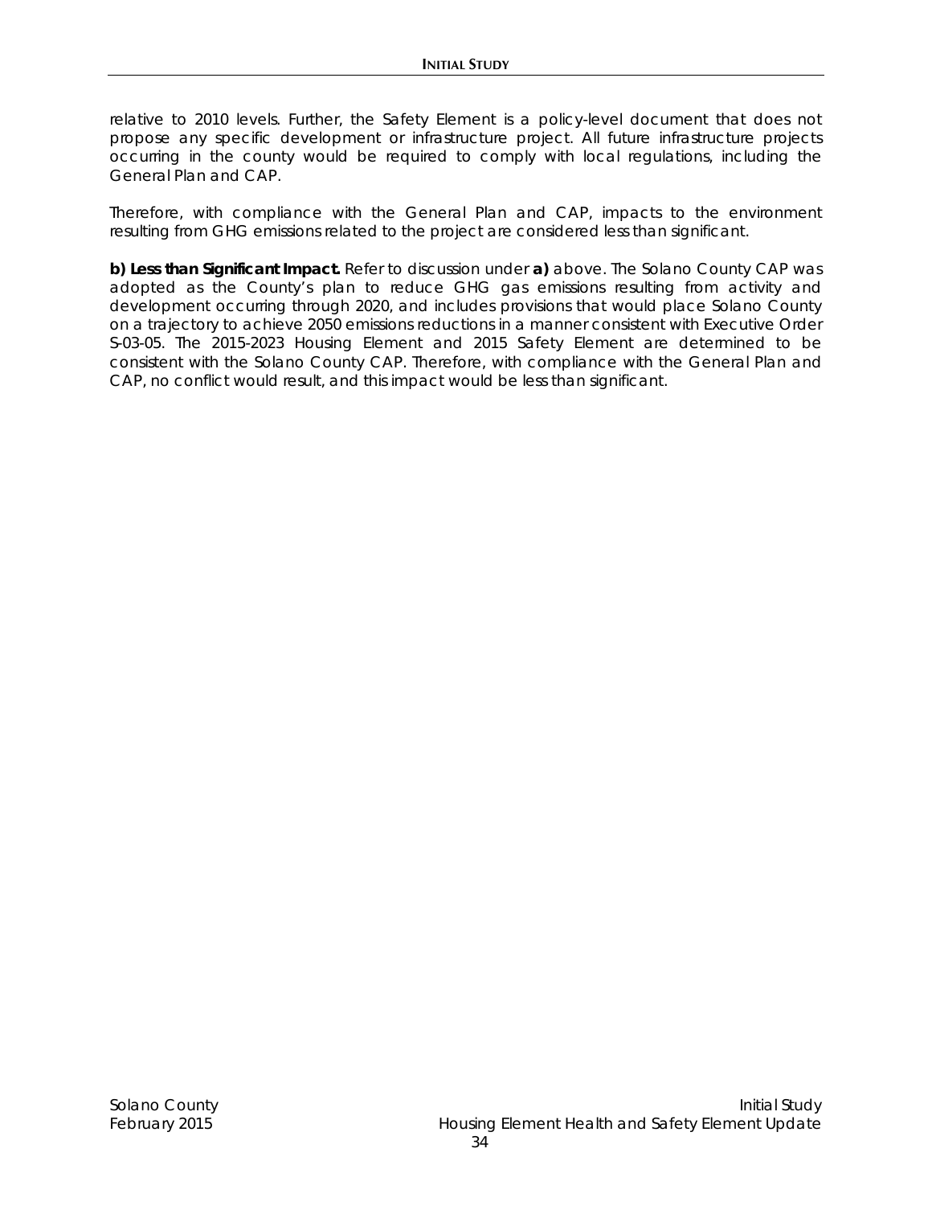relative to 2010 levels. Further, the Safety Element is a policy-level document that does not propose any specific development or infrastructure project. All future infrastructure projects occurring in the county would be required to comply with local regulations, including the General Plan and CAP.

Therefore, with compliance with the General Plan and CAP, impacts to the environment resulting from GHG emissions related to the project are considered less than significant.

**b) Less than Significant Impact.** Refer to discussion under **a)** above. The Solano County CAP was adopted as the County's plan to reduce GHG gas emissions resulting from activity and development occurring through 2020, and includes provisions that would place Solano County on a trajectory to achieve 2050 emissions reductions in a manner consistent with Executive Order S-03-05. The 2015-2023 Housing Element and 2015 Safety Element are determined to be consistent with the Solano County CAP. Therefore, with compliance with the General Plan and CAP, no conflict would result, and this impact would be less than significant.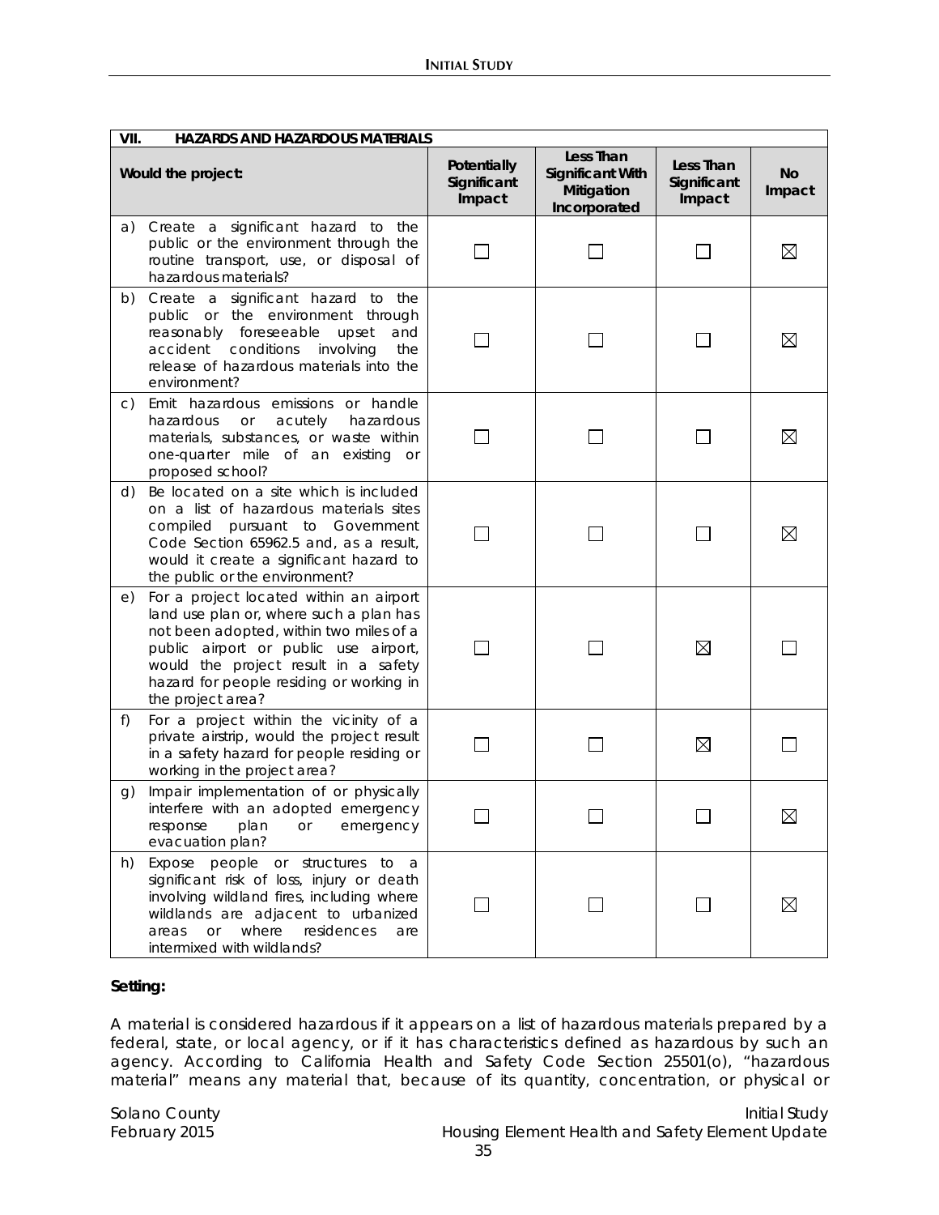| VII. HAZARDS AND HAZARDOUS MATERIALS | | | | |
|---|---|---|---|---|
| **Would the project:** | **Potentially Significant Impact** | **Less Than Significant With Mitigation Incorporated** | **Less Than Significant Impact** | **No Impact** |
| a) Create a significant hazard to the public or the environment through the routine transport, use, or disposal of hazardous materials? | ☐ | ☐ | ☐ | ☒ |
| b) Create a significant hazard to the public or the environment through reasonably foreseeable upset and accident conditions involving the release of hazardous materials into the environment? | ☐ | ☐ | ☐ | ☒ |
| c) Emit hazardous emissions or handle hazardous or acutely hazardous materials, substances, or waste within one-quarter mile of an existing or proposed school? | ☐ | ☐ | ☐ | ☒ |
| d) Be located on a site which is included on a list of hazardous materials sites compiled pursuant to Government Code Section 65962.5 and, as a result, would it create a significant hazard to the public or the environment? | ☐ | ☐ | ☐ | ☒ |
| e) For a project located within an airport land use plan or, where such a plan has not been adopted, within two miles of a public airport or public use airport, would the project result in a safety hazard for people residing or working in the project area? | ☐ | ☐ | ☒ | ☐ |
| f) For a project within the vicinity of a private airstrip, would the project result in a safety hazard for people residing or working in the project area? | ☐ | ☐ | ☒ | ☐ |
| g) Impair implementation of or physically interfere with an adopted emergency response plan or emergency evacuation plan? | ☐ | ☐ | ☐ | ☒ |
| h) Expose people or structures to a significant risk of loss, injury or death involving wildland fires, including where wildlands are adjacent to urbanized areas or where residences are intermixed with wildlands? | ☐ | ☐ | ☐ | ☒ |

**Setting:**

A material is considered hazardous if it appears on a list of hazardous materials prepared by a federal, state, or local agency, or if it has characteristics defined as hazardous by such an agency. According to California Health and Safety Code Section 25501(o), "hazardous material" means any material that, because of its quantity, concentration, or physical or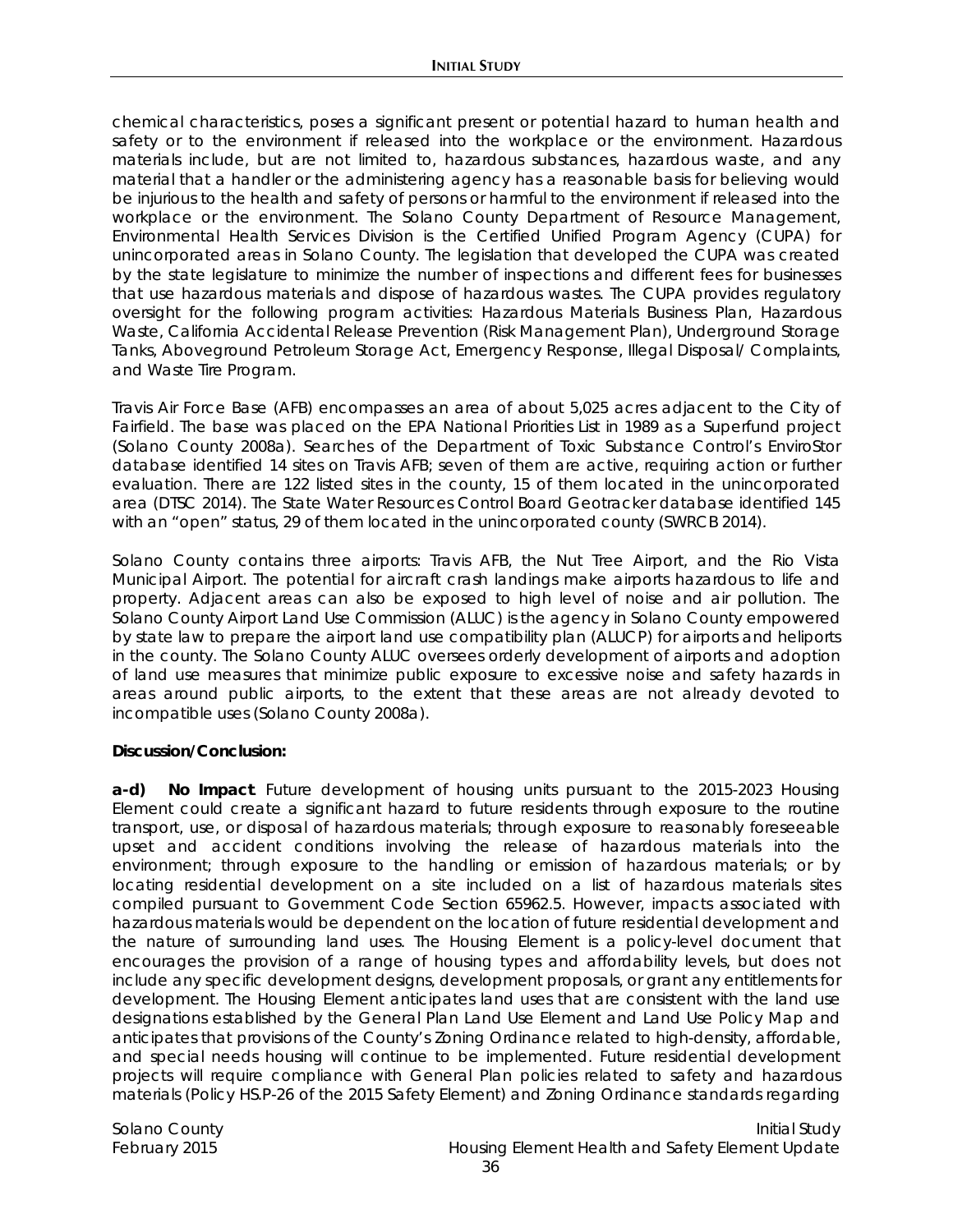chemical characteristics, poses a significant present or potential hazard to human health and safety or to the environment if released into the workplace or the environment. Hazardous materials include, but are not limited to, hazardous substances, hazardous waste, and any material that a handler or the administering agency has a reasonable basis for believing would be injurious to the health and safety of persons or harmful to the environment if released into the workplace or the environment. The Solano County Department of Resource Management, Environmental Health Services Division is the Certified Unified Program Agency (CUPA) for unincorporated areas in Solano County. The legislation that developed the CUPA was created by the state legislature to minimize the number of inspections and different fees for businesses that use hazardous materials and dispose of hazardous wastes. The CUPA provides regulatory oversight for the following program activities: Hazardous Materials Business Plan, Hazardous Waste, California Accidental Release Prevention (Risk Management Plan), Underground Storage Tanks, Aboveground Petroleum Storage Act, Emergency Response, Illegal Disposal/ Complaints, and Waste Tire Program.

Travis Air Force Base (AFB) encompasses an area of about 5,025 acres adjacent to the City of Fairfield. The base was placed on the EPA National Priorities List in 1989 as a Superfund project (Solano County 2008a). Searches of the Department of Toxic Substance Control's EnviroStor database identified 14 sites on Travis AFB; seven of them are active, requiring action or further evaluation. There are 122 listed sites in the county, 15 of them located in the unincorporated area (DTSC 2014). The State Water Resources Control Board Geotracker database identified 145 with an "open" status, 29 of them located in the unincorporated county (SWRCB 2014).

Solano County contains three airports: Travis AFB, the Nut Tree Airport, and the Rio Vista Municipal Airport. The potential for aircraft crash landings make airports hazardous to life and property. Adjacent areas can also be exposed to high level of noise and air pollution. The Solano County Airport Land Use Commission (ALUC) is the agency in Solano County empowered by state law to prepare the airport land use compatibility plan (ALUCP) for airports and heliports in the county. The Solano County ALUC oversees orderly development of airports and adoption of land use measures that minimize public exposure to excessive noise and safety hazards in areas around public airports, to the extent that these areas are not already devoted to incompatible uses (Solano County 2008a).

**Discussion/Conclusion:**

***a-d) No Impact***. Future development of housing units pursuant to the 2015-2023 Housing Element could create a significant hazard to future residents through exposure to the routine transport, use, or disposal of hazardous materials; through exposure to reasonably foreseeable upset and accident conditions involving the release of hazardous materials into the environment; through exposure to the handling or emission of hazardous materials; or by locating residential development on a site included on a list of hazardous materials sites compiled pursuant to Government Code Section 65962.5. However, impacts associated with hazardous materials would be dependent on the location of future residential development and the nature of surrounding land uses. The Housing Element is a policy-level document that encourages the provision of a range of housing types and affordability levels, but does not include any specific development designs, development proposals, or grant any entitlements for development. The Housing Element anticipates land uses that are consistent with the land use designations established by the General Plan Land Use Element and Land Use Policy Map and anticipates that provisions of the County's Zoning Ordinance related to high-density, affordable, and special needs housing will continue to be implemented. Future residential development projects will require compliance with General Plan policies related to safety and hazardous materials (Policy HS.P-26 of the 2015 Safety Element) and Zoning Ordinance standards regarding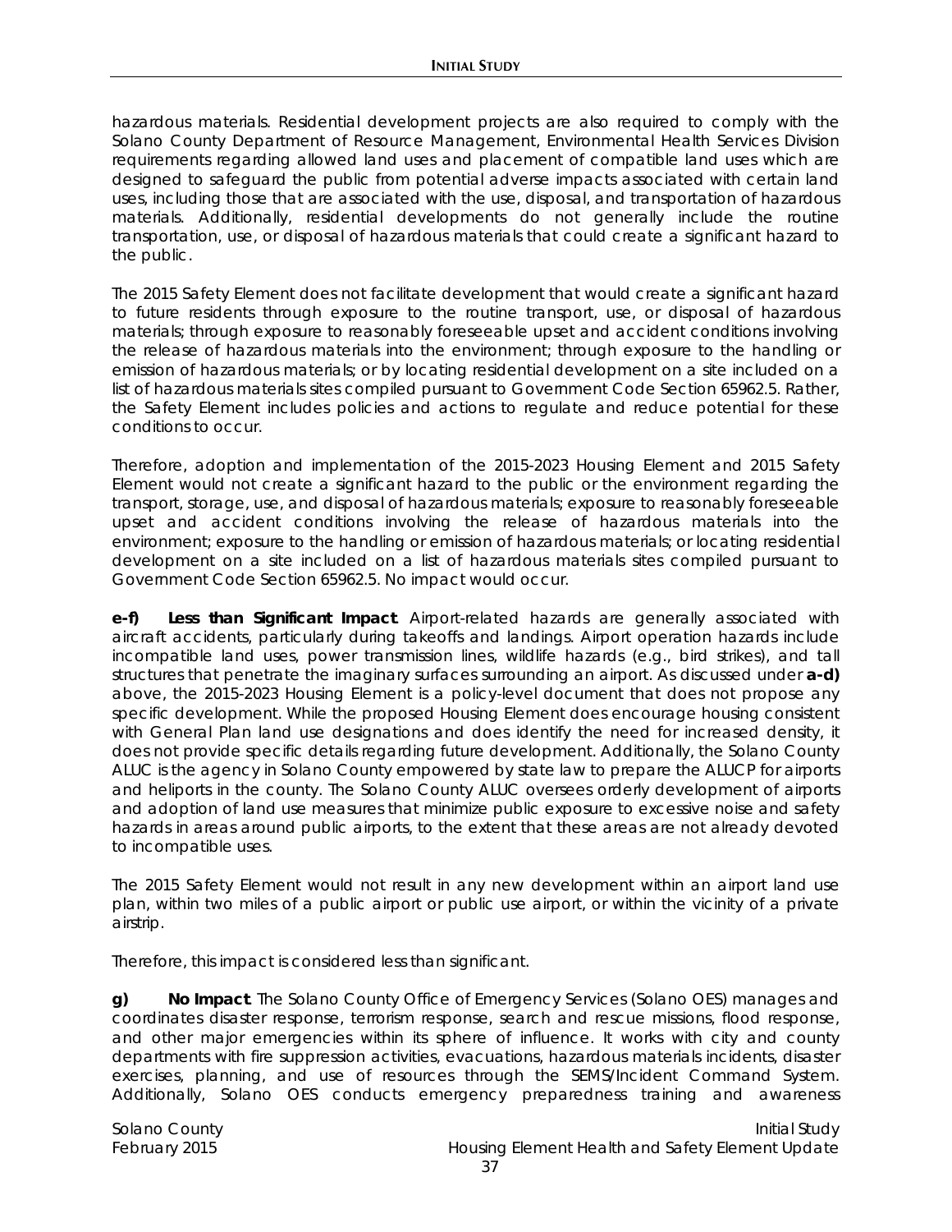hazardous materials. Residential development projects are also required to comply with the Solano County Department of Resource Management, Environmental Health Services Division requirements regarding allowed land uses and placement of compatible land uses which are designed to safeguard the public from potential adverse impacts associated with certain land uses, including those that are associated with the use, disposal, and transportation of hazardous materials. Additionally, residential developments do not generally include the routine transportation, use, or disposal of hazardous materials that could create a significant hazard to the public.

The 2015 Safety Element does not facilitate development that would create a significant hazard to future residents through exposure to the routine transport, use, or disposal of hazardous materials; through exposure to reasonably foreseeable upset and accident conditions involving the release of hazardous materials into the environment; through exposure to the handling or emission of hazardous materials; or by locating residential development on a site included on a list of hazardous materials sites compiled pursuant to Government Code Section 65962.5. Rather, the Safety Element includes policies and actions to regulate and reduce potential for these conditions to occur.

Therefore, adoption and implementation of the 2015-2023 Housing Element and 2015 Safety Element would not create a significant hazard to the public or the environment regarding the transport, storage, use, and disposal of hazardous materials; exposure to reasonably foreseeable upset and accident conditions involving the release of hazardous materials into the environment; exposure to the handling or emission of hazardous materials; or locating residential development on a site included on a list of hazardous materials sites compiled pursuant to Government Code Section 65962.5. No impact would occur.

**e-f) Less than Significant Impact**. Airport-related hazards are generally associated with aircraft accidents, particularly during takeoffs and landings. Airport operation hazards include incompatible land uses, power transmission lines, wildlife hazards (e.g., bird strikes), and tall structures that penetrate the imaginary surfaces surrounding an airport. As discussed under **a-d)** above, the 2015-2023 Housing Element is a policy-level document that does not propose any specific development. While the proposed Housing Element does encourage housing consistent with General Plan land use designations and does identify the need for increased density, it does not provide specific details regarding future development. Additionally, the Solano County ALUC is the agency in Solano County empowered by state law to prepare the ALUCP for airports and heliports in the county. The Solano County ALUC oversees orderly development of airports and adoption of land use measures that minimize public exposure to excessive noise and safety hazards in areas around public airports, to the extent that these areas are not already devoted to incompatible uses.

The 2015 Safety Element would not result in any new development within an airport land use plan, within two miles of a public airport or public use airport, or within the vicinity of a private airstrip.

Therefore, this impact is considered less than significant.

**g) No Impact**. The Solano County Office of Emergency Services (Solano OES) manages and coordinates disaster response, terrorism response, search and rescue missions, flood response, and other major emergencies within its sphere of influence. It works with city and county departments with fire suppression activities, evacuations, hazardous materials incidents, disaster exercises, planning, and use of resources through the SEMS/Incident Command System. Additionally, Solano OES conducts emergency preparedness training and awareness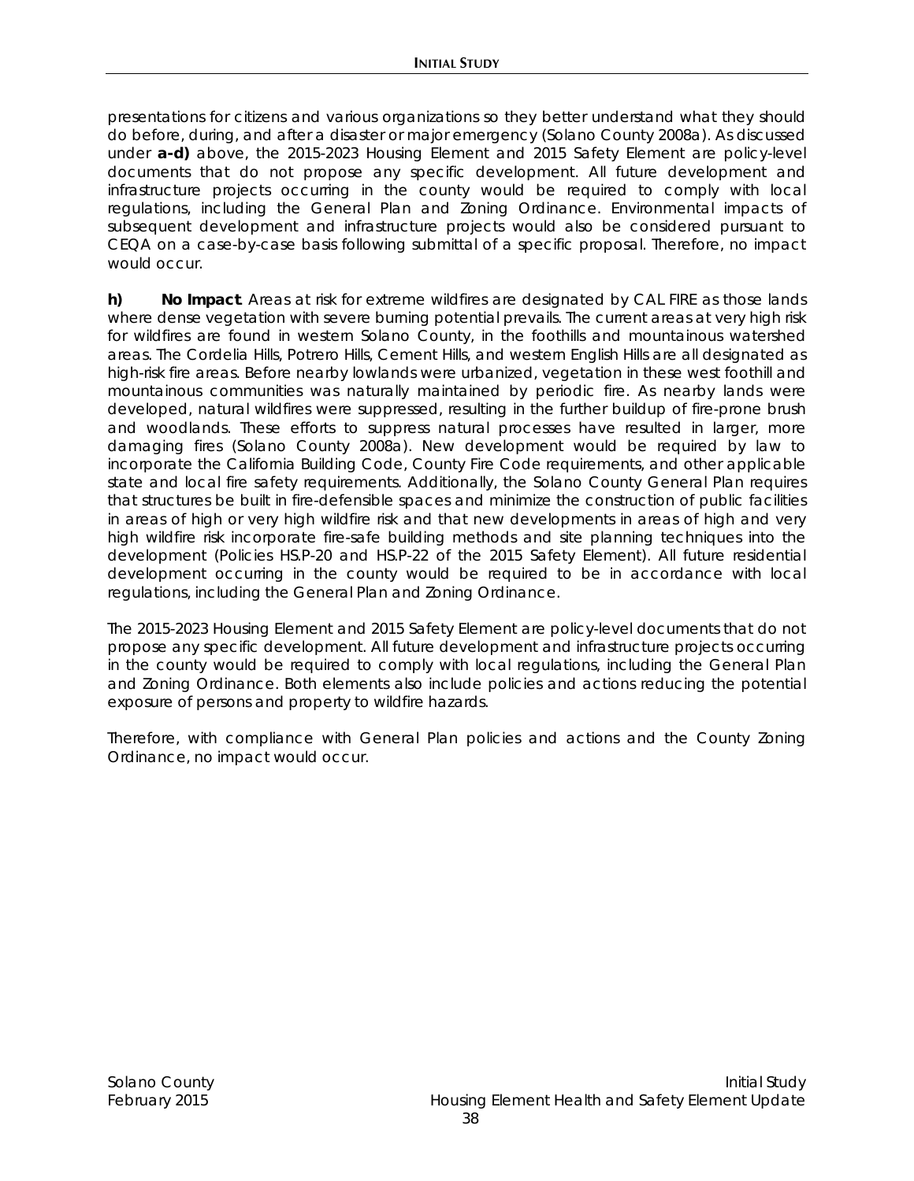presentations for citizens and various organizations so they better understand what they should do before, during, and after a disaster or major emergency (Solano County 2008a). As discussed under **a-d)** above, the 2015-2023 Housing Element and 2015 Safety Element are policy-level documents that do not propose any specific development. All future development and infrastructure projects occurring in the county would be required to comply with local regulations, including the General Plan and Zoning Ordinance. Environmental impacts of subsequent development and infrastructure projects would also be considered pursuant to CEQA on a case-by-case basis following submittal of a specific proposal. Therefore, no impact would occur.

**h)** **No Impact**. Areas at risk for extreme wildfires are designated by CAL FIRE as those lands where dense vegetation with severe burning potential prevails. The current areas at very high risk for wildfires are found in western Solano County, in the foothills and mountainous watershed areas. The Cordelia Hills, Potrero Hills, Cement Hills, and western English Hills are all designated as high-risk fire areas. Before nearby lowlands were urbanized, vegetation in these west foothill and mountainous communities was naturally maintained by periodic fire. As nearby lands were developed, natural wildfires were suppressed, resulting in the further buildup of fire-prone brush and woodlands. These efforts to suppress natural processes have resulted in larger, more damaging fires (Solano County 2008a). New development would be required by law to incorporate the California Building Code, County Fire Code requirements, and other applicable state and local fire safety requirements. Additionally, the Solano County General Plan requires that structures be built in fire-defensible spaces and minimize the construction of public facilities in areas of high or very high wildfire risk and that new developments in areas of high and very high wildfire risk incorporate fire-safe building methods and site planning techniques into the development (Policies HS.P-20 and HS.P-22 of the 2015 Safety Element). All future residential development occurring in the county would be required to be in accordance with local regulations, including the General Plan and Zoning Ordinance.

The 2015-2023 Housing Element and 2015 Safety Element are policy-level documents that do not propose any specific development. All future development and infrastructure projects occurring in the county would be required to comply with local regulations, including the General Plan and Zoning Ordinance. Both elements also include policies and actions reducing the potential exposure of persons and property to wildfire hazards.

Therefore, with compliance with General Plan policies and actions and the County Zoning Ordinance, no impact would occur.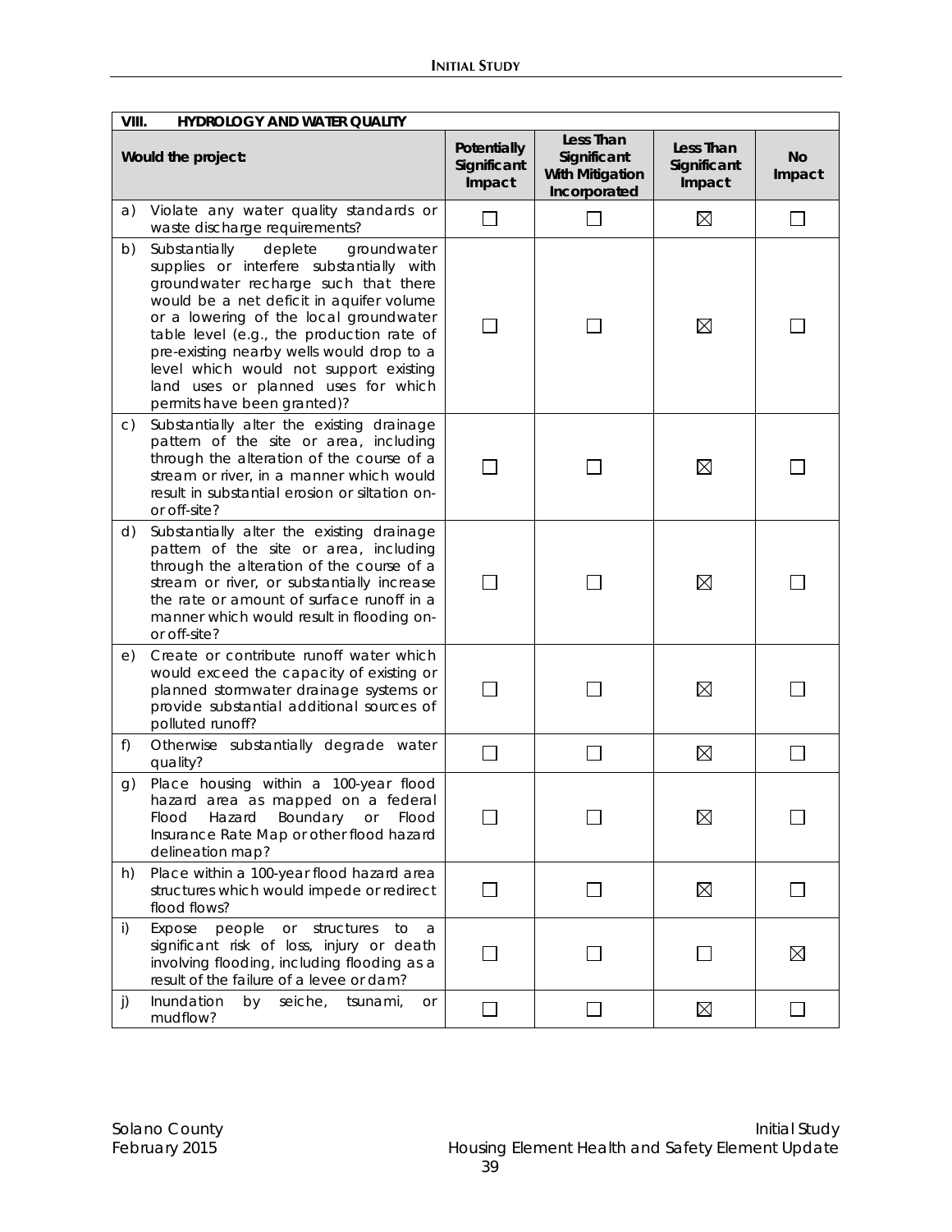| VIII. HYDROLOGY AND WATER QUALITY | | | | |
|---|---|---|---|---|
| **Would the project:** | **Potentially Significant Impact** | **Less Than Significant With Mitigation Incorporated** | **Less Than Significant Impact** | **No Impact** |
| a) Violate any water quality standards or waste discharge requirements? | ☐ | ☐ | ☒ | ☐ |
| b) Substantially deplete groundwater supplies or interfere substantially with groundwater recharge such that there would be a net deficit in aquifer volume or a lowering of the local groundwater table level (e.g., the production rate of pre-existing nearby wells would drop to a level which would not support existing land uses or planned uses for which permits have been granted)? | ☐ | ☐ | ☒ | ☐ |
| c) Substantially alter the existing drainage pattern of the site or area, including through the alteration of the course of a stream or river, in a manner which would result in substantial erosion or siltation on- or off-site? | ☐ | ☐ | ☒ | ☐ |
| d) Substantially alter the existing drainage pattern of the site or area, including through the alteration of the course of a stream or river, or substantially increase the rate or amount of surface runoff in a manner which would result in flooding on- or off-site? | ☐ | ☐ | ☒ | ☐ |
| e) Create or contribute runoff water which would exceed the capacity of existing or planned stormwater drainage systems or provide substantial additional sources of polluted runoff? | ☐ | ☐ | ☒ | ☐ |
| f) Otherwise substantially degrade water quality? | ☐ | ☐ | ☒ | ☐ |
| g) Place housing within a 100-year flood hazard area as mapped on a federal Flood Hazard Boundary or Flood Insurance Rate Map or other flood hazard delineation map? | ☐ | ☐ | ☒ | ☐ |
| h) Place within a 100-year flood hazard area structures which would impede or redirect flood flows? | ☐ | ☐ | ☒ | ☐ |
| i) Expose people or structures to a significant risk of loss, injury or death involving flooding, including flooding as a result of the failure of a levee or dam? | ☐ | ☐ | ☐ | ☒ |
| j) Inundation by seiche, tsunami, or mudflow? | ☐ | ☐ | ☒ | ☐ |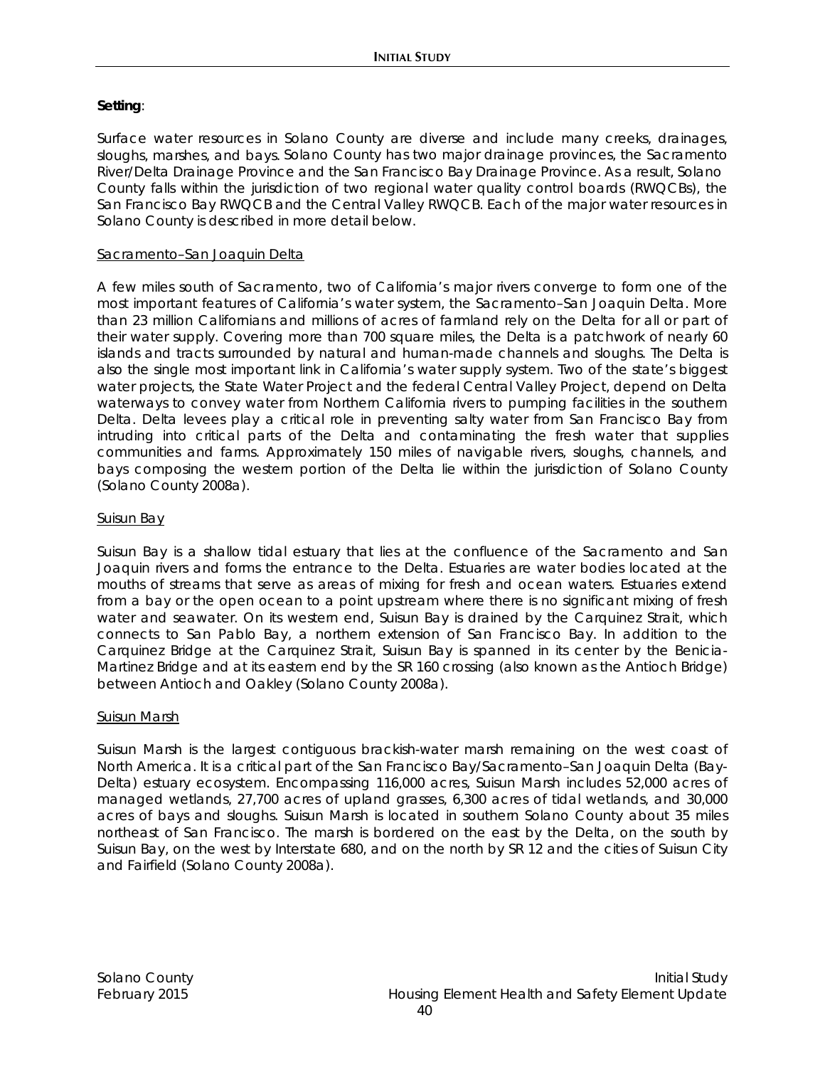**Setting**:

Surface water resources in Solano County are diverse and include many creeks, drainages, sloughs, marshes, and bays. Solano County has two major drainage provinces, the Sacramento River/Delta Drainage Province and the San Francisco Bay Drainage Province. As a result, Solano County falls within the jurisdiction of two regional water quality control boards (RWQCBs), the San Francisco Bay RWQCB and the Central Valley RWQCB. Each of the major water resources in Solano County is described in more detail below.

<u>Sacramento–San Joaquin Delta</u>

A few miles south of Sacramento, two of California's major rivers converge to form one of the most important features of California's water system, the Sacramento–San Joaquin Delta. More than 23 million Californians and millions of acres of farmland rely on the Delta for all or part of their water supply. Covering more than 700 square miles, the Delta is a patchwork of nearly 60 islands and tracts surrounded by natural and human-made channels and sloughs. The Delta is also the single most important link in California's water supply system. Two of the state's biggest water projects, the State Water Project and the federal Central Valley Project, depend on Delta waterways to convey water from Northern California rivers to pumping facilities in the southern Delta. Delta levees play a critical role in preventing salty water from San Francisco Bay from intruding into critical parts of the Delta and contaminating the fresh water that supplies communities and farms. Approximately 150 miles of navigable rivers, sloughs, channels, and bays composing the western portion of the Delta lie within the jurisdiction of Solano County (Solano County 2008a).

<u>Suisun Bay</u>

Suisun Bay is a shallow tidal estuary that lies at the confluence of the Sacramento and San Joaquin rivers and forms the entrance to the Delta. Estuaries are water bodies located at the mouths of streams that serve as areas of mixing for fresh and ocean waters. Estuaries extend from a bay or the open ocean to a point upstream where there is no significant mixing of fresh water and seawater. On its western end, Suisun Bay is drained by the Carquinez Strait, which connects to San Pablo Bay, a northern extension of San Francisco Bay. In addition to the Carquinez Bridge at the Carquinez Strait, Suisun Bay is spanned in its center by the Benicia-Martinez Bridge and at its eastern end by the SR 160 crossing (also known as the Antioch Bridge) between Antioch and Oakley (Solano County 2008a).

<u>Suisun Marsh</u>

Suisun Marsh is the largest contiguous brackish-water marsh remaining on the west coast of North America. It is a critical part of the San Francisco Bay/Sacramento–San Joaquin Delta (Bay-Delta) estuary ecosystem. Encompassing 116,000 acres, Suisun Marsh includes 52,000 acres of managed wetlands, 27,700 acres of upland grasses, 6,300 acres of tidal wetlands, and 30,000 acres of bays and sloughs. Suisun Marsh is located in southern Solano County about 35 miles northeast of San Francisco. The marsh is bordered on the east by the Delta, on the south by Suisun Bay, on the west by Interstate 680, and on the north by SR 12 and the cities of Suisun City and Fairfield (Solano County 2008a).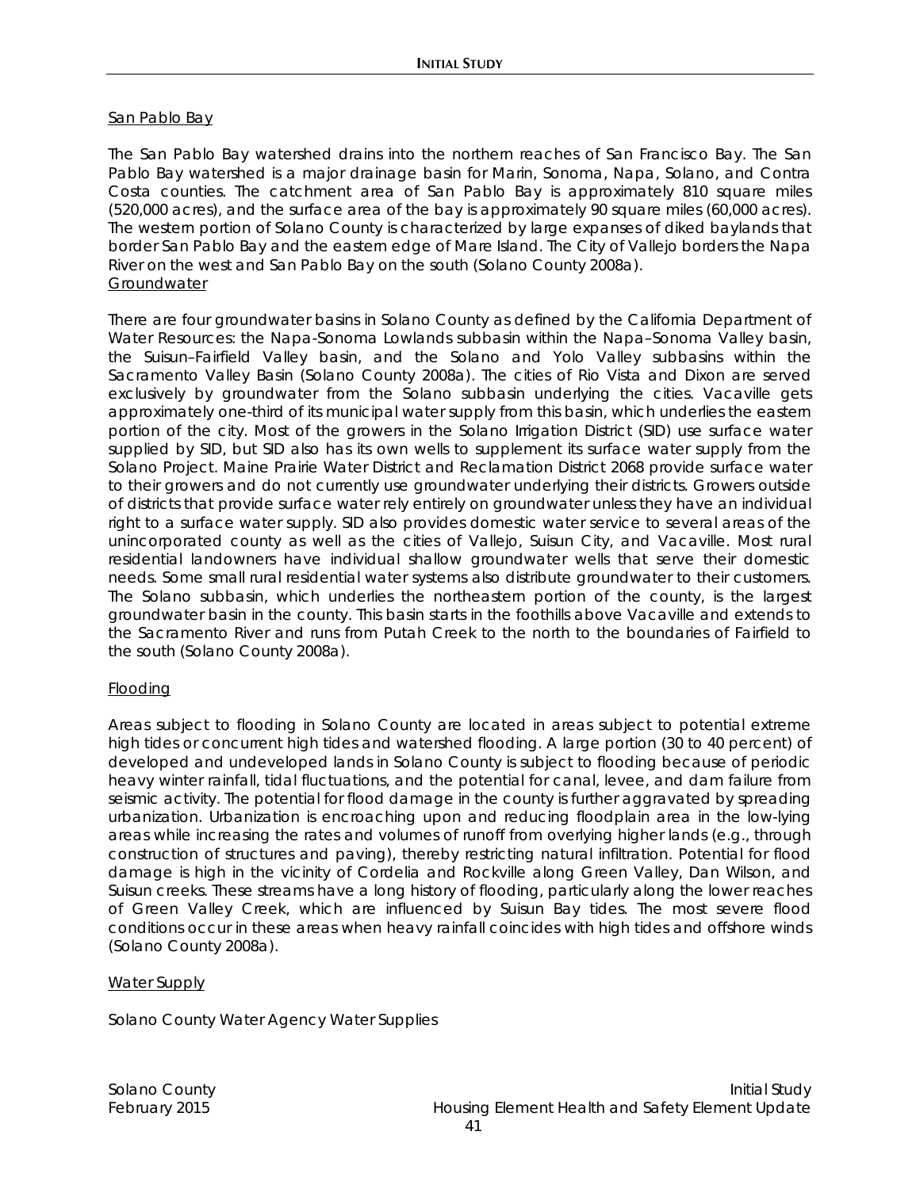San Pablo Bay

The San Pablo Bay watershed drains into the northern reaches of San Francisco Bay. The San Pablo Bay watershed is a major drainage basin for Marin, Sonoma, Napa, Solano, and Contra Costa counties. The catchment area of San Pablo Bay is approximately 810 square miles (520,000 acres), and the surface area of the bay is approximately 90 square miles (60,000 acres). The western portion of Solano County is characterized by large expanses of diked baylands that border San Pablo Bay and the eastern edge of Mare Island. The City of Vallejo borders the Napa River on the west and San Pablo Bay on the south (Solano County 2008a).

Groundwater

There are four groundwater basins in Solano County as defined by the California Department of Water Resources: the Napa-Sonoma Lowlands subbasin within the Napa–Sonoma Valley basin, the Suisun–Fairfield Valley basin, and the Solano and Yolo Valley subbasins within the Sacramento Valley Basin (Solano County 2008a). The cities of Rio Vista and Dixon are served exclusively by groundwater from the Solano subbasin underlying the cities. Vacaville gets approximately one-third of its municipal water supply from this basin, which underlies the eastern portion of the city. Most of the growers in the Solano Irrigation District (SID) use surface water supplied by SID, but SID also has its own wells to supplement its surface water supply from the Solano Project. Maine Prairie Water District and Reclamation District 2068 provide surface water to their growers and do not currently use groundwater underlying their districts. Growers outside of districts that provide surface water rely entirely on groundwater unless they have an individual right to a surface water supply. SID also provides domestic water service to several areas of the unincorporated county as well as the cities of Vallejo, Suisun City, and Vacaville. Most rural residential landowners have individual shallow groundwater wells that serve their domestic needs. Some small rural residential water systems also distribute groundwater to their customers. The Solano subbasin, which underlies the northeastern portion of the county, is the largest groundwater basin in the county. This basin starts in the foothills above Vacaville and extends to the Sacramento River and runs from Putah Creek to the north to the boundaries of Fairfield to the south (Solano County 2008a).

Flooding

Areas subject to flooding in Solano County are located in areas subject to potential extreme high tides or concurrent high tides and watershed flooding. A large portion (30 to 40 percent) of developed and undeveloped lands in Solano County is subject to flooding because of periodic heavy winter rainfall, tidal fluctuations, and the potential for canal, levee, and dam failure from seismic activity. The potential for flood damage in the county is further aggravated by spreading urbanization. Urbanization is encroaching upon and reducing floodplain area in the low-lying areas while increasing the rates and volumes of runoff from overlying higher lands (e.g., through construction of structures and paving), thereby restricting natural infiltration. Potential for flood damage is high in the vicinity of Cordelia and Rockville along Green Valley, Dan Wilson, and Suisun creeks. These streams have a long history of flooding, particularly along the lower reaches of Green Valley Creek, which are influenced by Suisun Bay tides. The most severe flood conditions occur in these areas when heavy rainfall coincides with high tides and offshore winds (Solano County 2008a).

Water Supply

Solano County Water Agency Water Supplies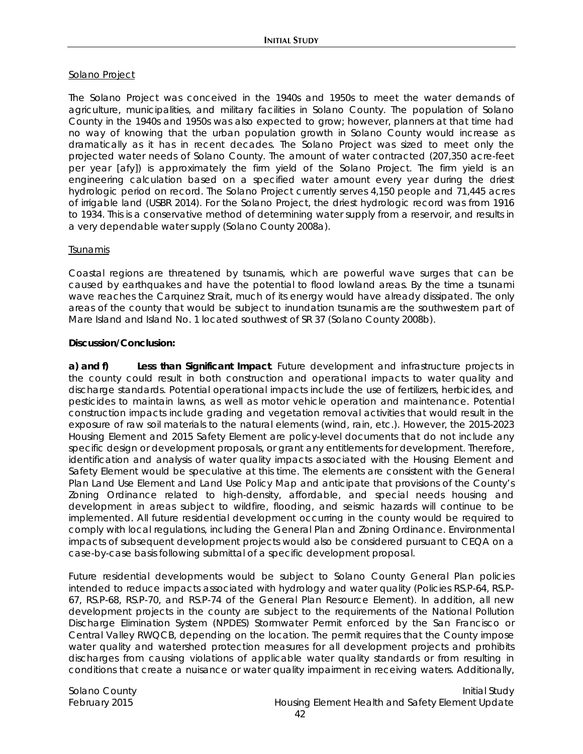Solano Project

The Solano Project was conceived in the 1940s and 1950s to meet the water demands of agriculture, municipalities, and military facilities in Solano County. The population of Solano County in the 1940s and 1950s was also expected to grow; however, planners at that time had no way of knowing that the urban population growth in Solano County would increase as dramatically as it has in recent decades. The Solano Project was sized to meet only the projected water needs of Solano County. The amount of water contracted (207,350 acre-feet per year [afy]) is approximately the firm yield of the Solano Project. The firm yield is an engineering calculation based on a specified water amount every year during the driest hydrologic period on record. The Solano Project currently serves 4,150 people and 71,445 acres of irrigable land (USBR 2014). For the Solano Project, the driest hydrologic record was from 1916 to 1934. This is a conservative method of determining water supply from a reservoir, and results in a very dependable water supply (Solano County 2008a).

Tsunamis

Coastal regions are threatened by tsunamis, which are powerful wave surges that can be caused by earthquakes and have the potential to flood lowland areas. By the time a tsunami wave reaches the Carquinez Strait, much of its energy would have already dissipated. The only areas of the county that would be subject to inundation tsunamis are the southwestern part of Mare Island and Island No. 1 located southwest of SR 37 (Solano County 2008b).

**Discussion/Conclusion:**

**a) and f)** ***Less than Significant Impact.*** Future development and infrastructure projects in the county could result in both construction and operational impacts to water quality and discharge standards. Potential operational impacts include the use of fertilizers, herbicides, and pesticides to maintain lawns, as well as motor vehicle operation and maintenance. Potential construction impacts include grading and vegetation removal activities that would result in the exposure of raw soil materials to the natural elements (wind, rain, etc.). However, the 2015-2023 Housing Element and 2015 Safety Element are policy-level documents that do not include any specific design or development proposals, or grant any entitlements for development. Therefore, identification and analysis of water quality impacts associated with the Housing Element and Safety Element would be speculative at this time. The elements are consistent with the General Plan Land Use Element and Land Use Policy Map and anticipate that provisions of the County's Zoning Ordinance related to high-density, affordable, and special needs housing and development in areas subject to wildfire, flooding, and seismic hazards will continue to be implemented. All future residential development occurring in the county would be required to comply with local regulations, including the General Plan and Zoning Ordinance. Environmental impacts of subsequent development projects would also be considered pursuant to CEQA on a case-by-case basis following submittal of a specific development proposal.

Future residential developments would be subject to Solano County General Plan policies intended to reduce impacts associated with hydrology and water quality (Policies RS.P-64, RS.P-67, RS.P-68, RS.P-70, and RS.P-74 of the General Plan Resource Element). In addition, all new development projects in the county are subject to the requirements of the National Pollution Discharge Elimination System (NPDES) Stormwater Permit enforced by the San Francisco or Central Valley RWQCB, depending on the location. The permit requires that the County impose water quality and watershed protection measures for all development projects and prohibits discharges from causing violations of applicable water quality standards or from resulting in conditions that create a nuisance or water quality impairment in receiving waters. Additionally,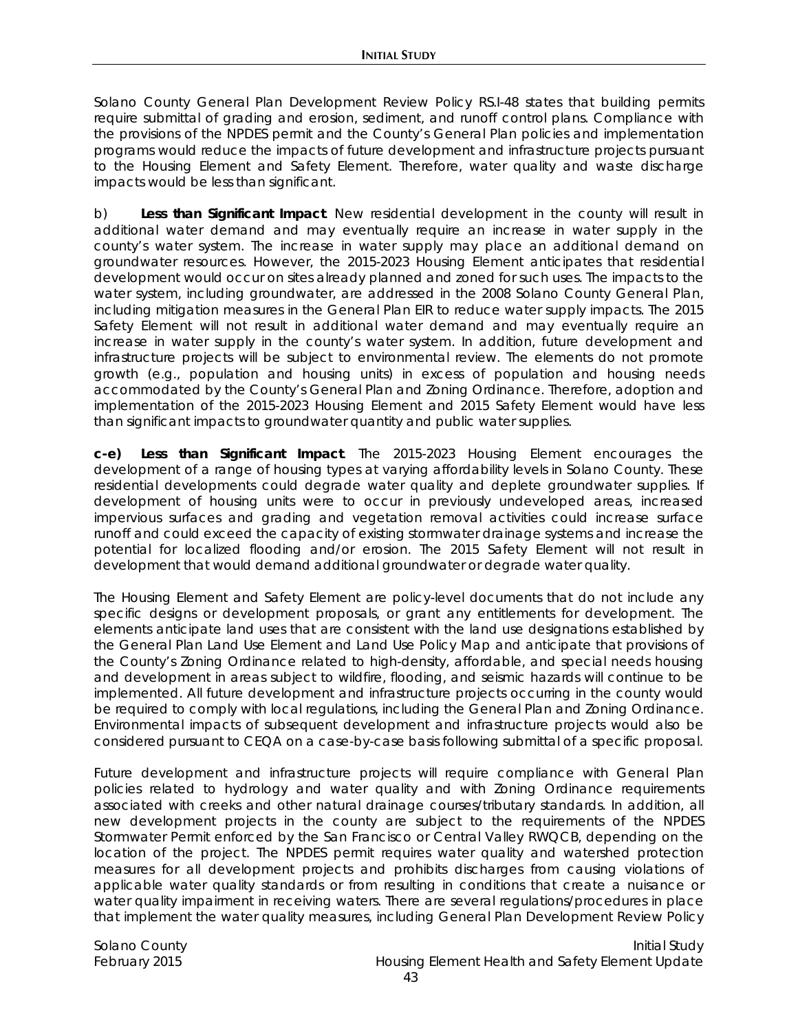Solano County General Plan Development Review Policy RS.I-48 states that building permits require submittal of grading and erosion, sediment, and runoff control plans. Compliance with the provisions of the NPDES permit and the County's General Plan policies and implementation programs would reduce the impacts of future development and infrastructure projects pursuant to the Housing Element and Safety Element. Therefore, water quality and waste discharge impacts would be less than significant.

b) **Less than Significant Impact**. New residential development in the county will result in additional water demand and may eventually require an increase in water supply in the county's water system. The increase in water supply may place an additional demand on groundwater resources. However, the 2015-2023 Housing Element anticipates that residential development would occur on sites already planned and zoned for such uses. The impacts to the water system, including groundwater, are addressed in the 2008 Solano County General Plan, including mitigation measures in the General Plan EIR to reduce water supply impacts. The 2015 Safety Element will not result in additional water demand and may eventually require an increase in water supply in the county's water system. In addition, future development and infrastructure projects will be subject to environmental review. The elements do not promote growth (e.g., population and housing units) in excess of population and housing needs accommodated by the County's General Plan and Zoning Ordinance. Therefore, adoption and implementation of the 2015-2023 Housing Element and 2015 Safety Element would have less than significant impacts to groundwater quantity and public water supplies.

**c-e) Less than Significant Impact**. The 2015-2023 Housing Element encourages the development of a range of housing types at varying affordability levels in Solano County. These residential developments could degrade water quality and deplete groundwater supplies. If development of housing units were to occur in previously undeveloped areas, increased impervious surfaces and grading and vegetation removal activities could increase surface runoff and could exceed the capacity of existing stormwater drainage systems and increase the potential for localized flooding and/or erosion. The 2015 Safety Element will not result in development that would demand additional groundwater or degrade water quality.

The Housing Element and Safety Element are policy-level documents that do not include any specific designs or development proposals, or grant any entitlements for development. The elements anticipate land uses that are consistent with the land use designations established by the General Plan Land Use Element and Land Use Policy Map and anticipate that provisions of the County's Zoning Ordinance related to high-density, affordable, and special needs housing and development in areas subject to wildfire, flooding, and seismic hazards will continue to be implemented. All future development and infrastructure projects occurring in the county would be required to comply with local regulations, including the General Plan and Zoning Ordinance. Environmental impacts of subsequent development and infrastructure projects would also be considered pursuant to CEQA on a case-by-case basis following submittal of a specific proposal.

Future development and infrastructure projects will require compliance with General Plan policies related to hydrology and water quality and with Zoning Ordinance requirements associated with creeks and other natural drainage courses/tributary standards. In addition, all new development projects in the county are subject to the requirements of the NPDES Stormwater Permit enforced by the San Francisco or Central Valley RWQCB, depending on the location of the project. The NPDES permit requires water quality and watershed protection measures for all development projects and prohibits discharges from causing violations of applicable water quality standards or from resulting in conditions that create a nuisance or water quality impairment in receiving waters. There are several regulations/procedures in place that implement the water quality measures, including General Plan Development Review Policy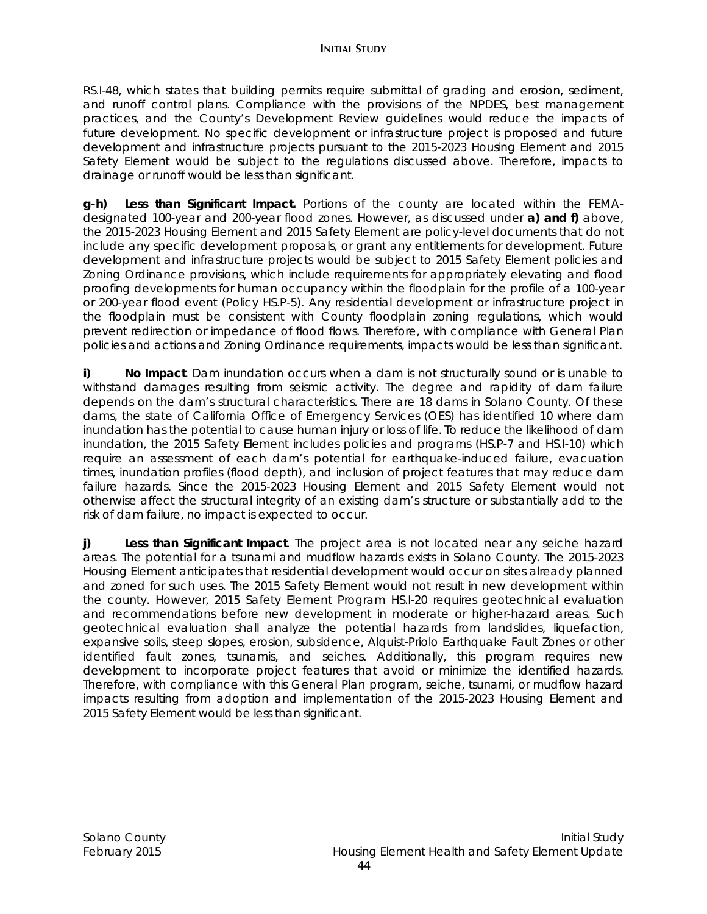RS.I-48, which states that building permits require submittal of grading and erosion, sediment, and runoff control plans. Compliance with the provisions of the NPDES, best management practices, and the County's Development Review guidelines would reduce the impacts of future development. No specific development or infrastructure project is proposed and future development and infrastructure projects pursuant to the 2015-2023 Housing Element and 2015 Safety Element would be subject to the regulations discussed above. Therefore, impacts to drainage or runoff would be less than significant.

***g-h)*** ***Less than Significant Impact.*** Portions of the county are located within the FEMA-designated 100-year and 200-year flood zones. However, as discussed under **a) and f)** above, the 2015-2023 Housing Element and 2015 Safety Element are policy-level documents that do not include any specific development proposals, or grant any entitlements for development. Future development and infrastructure projects would be subject to 2015 Safety Element policies and Zoning Ordinance provisions, which include requirements for appropriately elevating and flood proofing developments for human occupancy within the floodplain for the profile of a 100-year or 200-year flood event (Policy HS.P-5). Any residential development or infrastructure project in the floodplain must be consistent with County floodplain zoning regulations, which would prevent redirection or impedance of flood flows. Therefore, with compliance with General Plan policies and actions and Zoning Ordinance requirements, impacts would be less than significant.

***i)*** ***No Impact***. Dam inundation occurs when a dam is not structurally sound or is unable to withstand damages resulting from seismic activity. The degree and rapidity of dam failure depends on the dam's structural characteristics. There are 18 dams in Solano County. Of these dams, the state of California Office of Emergency Services (OES) has identified 10 where dam inundation has the potential to cause human injury or loss of life. To reduce the likelihood of dam inundation, the 2015 Safety Element includes policies and programs (HS.P-7 and HS.I-10) which require an assessment of each dam's potential for earthquake-induced failure, evacuation times, inundation profiles (flood depth), and inclusion of project features that may reduce dam failure hazards. Since the 2015-2023 Housing Element and 2015 Safety Element would not otherwise affect the structural integrity of an existing dam's structure or substantially add to the risk of dam failure, no impact is expected to occur.

***j)*** ***Less than Significant Impact***. The project area is not located near any seiche hazard areas. The potential for a tsunami and mudflow hazards exists in Solano County. The 2015-2023 Housing Element anticipates that residential development would occur on sites already planned and zoned for such uses. The 2015 Safety Element would not result in new development within the county. However, 2015 Safety Element Program HS.I-20 requires geotechnical evaluation and recommendations before new development in moderate or higher-hazard areas. Such geotechnical evaluation shall analyze the potential hazards from landslides, liquefaction, expansive soils, steep slopes, erosion, subsidence, Alquist-Priolo Earthquake Fault Zones or other identified fault zones, tsunamis, and seiches. Additionally, this program requires new development to incorporate project features that avoid or minimize the identified hazards. Therefore, with compliance with this General Plan program, seiche, tsunami, or mudflow hazard impacts resulting from adoption and implementation of the 2015-2023 Housing Element and 2015 Safety Element would be less than significant.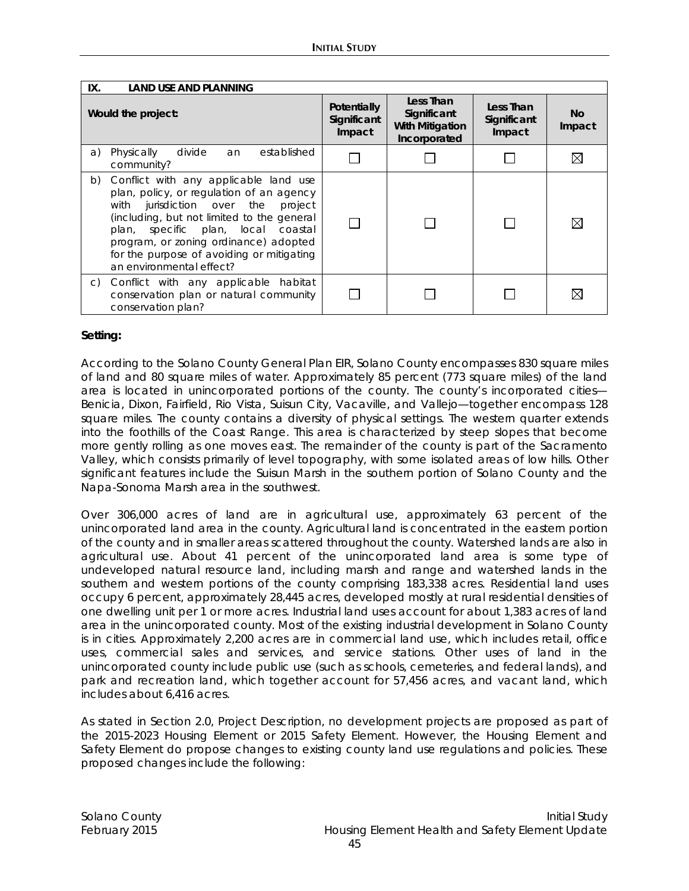| IX. LAND USE AND PLANNING | | | | |
|---|---|---|---|---|
| Would the project: | Potentially Significant Impact | Less Than Significant With Mitigation Incorporated | Less Than Significant Impact | No Impact |
| a) Physically divide an established community? | ☐ | ☐ | ☐ | ☒ |
| b) Conflict with any applicable land use plan, policy, or regulation of an agency with jurisdiction over the project (including, but not limited to the general plan, specific plan, local coastal program, or zoning ordinance) adopted for the purpose of avoiding or mitigating an environmental effect? | ☐ | ☐ | ☐ | ☒ |
| c) Conflict with any applicable habitat conservation plan or natural community conservation plan? | ☐ | ☐ | ☐ | ☒ |

**Setting:**

According to the Solano County General Plan EIR, Solano County encompasses 830 square miles of land and 80 square miles of water. Approximately 85 percent (773 square miles) of the land area is located in unincorporated portions of the county. The county's incorporated cities—Benicia, Dixon, Fairfield, Rio Vista, Suisun City, Vacaville, and Vallejo—together encompass 128 square miles. The county contains a diversity of physical settings. The western quarter extends into the foothills of the Coast Range. This area is characterized by steep slopes that become more gently rolling as one moves east. The remainder of the county is part of the Sacramento Valley, which consists primarily of level topography, with some isolated areas of low hills. Other significant features include the Suisun Marsh in the southern portion of Solano County and the Napa-Sonoma Marsh area in the southwest.

Over 306,000 acres of land are in agricultural use, approximately 63 percent of the unincorporated land area in the county. Agricultural land is concentrated in the eastern portion of the county and in smaller areas scattered throughout the county. Watershed lands are also in agricultural use. About 41 percent of the unincorporated land area is some type of undeveloped natural resource land, including marsh and range and watershed lands in the southern and western portions of the county comprising 183,338 acres. Residential land uses occupy 6 percent, approximately 28,445 acres, developed mostly at rural residential densities of one dwelling unit per 1 or more acres. Industrial land uses account for about 1,383 acres of land area in the unincorporated county. Most of the existing industrial development in Solano County is in cities. Approximately 2,200 acres are in commercial land use, which includes retail, office uses, commercial sales and services, and service stations. Other uses of land in the unincorporated county include public use (such as schools, cemeteries, and federal lands), and park and recreation land, which together account for 57,456 acres, and vacant land, which includes about 6,416 acres.

As stated in Section 2.0, Project Description, no development projects are proposed as part of the 2015-2023 Housing Element or 2015 Safety Element. However, the Housing Element and Safety Element do propose changes to existing county land use regulations and policies. These proposed changes include the following: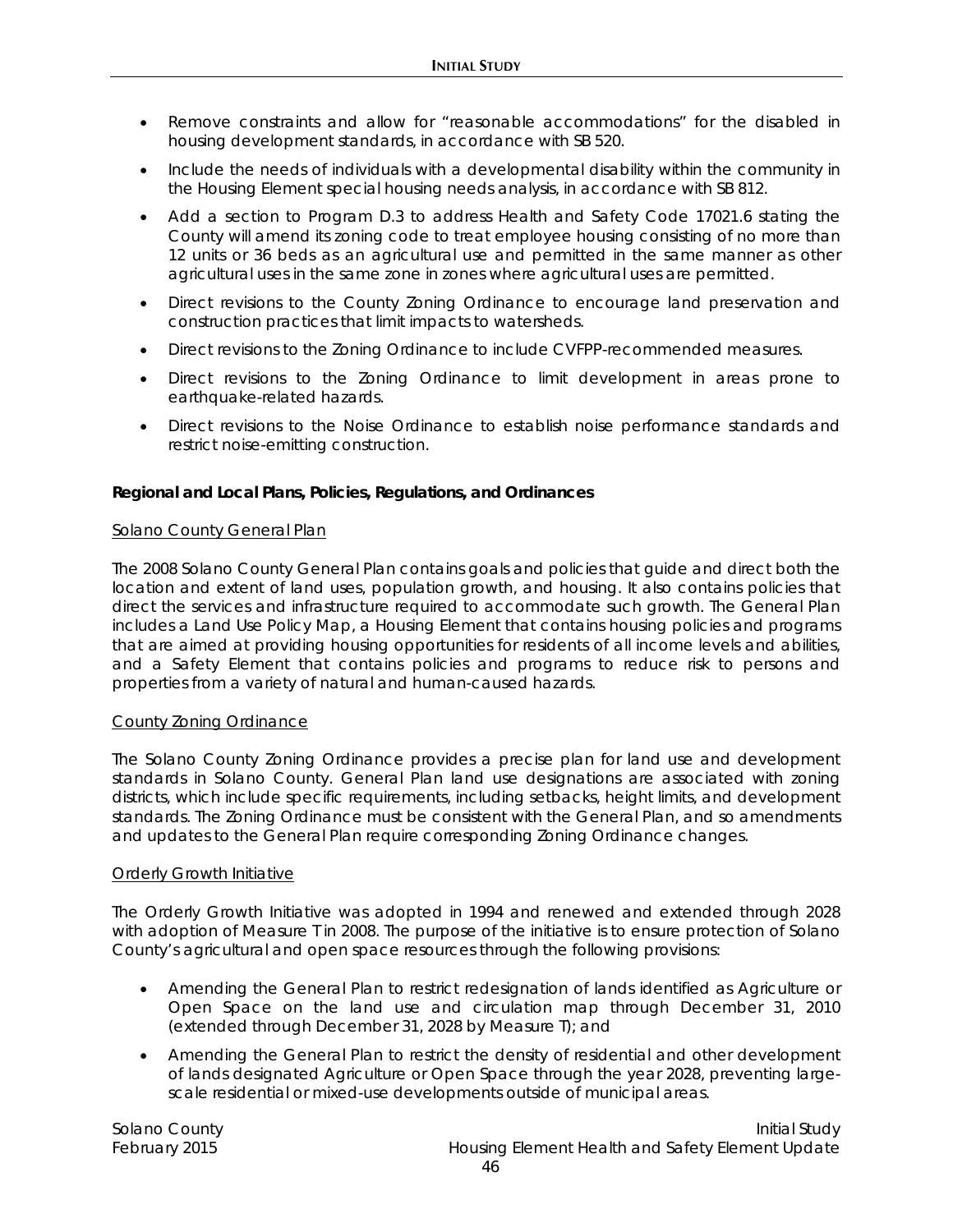- Remove constraints and allow for "reasonable accommodations" for the disabled in housing development standards, in accordance with SB 520.
- Include the needs of individuals with a developmental disability within the community in the Housing Element special housing needs analysis, in accordance with SB 812.
- Add a section to Program D.3 to address Health and Safety Code 17021.6 stating the County will amend its zoning code to treat employee housing consisting of no more than 12 units or 36 beds as an agricultural use and permitted in the same manner as other agricultural uses in the same zone in zones where agricultural uses are permitted.
- Direct revisions to the County Zoning Ordinance to encourage land preservation and construction practices that limit impacts to watersheds.
- Direct revisions to the Zoning Ordinance to include CVFPP-recommended measures.
- Direct revisions to the Zoning Ordinance to limit development in areas prone to earthquake-related hazards.
- Direct revisions to the Noise Ordinance to establish noise performance standards and restrict noise-emitting construction.

**Regional and Local Plans, Policies, Regulations, and Ordinances**

Solano County General Plan

The 2008 Solano County General Plan contains goals and policies that guide and direct both the location and extent of land uses, population growth, and housing. It also contains policies that direct the services and infrastructure required to accommodate such growth. The General Plan includes a Land Use Policy Map, a Housing Element that contains housing policies and programs that are aimed at providing housing opportunities for residents of all income levels and abilities, and a Safety Element that contains policies and programs to reduce risk to persons and properties from a variety of natural and human-caused hazards.

County Zoning Ordinance

The Solano County Zoning Ordinance provides a precise plan for land use and development standards in Solano County. General Plan land use designations are associated with zoning districts, which include specific requirements, including setbacks, height limits, and development standards. The Zoning Ordinance must be consistent with the General Plan, and so amendments and updates to the General Plan require corresponding Zoning Ordinance changes.

Orderly Growth Initiative

The Orderly Growth Initiative was adopted in 1994 and renewed and extended through 2028 with adoption of Measure T in 2008. The purpose of the initiative is to ensure protection of Solano County's agricultural and open space resources through the following provisions:

- Amending the General Plan to restrict redesignation of lands identified as Agriculture or Open Space on the land use and circulation map through December 31, 2010 (extended through December 31, 2028 by Measure T); and
- Amending the General Plan to restrict the density of residential and other development of lands designated Agriculture or Open Space through the year 2028, preventing large-scale residential or mixed-use developments outside of municipal areas.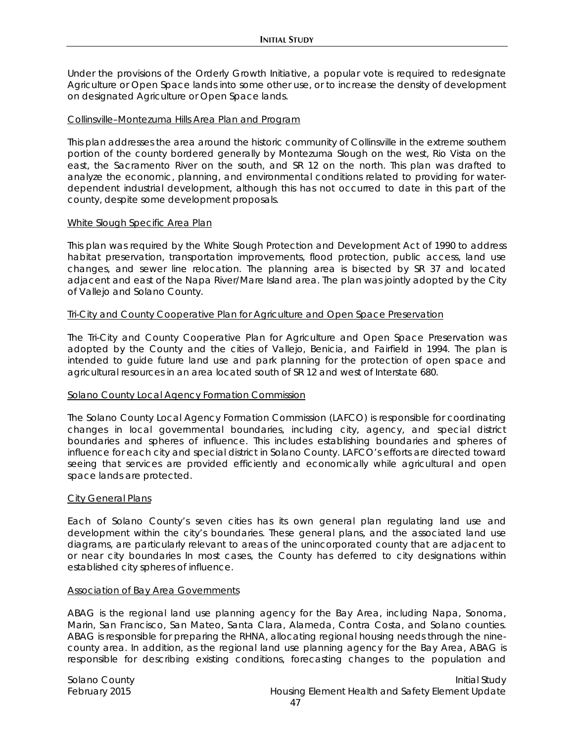Under the provisions of the Orderly Growth Initiative, a popular vote is required to redesignate Agriculture or Open Space lands into some other use, or to increase the density of development on designated Agriculture or Open Space lands.

<u>Collinsville–Montezuma Hills Area Plan and Program</u>

This plan addresses the area around the historic community of Collinsville in the extreme southern portion of the county bordered generally by Montezuma Slough on the west, Rio Vista on the east, the Sacramento River on the south, and SR 12 on the north. This plan was drafted to analyze the economic, planning, and environmental conditions related to providing for water-dependent industrial development, although this has not occurred to date in this part of the county, despite some development proposals.

<u>White Slough Specific Area Plan</u>

This plan was required by the White Slough Protection and Development Act of 1990 to address habitat preservation, transportation improvements, flood protection, public access, land use changes, and sewer line relocation. The planning area is bisected by SR 37 and located adjacent and east of the Napa River/Mare Island area. The plan was jointly adopted by the City of Vallejo and Solano County.

<u>Tri-City and County Cooperative Plan for Agriculture and Open Space Preservation</u>

The Tri-City and County Cooperative Plan for Agriculture and Open Space Preservation was adopted by the County and the cities of Vallejo, Benicia, and Fairfield in 1994. The plan is intended to guide future land use and park planning for the protection of open space and agricultural resources in an area located south of SR 12 and west of Interstate 680.

<u>Solano County Local Agency Formation Commission</u>

The Solano County Local Agency Formation Commission (LAFCO) is responsible for coordinating changes in local governmental boundaries, including city, agency, and special district boundaries and spheres of influence. This includes establishing boundaries and spheres of influence for each city and special district in Solano County. LAFCO's efforts are directed toward seeing that services are provided efficiently and economically while agricultural and open space lands are protected.

<u>City General Plans</u>

Each of Solano County's seven cities has its own general plan regulating land use and development within the city's boundaries. These general plans, and the associated land use diagrams, are particularly relevant to areas of the unincorporated county that are adjacent to or near city boundaries In most cases, the County has deferred to city designations within established city spheres of influence.

<u>Association of Bay Area Governments</u>

ABAG is the regional land use planning agency for the Bay Area, including Napa, Sonoma, Marin, San Francisco, San Mateo, Santa Clara, Alameda, Contra Costa, and Solano counties. ABAG is responsible for preparing the RHNA, allocating regional housing needs through the nine-county area. In addition, as the regional land use planning agency for the Bay Area, ABAG is responsible for describing existing conditions, forecasting changes to the population and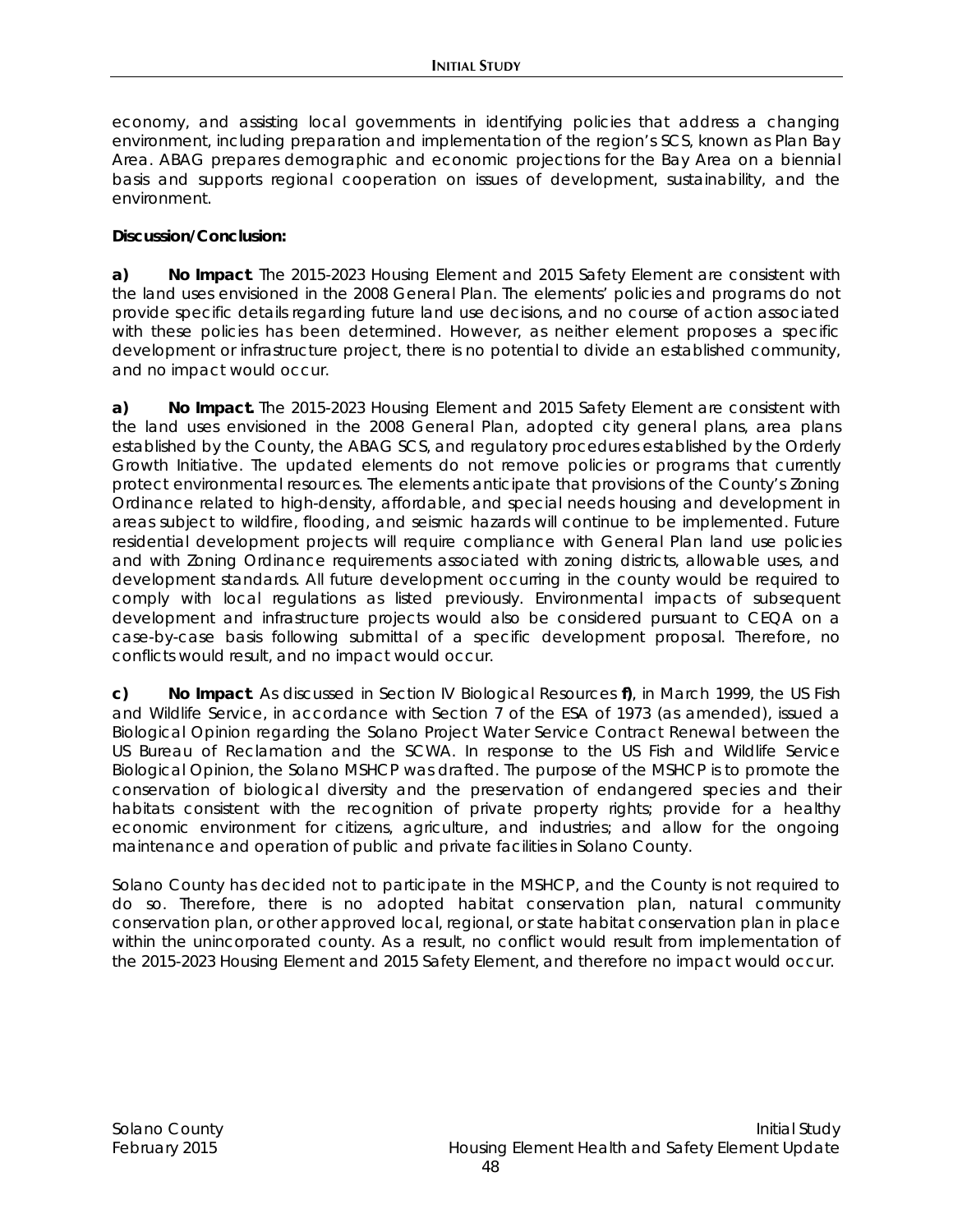economy, and assisting local governments in identifying policies that address a changing environment, including preparation and implementation of the region's SCS, known as Plan Bay Area. ABAG prepares demographic and economic projections for the Bay Area on a biennial basis and supports regional cooperation on issues of development, sustainability, and the environment.

**Discussion/Conclusion:**

**a) No Impact**. The 2015-2023 Housing Element and 2015 Safety Element are consistent with the land uses envisioned in the 2008 General Plan. The elements' policies and programs do not provide specific details regarding future land use decisions, and no course of action associated with these policies has been determined. However, as neither element proposes a specific development or infrastructure project, there is no potential to divide an established community, and no impact would occur.

**a) No Impact.** The 2015-2023 Housing Element and 2015 Safety Element are consistent with the land uses envisioned in the 2008 General Plan, adopted city general plans, area plans established by the County, the ABAG SCS, and regulatory procedures established by the Orderly Growth Initiative. The updated elements do not remove policies or programs that currently protect environmental resources. The elements anticipate that provisions of the County's Zoning Ordinance related to high-density, affordable, and special needs housing and development in areas subject to wildfire, flooding, and seismic hazards will continue to be implemented. Future residential development projects will require compliance with General Plan land use policies and with Zoning Ordinance requirements associated with zoning districts, allowable uses, and development standards. All future development occurring in the county would be required to comply with local regulations as listed previously. Environmental impacts of subsequent development and infrastructure projects would also be considered pursuant to CEQA on a case-by-case basis following submittal of a specific development proposal. Therefore, no conflicts would result, and no impact would occur.

**c) No Impact**. As discussed in Section IV Biological Resources **f)**, in March 1999, the US Fish and Wildlife Service, in accordance with Section 7 of the ESA of 1973 (as amended), issued a Biological Opinion regarding the Solano Project Water Service Contract Renewal between the US Bureau of Reclamation and the SCWA. In response to the US Fish and Wildlife Service Biological Opinion, the Solano MSHCP was drafted. The purpose of the MSHCP is to promote the conservation of biological diversity and the preservation of endangered species and their habitats consistent with the recognition of private property rights; provide for a healthy economic environment for citizens, agriculture, and industries; and allow for the ongoing maintenance and operation of public and private facilities in Solano County.

Solano County has decided not to participate in the MSHCP, and the County is not required to do so. Therefore, there is no adopted habitat conservation plan, natural community conservation plan, or other approved local, regional, or state habitat conservation plan in place within the unincorporated county. As a result, no conflict would result from implementation of the 2015-2023 Housing Element and 2015 Safety Element, and therefore no impact would occur.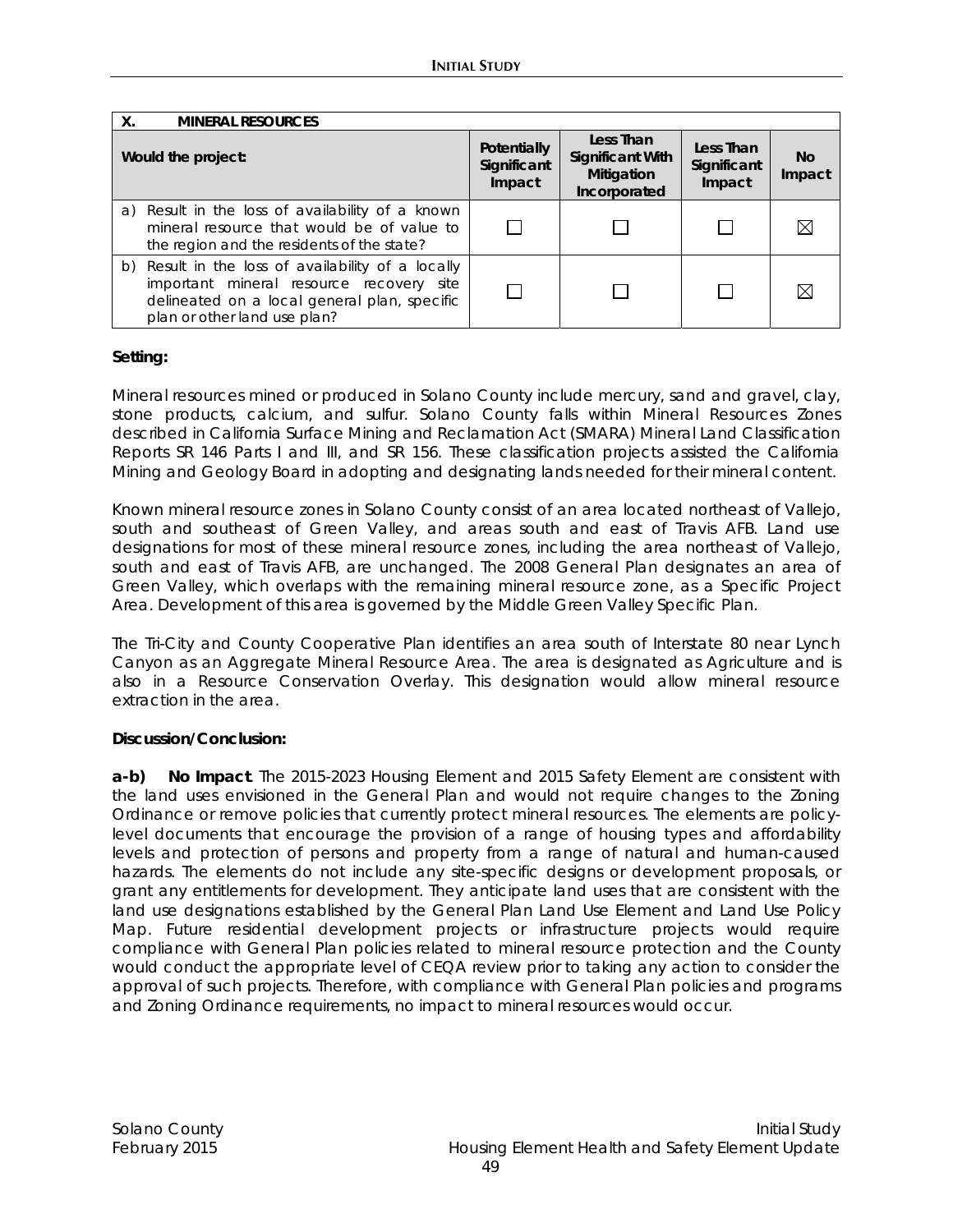| X. MINERAL RESOURCES | | | | |
|---|---|---|---|---|
| Would the project: | Potentially Significant Impact | Less Than Significant With Mitigation Incorporated | Less Than Significant Impact | No Impact |
| a) Result in the loss of availability of a known mineral resource that would be of value to the region and the residents of the state? | ☐ | ☐ | ☐ | ☒ |
| b) Result in the loss of availability of a locally important mineral resource recovery site delineated on a local general plan, specific plan or other land use plan? | ☐ | ☐ | ☐ | ☒ |

**Setting:**

Mineral resources mined or produced in Solano County include mercury, sand and gravel, clay, stone products, calcium, and sulfur. Solano County falls within Mineral Resources Zones described in California Surface Mining and Reclamation Act (SMARA) Mineral Land Classification Reports SR 146 Parts I and III, and SR 156. These classification projects assisted the California Mining and Geology Board in adopting and designating lands needed for their mineral content.

Known mineral resource zones in Solano County consist of an area located northeast of Vallejo, south and southeast of Green Valley, and areas south and east of Travis AFB. Land use designations for most of these mineral resource zones, including the area northeast of Vallejo, south and east of Travis AFB, are unchanged. The 2008 General Plan designates an area of Green Valley, which overlaps with the remaining mineral resource zone, as a Specific Project Area. Development of this area is governed by the Middle Green Valley Specific Plan.

The Tri-City and County Cooperative Plan identifies an area south of Interstate 80 near Lynch Canyon as an Aggregate Mineral Resource Area. The area is designated as Agriculture and is also in a Resource Conservation Overlay. This designation would allow mineral resource extraction in the area.

**Discussion/Conclusion:**

**a-b) No Impact**. The 2015-2023 Housing Element and 2015 Safety Element are consistent with the land uses envisioned in the General Plan and would not require changes to the Zoning Ordinance or remove policies that currently protect mineral resources. The elements are policy-level documents that encourage the provision of a range of housing types and affordability levels and protection of persons and property from a range of natural and human-caused hazards. The elements do not include any site-specific designs or development proposals, or grant any entitlements for development. They anticipate land uses that are consistent with the land use designations established by the General Plan Land Use Element and Land Use Policy Map. Future residential development projects or infrastructure projects would require compliance with General Plan policies related to mineral resource protection and the County would conduct the appropriate level of CEQA review prior to taking any action to consider the approval of such projects. Therefore, with compliance with General Plan policies and programs and Zoning Ordinance requirements, no impact to mineral resources would occur.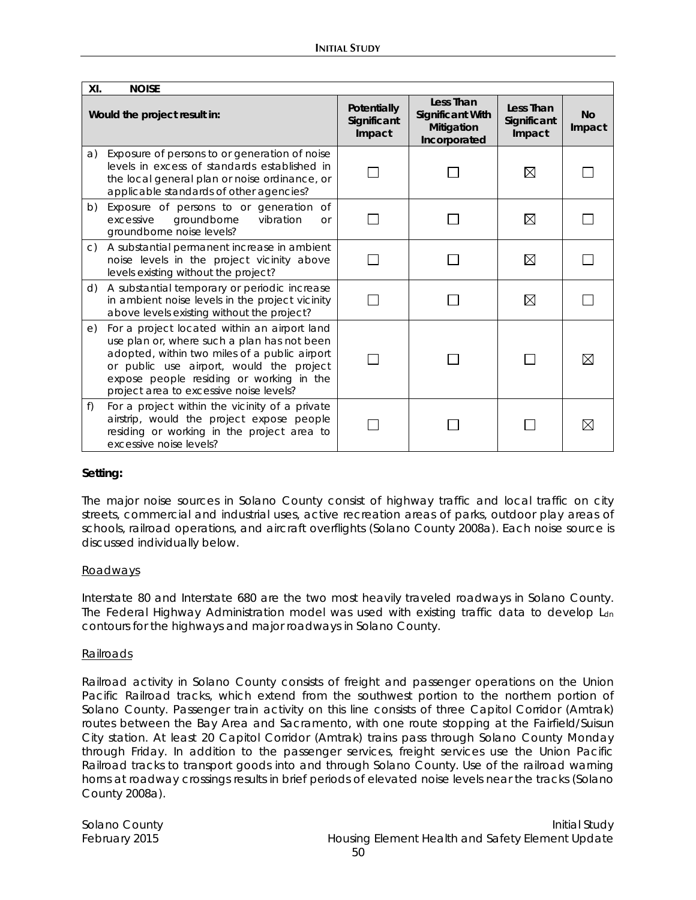| XI. NOISE | | | | |
|---|---|---|---|---|
| **Would the project result in:** | **Potentially Significant Impact** | **Less Than Significant With Mitigation Incorporated** | **Less Than Significant Impact** | **No Impact** |
| a) Exposure of persons to or generation of noise levels in excess of standards established in the local general plan or noise ordinance, or applicable standards of other agencies? | ☐ | ☐ | ☒ | ☐ |
| b) Exposure of persons to or generation of excessive groundborne vibration or groundborne noise levels? | ☐ | ☐ | ☒ | ☐ |
| c) A substantial permanent increase in ambient noise levels in the project vicinity above levels existing without the project? | ☐ | ☐ | ☒ | ☐ |
| d) A substantial temporary or periodic increase in ambient noise levels in the project vicinity above levels existing without the project? | ☐ | ☐ | ☒ | ☐ |
| e) For a project located within an airport land use plan or, where such a plan has not been adopted, within two miles of a public airport or public use airport, would the project expose people residing or working in the project area to excessive noise levels? | ☐ | ☐ | ☐ | ☒ |
| f) For a project within the vicinity of a private airstrip, would the project expose people residing or working in the project area to excessive noise levels? | ☐ | ☐ | ☐ | ☒ |

**Setting:**

The major noise sources in Solano County consist of highway traffic and local traffic on city streets, commercial and industrial uses, active recreation areas of parks, outdoor play areas of schools, railroad operations, and aircraft overflights (Solano County 2008a). Each noise source is discussed individually below.

<u>Roadways</u>

Interstate 80 and Interstate 680 are the two most heavily traveled roadways in Solano County. The Federal Highway Administration model was used with existing traffic data to develop $L_{dn}$ contours for the highways and major roadways in Solano County.

<u>Railroads</u>

Railroad activity in Solano County consists of freight and passenger operations on the Union Pacific Railroad tracks, which extend from the southwest portion to the northern portion of Solano County. Passenger train activity on this line consists of three Capitol Corridor (Amtrak) routes between the Bay Area and Sacramento, with one route stopping at the Fairfield/Suisun City station. At least 20 Capitol Corridor (Amtrak) trains pass through Solano County Monday through Friday. In addition to the passenger services, freight services use the Union Pacific Railroad tracks to transport goods into and through Solano County. Use of the railroad warning horns at roadway crossings results in brief periods of elevated noise levels near the tracks (Solano County 2008a).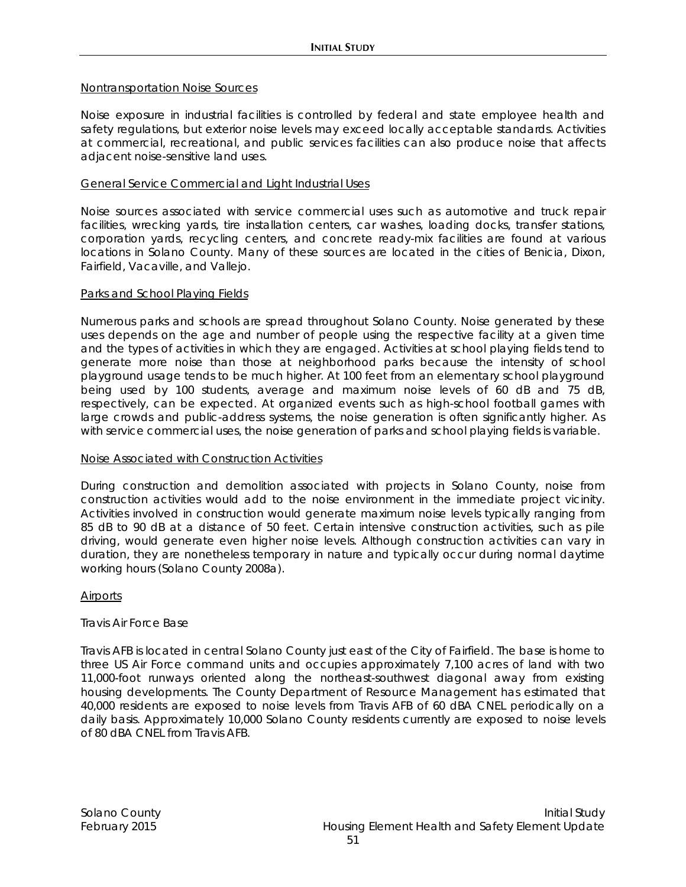Nontransportation Noise Sources

Noise exposure in industrial facilities is controlled by federal and state employee health and safety regulations, but exterior noise levels may exceed locally acceptable standards. Activities at commercial, recreational, and public services facilities can also produce noise that affects adjacent noise-sensitive land uses.

General Service Commercial and Light Industrial Uses

Noise sources associated with service commercial uses such as automotive and truck repair facilities, wrecking yards, tire installation centers, car washes, loading docks, transfer stations, corporation yards, recycling centers, and concrete ready-mix facilities are found at various locations in Solano County. Many of these sources are located in the cities of Benicia, Dixon, Fairfield, Vacaville, and Vallejo.

Parks and School Playing Fields

Numerous parks and schools are spread throughout Solano County. Noise generated by these uses depends on the age and number of people using the respective facility at a given time and the types of activities in which they are engaged. Activities at school playing fields tend to generate more noise than those at neighborhood parks because the intensity of school playground usage tends to be much higher. At 100 feet from an elementary school playground being used by 100 students, average and maximum noise levels of 60 dB and 75 dB, respectively, can be expected. At organized events such as high-school football games with large crowds and public-address systems, the noise generation is often significantly higher. As with service commercial uses, the noise generation of parks and school playing fields is variable.

Noise Associated with Construction Activities

During construction and demolition associated with projects in Solano County, noise from construction activities would add to the noise environment in the immediate project vicinity. Activities involved in construction would generate maximum noise levels typically ranging from 85 dB to 90 dB at a distance of 50 feet. Certain intensive construction activities, such as pile driving, would generate even higher noise levels. Although construction activities can vary in duration, they are nonetheless temporary in nature and typically occur during normal daytime working hours (Solano County 2008a).

Airports

*Travis Air Force Base*

Travis AFB is located in central Solano County just east of the City of Fairfield. The base is home to three US Air Force command units and occupies approximately 7,100 acres of land with two 11,000-foot runways oriented along the northeast-southwest diagonal away from existing housing developments. The County Department of Resource Management has estimated that 40,000 residents are exposed to noise levels from Travis AFB of 60 dBA CNEL periodically on a daily basis. Approximately 10,000 Solano County residents currently are exposed to noise levels of 80 dBA CNEL from Travis AFB.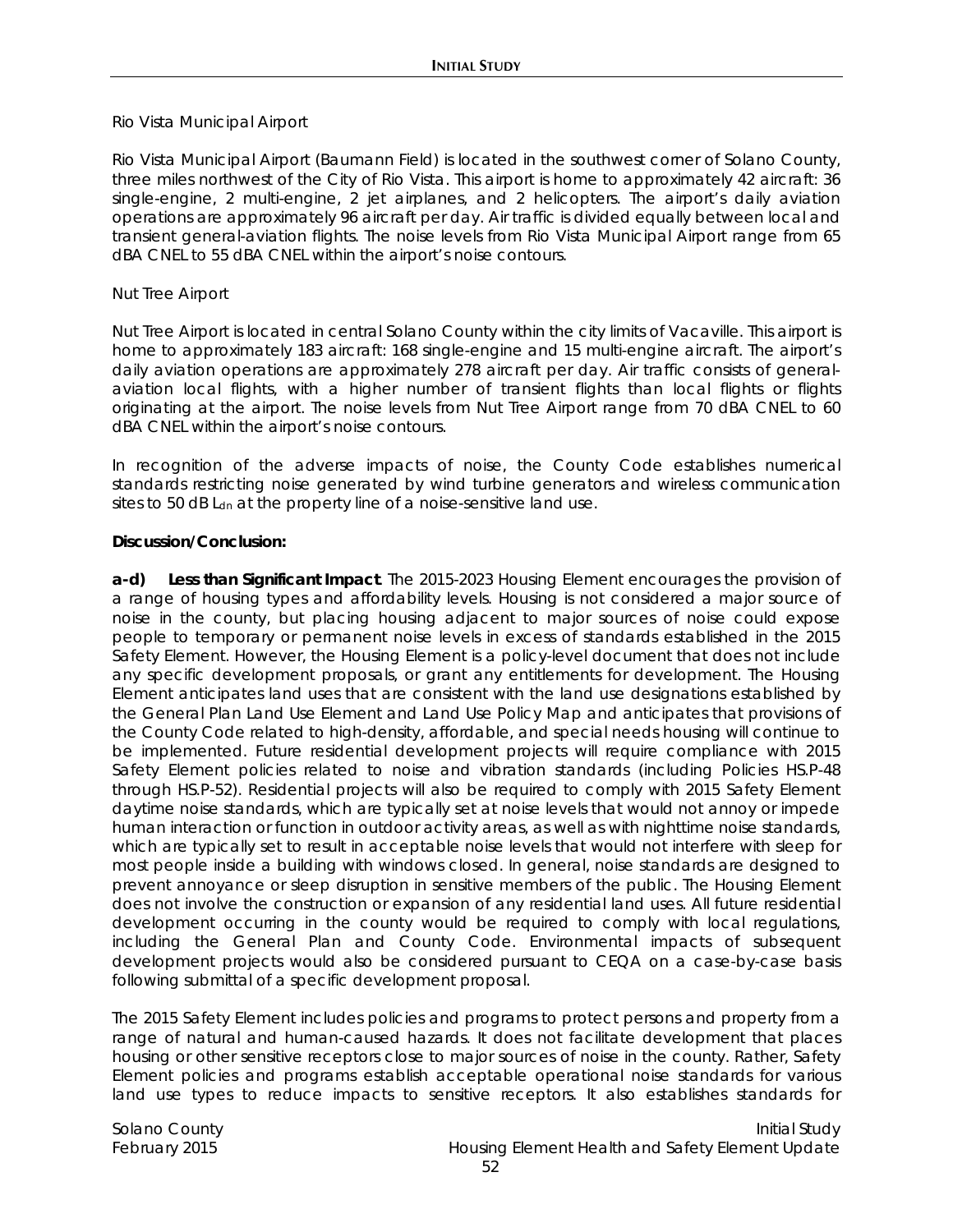Rio Vista Municipal Airport

Rio Vista Municipal Airport (Baumann Field) is located in the southwest corner of Solano County, three miles northwest of the City of Rio Vista. This airport is home to approximately 42 aircraft: 36 single-engine, 2 multi-engine, 2 jet airplanes, and 2 helicopters. The airport's daily aviation operations are approximately 96 aircraft per day. Air traffic is divided equally between local and transient general-aviation flights. The noise levels from Rio Vista Municipal Airport range from 65 dBA CNEL to 55 dBA CNEL within the airport's noise contours.

Nut Tree Airport

Nut Tree Airport is located in central Solano County within the city limits of Vacaville. This airport is home to approximately 183 aircraft: 168 single-engine and 15 multi-engine aircraft. The airport's daily aviation operations are approximately 278 aircraft per day. Air traffic consists of general-aviation local flights, with a higher number of transient flights than local flights or flights originating at the airport. The noise levels from Nut Tree Airport range from 70 dBA CNEL to 60 dBA CNEL within the airport's noise contours.

In recognition of the adverse impacts of noise, the County Code establishes numerical standards restricting noise generated by wind turbine generators and wireless communication sites to 50 dB $L_{dn}$ at the property line of a noise-sensitive land use.

**Discussion/Conclusion:**

**a-d) Less than Significant Impact**. The 2015-2023 Housing Element encourages the provision of a range of housing types and affordability levels. Housing is not considered a major source of noise in the county, but placing housing adjacent to major sources of noise could expose people to temporary or permanent noise levels in excess of standards established in the 2015 Safety Element. However, the Housing Element is a policy-level document that does not include any specific development proposals, or grant any entitlements for development. The Housing Element anticipates land uses that are consistent with the land use designations established by the General Plan Land Use Element and Land Use Policy Map and anticipates that provisions of the County Code related to high-density, affordable, and special needs housing will continue to be implemented. Future residential development projects will require compliance with 2015 Safety Element policies related to noise and vibration standards (including Policies HS.P-48 through HS.P-52). Residential projects will also be required to comply with 2015 Safety Element daytime noise standards, which are typically set at noise levels that would not annoy or impede human interaction or function in outdoor activity areas, as well as with nighttime noise standards, which are typically set to result in acceptable noise levels that would not interfere with sleep for most people inside a building with windows closed. In general, noise standards are designed to prevent annoyance or sleep disruption in sensitive members of the public. The Housing Element does not involve the construction or expansion of any residential land uses. All future residential development occurring in the county would be required to comply with local regulations, including the General Plan and County Code. Environmental impacts of subsequent development projects would also be considered pursuant to CEQA on a case-by-case basis following submittal of a specific development proposal.

The 2015 Safety Element includes policies and programs to protect persons and property from a range of natural and human-caused hazards. It does not facilitate development that places housing or other sensitive receptors close to major sources of noise in the county. Rather, Safety Element policies and programs establish acceptable operational noise standards for various land use types to reduce impacts to sensitive receptors. It also establishes standards for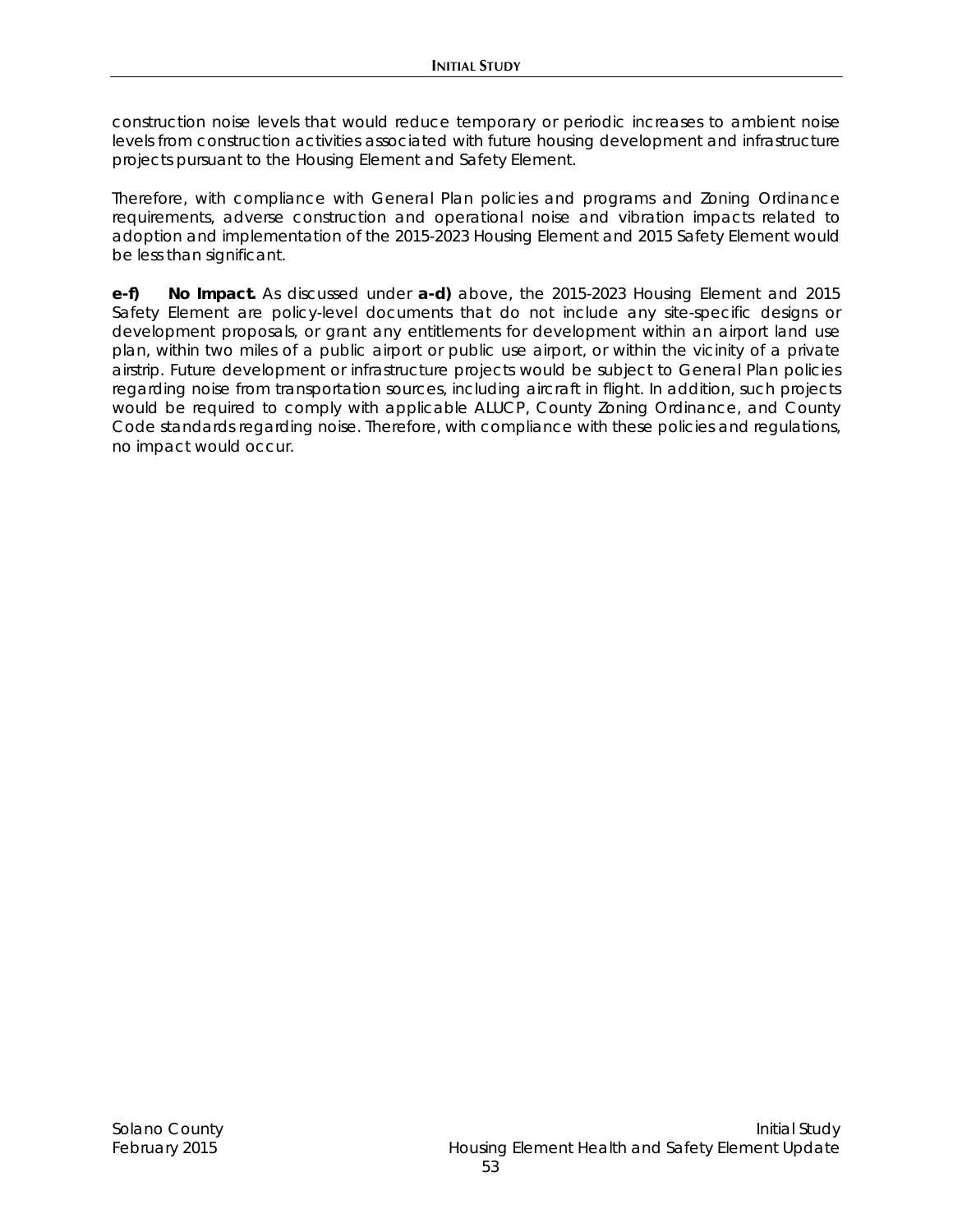construction noise levels that would reduce temporary or periodic increases to ambient noise levels from construction activities associated with future housing development and infrastructure projects pursuant to the Housing Element and Safety Element.

Therefore, with compliance with General Plan policies and programs and Zoning Ordinance requirements, adverse construction and operational noise and vibration impacts related to adoption and implementation of the 2015-2023 Housing Element and 2015 Safety Element would be less than significant.

**e-f) No Impact.** As discussed under **a-d)** above, the 2015-2023 Housing Element and 2015 Safety Element are policy-level documents that do not include any site-specific designs or development proposals, or grant any entitlements for development within an airport land use plan, within two miles of a public airport or public use airport, or within the vicinity of a private airstrip. Future development or infrastructure projects would be subject to General Plan policies regarding noise from transportation sources, including aircraft in flight. In addition, such projects would be required to comply with applicable ALUCP, County Zoning Ordinance, and County Code standards regarding noise. Therefore, with compliance with these policies and regulations, no impact would occur.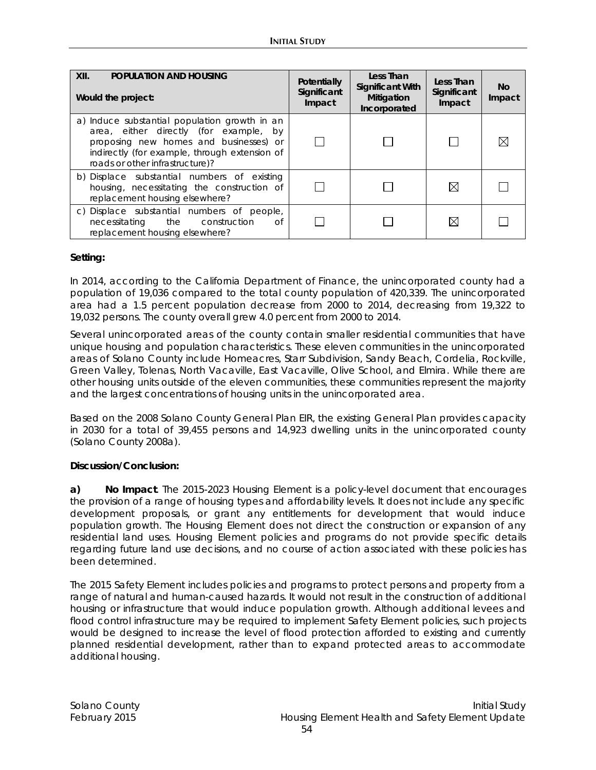| XII. POPULATION AND HOUSING Would the project: | Potentially Significant Impact | Less Than Significant With Mitigation Incorporated | Less Than Significant Impact | No Impact |
|---|---|---|---|---|
| a) Induce substantial population growth in an area, either directly (for example, by proposing new homes and businesses) or indirectly (for example, through extension of roads or other infrastructure)? | ☐ | ☐ | ☐ | ☒ |
| b) Displace substantial numbers of existing housing, necessitating the construction of replacement housing elsewhere? | ☐ | ☐ | ☒ | ☐ |
| c) Displace substantial numbers of people, necessitating the construction of replacement housing elsewhere? | ☐ | ☐ | ☒ | ☐ |

**Setting:**

In 2014, according to the California Department of Finance, the unincorporated county had a population of 19,036 compared to the total county population of 420,339. The unincorporated area had a 1.5 percent population decrease from 2000 to 2014, decreasing from 19,322 to 19,032 persons. The county overall grew 4.0 percent from 2000 to 2014.

Several unincorporated areas of the county contain smaller residential communities that have unique housing and population characteristics. These eleven communities in the unincorporated areas of Solano County include Homeacres, Starr Subdivision, Sandy Beach, Cordelia, Rockville, Green Valley, Tolenas, North Vacaville, East Vacaville, Olive School, and Elmira. While there are other housing units outside of the eleven communities, these communities represent the majority and the largest concentrations of housing units in the unincorporated area.

Based on the 2008 Solano County General Plan EIR, the existing General Plan provides capacity in 2030 for a total of 39,455 persons and 14,923 dwelling units in the unincorporated county (Solano County 2008a).

**Discussion/Conclusion:**

**a) No Impact**. The 2015-2023 Housing Element is a policy-level document that encourages the provision of a range of housing types and affordability levels. It does not include any specific development proposals, or grant any entitlements for development that would induce population growth. The Housing Element does not direct the construction or expansion of any residential land uses. Housing Element policies and programs do not provide specific details regarding future land use decisions, and no course of action associated with these policies has been determined.

The 2015 Safety Element includes policies and programs to protect persons and property from a range of natural and human-caused hazards. It would not result in the construction of additional housing or infrastructure that would induce population growth. Although additional levees and flood control infrastructure may be required to implement Safety Element policies, such projects would be designed to increase the level of flood protection afforded to existing and currently planned residential development, rather than to expand protected areas to accommodate additional housing.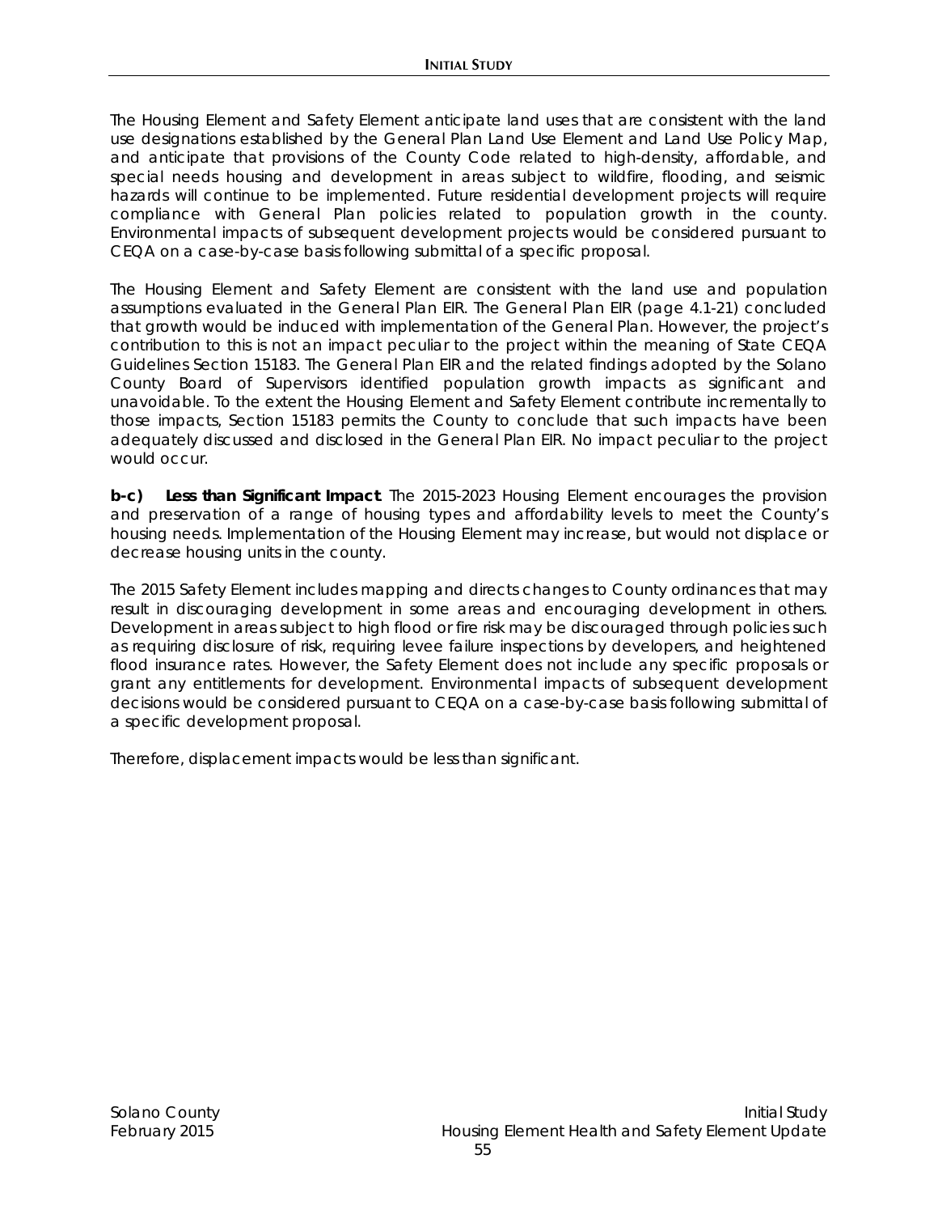The Housing Element and Safety Element anticipate land uses that are consistent with the land use designations established by the General Plan Land Use Element and Land Use Policy Map, and anticipate that provisions of the County Code related to high-density, affordable, and special needs housing and development in areas subject to wildfire, flooding, and seismic hazards will continue to be implemented. Future residential development projects will require compliance with General Plan policies related to population growth in the county. Environmental impacts of subsequent development projects would be considered pursuant to CEQA on a case-by-case basis following submittal of a specific proposal.

The Housing Element and Safety Element are consistent with the land use and population assumptions evaluated in the General Plan EIR. The General Plan EIR (page 4.1-21) concluded that growth would be induced with implementation of the General Plan. However, the project's contribution to this is not an impact peculiar to the project within the meaning of State CEQA Guidelines Section 15183. The General Plan EIR and the related findings adopted by the Solano County Board of Supervisors identified population growth impacts as significant and unavoidable. To the extent the Housing Element and Safety Element contribute incrementally to those impacts, Section 15183 permits the County to conclude that such impacts have been adequately discussed and disclosed in the General Plan EIR. No impact peculiar to the project would occur.

**b-c) *Less than Significant Impact*.** The 2015-2023 Housing Element encourages the provision and preservation of a range of housing types and affordability levels to meet the County's housing needs. Implementation of the Housing Element may increase, but would not displace or decrease housing units in the county.

The 2015 Safety Element includes mapping and directs changes to County ordinances that may result in discouraging development in some areas and encouraging development in others. Development in areas subject to high flood or fire risk may be discouraged through policies such as requiring disclosure of risk, requiring levee failure inspections by developers, and heightened flood insurance rates. However, the Safety Element does not include any specific proposals or grant any entitlements for development. Environmental impacts of subsequent development decisions would be considered pursuant to CEQA on a case-by-case basis following submittal of a specific development proposal.

Therefore, displacement impacts would be less than significant.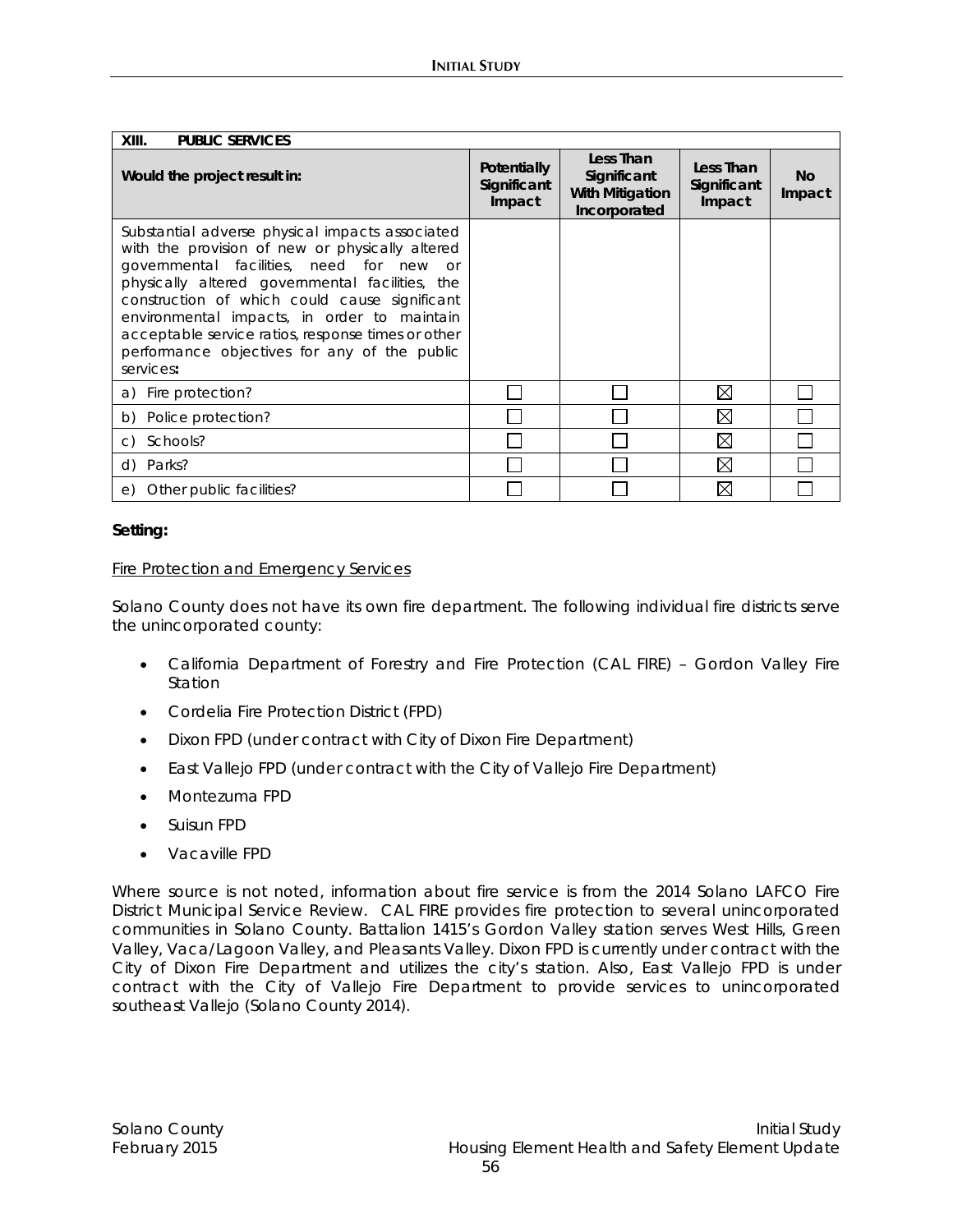| XIII. PUBLIC SERVICES | | | | |
|---|---|---|---|---|
| **Would the project result in:** | **Potentially Significant Impact** | **Less Than Significant With Mitigation Incorporated** | **Less Than Significant Impact** | **No Impact** |
| Substantial adverse physical impacts associated with the provision of new or physically altered governmental facilities, need for new or physically altered governmental facilities, the construction of which could cause significant environmental impacts, in order to maintain acceptable service ratios, response times or other performance objectives for any of the public services**:** | | | | |
| a) Fire protection? | ☐ | ☐ | ☒ | ☐ |
| b) Police protection? | ☐ | ☐ | ☒ | ☐ |
| c) Schools? | ☐ | ☐ | ☒ | ☐ |
| d) Parks? | ☐ | ☐ | ☒ | ☐ |
| e) Other public facilities? | ☐ | ☐ | ☒ | ☐ |

**Setting:**

Fire Protection and Emergency Services

Solano County does not have its own fire department. The following individual fire districts serve the unincorporated county:

- California Department of Forestry and Fire Protection (CAL FIRE) – Gordon Valley Fire Station
- Cordelia Fire Protection District (FPD)
- Dixon FPD (under contract with City of Dixon Fire Department)
- East Vallejo FPD (under contract with the City of Vallejo Fire Department)
- Montezuma FPD
- Suisun FPD
- Vacaville FPD

Where source is not noted, information about fire service is from the 2014 Solano LAFCO Fire District Municipal Service Review. CAL FIRE provides fire protection to several unincorporated communities in Solano County. Battalion 1415's Gordon Valley station serves West Hills, Green Valley, Vaca/Lagoon Valley, and Pleasants Valley. Dixon FPD is currently under contract with the City of Dixon Fire Department and utilizes the city's station. Also, East Vallejo FPD is under contract with the City of Vallejo Fire Department to provide services to unincorporated southeast Vallejo (Solano County 2014).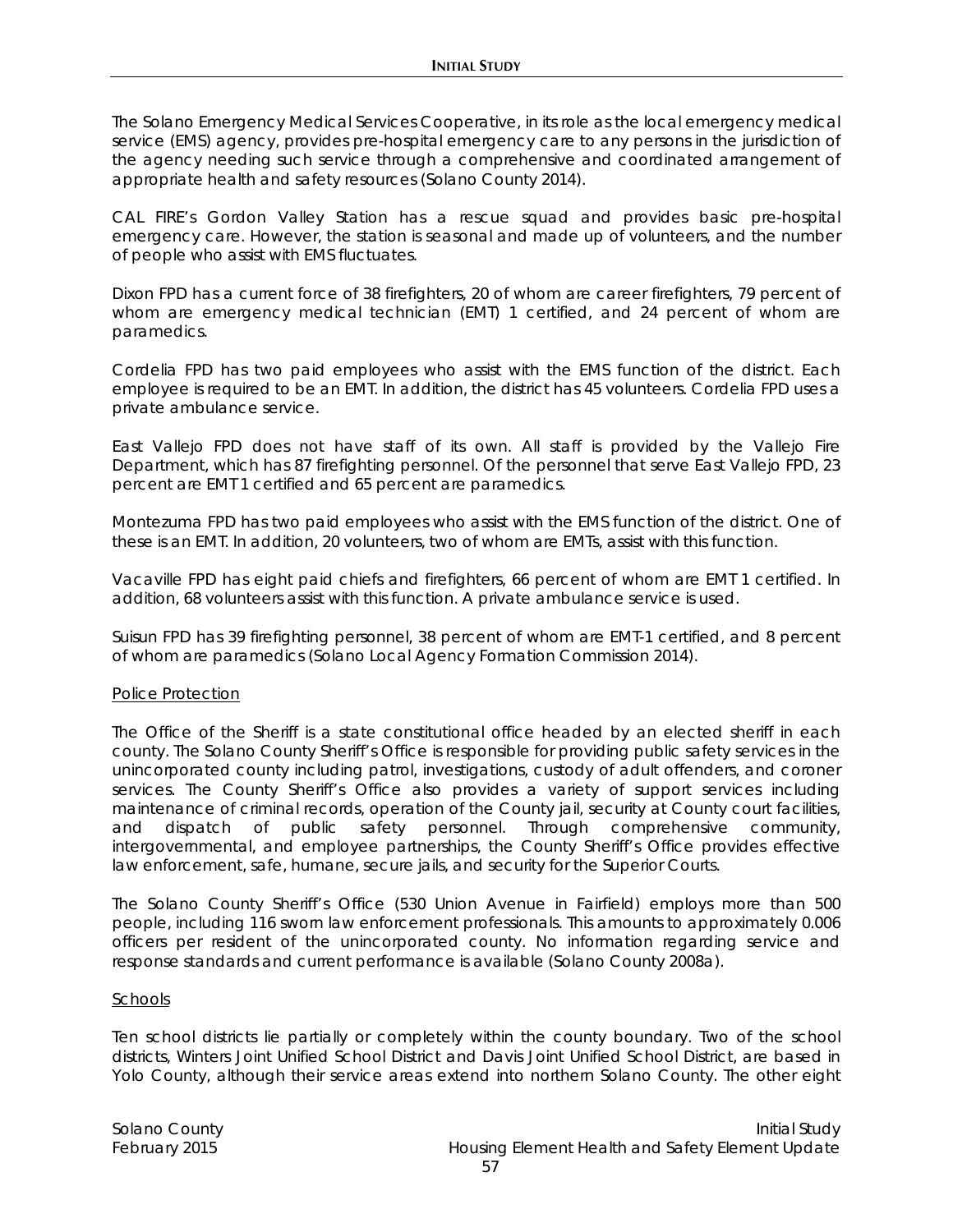The Solano Emergency Medical Services Cooperative, in its role as the local emergency medical service (EMS) agency, provides pre-hospital emergency care to any persons in the jurisdiction of the agency needing such service through a comprehensive and coordinated arrangement of appropriate health and safety resources (Solano County 2014).

CAL FIRE's Gordon Valley Station has a rescue squad and provides basic pre-hospital emergency care. However, the station is seasonal and made up of volunteers, and the number of people who assist with EMS fluctuates.

Dixon FPD has a current force of 38 firefighters, 20 of whom are career firefighters, 79 percent of whom are emergency medical technician (EMT) 1 certified, and 24 percent of whom are paramedics.

Cordelia FPD has two paid employees who assist with the EMS function of the district. Each employee is required to be an EMT. In addition, the district has 45 volunteers. Cordelia FPD uses a private ambulance service.

East Vallejo FPD does not have staff of its own. All staff is provided by the Vallejo Fire Department, which has 87 firefighting personnel. Of the personnel that serve East Vallejo FPD, 23 percent are EMT 1 certified and 65 percent are paramedics.

Montezuma FPD has two paid employees who assist with the EMS function of the district. One of these is an EMT. In addition, 20 volunteers, two of whom are EMTs, assist with this function.

Vacaville FPD has eight paid chiefs and firefighters, 66 percent of whom are EMT 1 certified. In addition, 68 volunteers assist with this function. A private ambulance service is used.

Suisun FPD has 39 firefighting personnel, 38 percent of whom are EMT-1 certified, and 8 percent of whom are paramedics (Solano Local Agency Formation Commission 2014).

#### Police Protection

The Office of the Sheriff is a state constitutional office headed by an elected sheriff in each county. The Solano County Sheriff's Office is responsible for providing public safety services in the unincorporated county including patrol, investigations, custody of adult offenders, and coroner services. The County Sheriff's Office also provides a variety of support services including maintenance of criminal records, operation of the County jail, security at County court facilities, and dispatch of public safety personnel. Through comprehensive community, intergovernmental, and employee partnerships, the County Sheriff's Office provides effective law enforcement, safe, humane, secure jails, and security for the Superior Courts.

The Solano County Sheriff's Office (530 Union Avenue in Fairfield) employs more than 500 people, including 116 sworn law enforcement professionals. This amounts to approximately 0.006 officers per resident of the unincorporated county. No information regarding service and response standards and current performance is available (Solano County 2008a).

#### Schools

Ten school districts lie partially or completely within the county boundary. Two of the school districts, Winters Joint Unified School District and Davis Joint Unified School District, are based in Yolo County, although their service areas extend into northern Solano County. The other eight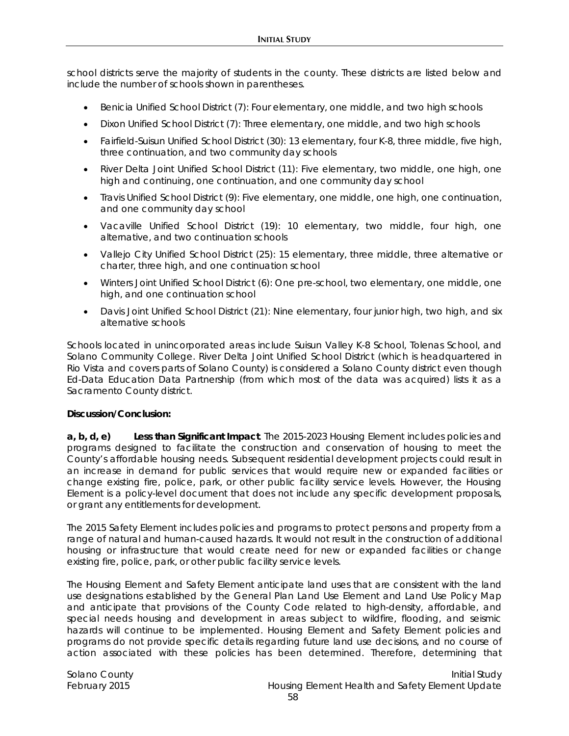school districts serve the majority of students in the county. These districts are listed below and include the number of schools shown in parentheses.

- Benicia Unified School District (7): Four elementary, one middle, and two high schools
- Dixon Unified School District (7): Three elementary, one middle, and two high schools
- Fairfield-Suisun Unified School District (30): 13 elementary, four K-8, three middle, five high, three continuation, and two community day schools
- River Delta Joint Unified School District (11): Five elementary, two middle, one high, one high and continuing, one continuation, and one community day school
- Travis Unified School District (9): Five elementary, one middle, one high, one continuation, and one community day school
- Vacaville Unified School District (19): 10 elementary, two middle, four high, one alternative, and two continuation schools
- Vallejo City Unified School District (25): 15 elementary, three middle, three alternative or charter, three high, and one continuation school
- Winters Joint Unified School District (6): One pre-school, two elementary, one middle, one high, and one continuation school
- Davis Joint Unified School District (21): Nine elementary, four junior high, two high, and six alternative schools

Schools located in unincorporated areas include Suisun Valley K-8 School, Tolenas School, and Solano Community College. River Delta Joint Unified School District (which is headquartered in Rio Vista and covers parts of Solano County) is considered a Solano County district even though Ed-Data Education Data Partnership (from which most of the data was acquired) lists it as a Sacramento County district.

**Discussion/Conclusion:**

**a, b, d, e) *Less than Significant Impact*.** The 2015-2023 Housing Element includes policies and programs designed to facilitate the construction and conservation of housing to meet the County's affordable housing needs. Subsequent residential development projects could result in an increase in demand for public services that would require new or expanded facilities or change existing fire, police, park, or other public facility service levels. However, the Housing Element is a policy-level document that does not include any specific development proposals, or grant any entitlements for development.

The 2015 Safety Element includes policies and programs to protect persons and property from a range of natural and human-caused hazards. It would not result in the construction of additional housing or infrastructure that would create need for new or expanded facilities or change existing fire, police, park, or other public facility service levels.

The Housing Element and Safety Element anticipate land uses that are consistent with the land use designations established by the General Plan Land Use Element and Land Use Policy Map and anticipate that provisions of the County Code related to high-density, affordable, and special needs housing and development in areas subject to wildfire, flooding, and seismic hazards will continue to be implemented. Housing Element and Safety Element policies and programs do not provide specific details regarding future land use decisions, and no course of action associated with these policies has been determined. Therefore, determining that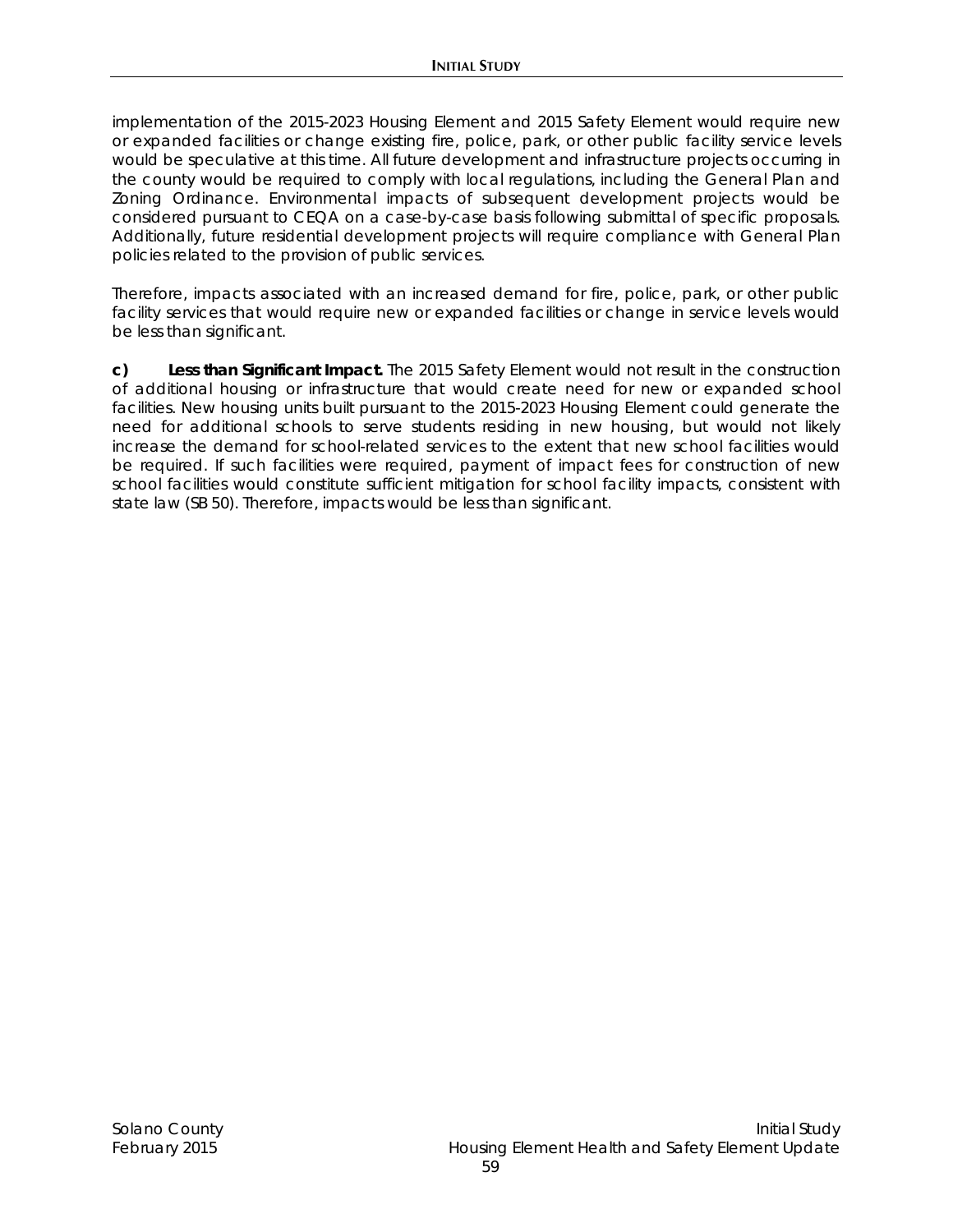implementation of the 2015-2023 Housing Element and 2015 Safety Element would require new or expanded facilities or change existing fire, police, park, or other public facility service levels would be speculative at this time. All future development and infrastructure projects occurring in the county would be required to comply with local regulations, including the General Plan and Zoning Ordinance. Environmental impacts of subsequent development projects would be considered pursuant to CEQA on a case-by-case basis following submittal of specific proposals. Additionally, future residential development projects will require compliance with General Plan policies related to the provision of public services.

Therefore, impacts associated with an increased demand for fire, police, park, or other public facility services that would require new or expanded facilities or change in service levels would be less than significant.

**c) Less than Significant Impact.** The 2015 Safety Element would not result in the construction of additional housing or infrastructure that would create need for new or expanded school facilities. New housing units built pursuant to the 2015-2023 Housing Element could generate the need for additional schools to serve students residing in new housing, but would not likely increase the demand for school-related services to the extent that new school facilities would be required. If such facilities were required, payment of impact fees for construction of new school facilities would constitute sufficient mitigation for school facility impacts, consistent with state law (SB 50). Therefore, impacts would be less than significant.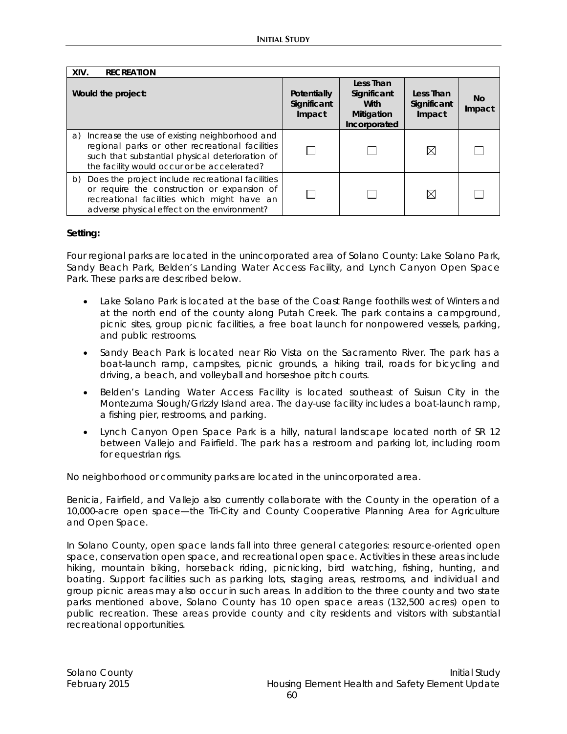| XIV. RECREATION | | | | |
|---|---|---|---|---|
| **Would the project:** | **Potentially Significant Impact** | **Less Than Significant With Mitigation Incorporated** | **Less Than Significant Impact** | **No Impact** |
| a) Increase the use of existing neighborhood and regional parks or other recreational facilities such that substantial physical deterioration of the facility would occur or be accelerated? | ☐ | ☐ | ☒ | ☐ |
| b) Does the project include recreational facilities or require the construction or expansion of recreational facilities which might have an adverse physical effect on the environment? | ☐ | ☐ | ☒ | ☐ |

**Setting:**

Four regional parks are located in the unincorporated area of Solano County: Lake Solano Park, Sandy Beach Park, Belden's Landing Water Access Facility, and Lynch Canyon Open Space Park. These parks are described below.

- Lake Solano Park is located at the base of the Coast Range foothills west of Winters and at the north end of the county along Putah Creek. The park contains a campground, picnic sites, group picnic facilities, a free boat launch for nonpowered vessels, parking, and public restrooms.
- Sandy Beach Park is located near Rio Vista on the Sacramento River. The park has a boat-launch ramp, campsites, picnic grounds, a hiking trail, roads for bicycling and driving, a beach, and volleyball and horseshoe pitch courts.
- Belden's Landing Water Access Facility is located southeast of Suisun City in the Montezuma Slough/Grizzly Island area. The day-use facility includes a boat-launch ramp, a fishing pier, restrooms, and parking.
- Lynch Canyon Open Space Park is a hilly, natural landscape located north of SR 12 between Vallejo and Fairfield. The park has a restroom and parking lot, including room for equestrian rigs.

No neighborhood or community parks are located in the unincorporated area.

Benicia, Fairfield, and Vallejo also currently collaborate with the County in the operation of a 10,000-acre open space—the Tri-City and County Cooperative Planning Area for Agriculture and Open Space.

In Solano County, open space lands fall into three general categories: resource-oriented open space, conservation open space, and recreational open space. Activities in these areas include hiking, mountain biking, horseback riding, picnicking, bird watching, fishing, hunting, and boating. Support facilities such as parking lots, staging areas, restrooms, and individual and group picnic areas may also occur in such areas. In addition to the three county and two state parks mentioned above, Solano County has 10 open space areas (132,500 acres) open to public recreation. These areas provide county and city residents and visitors with substantial recreational opportunities.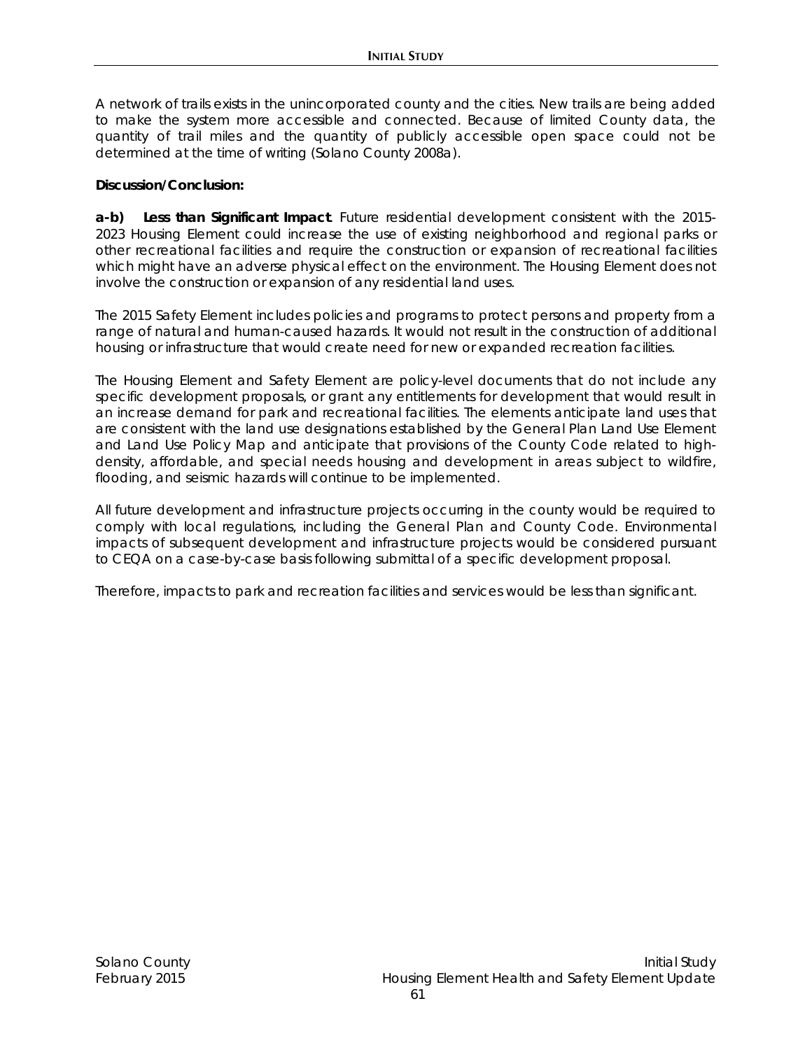A network of trails exists in the unincorporated county and the cities. New trails are being added to make the system more accessible and connected. Because of limited County data, the quantity of trail miles and the quantity of publicly accessible open space could not be determined at the time of writing (Solano County 2008a).

**Discussion/Conclusion:**

**a-b) Less than Significant Impact**. Future residential development consistent with the 2015-2023 Housing Element could increase the use of existing neighborhood and regional parks or other recreational facilities and require the construction or expansion of recreational facilities which might have an adverse physical effect on the environment. The Housing Element does not involve the construction or expansion of any residential land uses.

The 2015 Safety Element includes policies and programs to protect persons and property from a range of natural and human-caused hazards. It would not result in the construction of additional housing or infrastructure that would create need for new or expanded recreation facilities.

The Housing Element and Safety Element are policy-level documents that do not include any specific development proposals, or grant any entitlements for development that would result in an increase demand for park and recreational facilities. The elements anticipate land uses that are consistent with the land use designations established by the General Plan Land Use Element and Land Use Policy Map and anticipate that provisions of the County Code related to high-density, affordable, and special needs housing and development in areas subject to wildfire, flooding, and seismic hazards will continue to be implemented.

All future development and infrastructure projects occurring in the county would be required to comply with local regulations, including the General Plan and County Code. Environmental impacts of subsequent development and infrastructure projects would be considered pursuant to CEQA on a case-by-case basis following submittal of a specific development proposal.

Therefore, impacts to park and recreation facilities and services would be less than significant.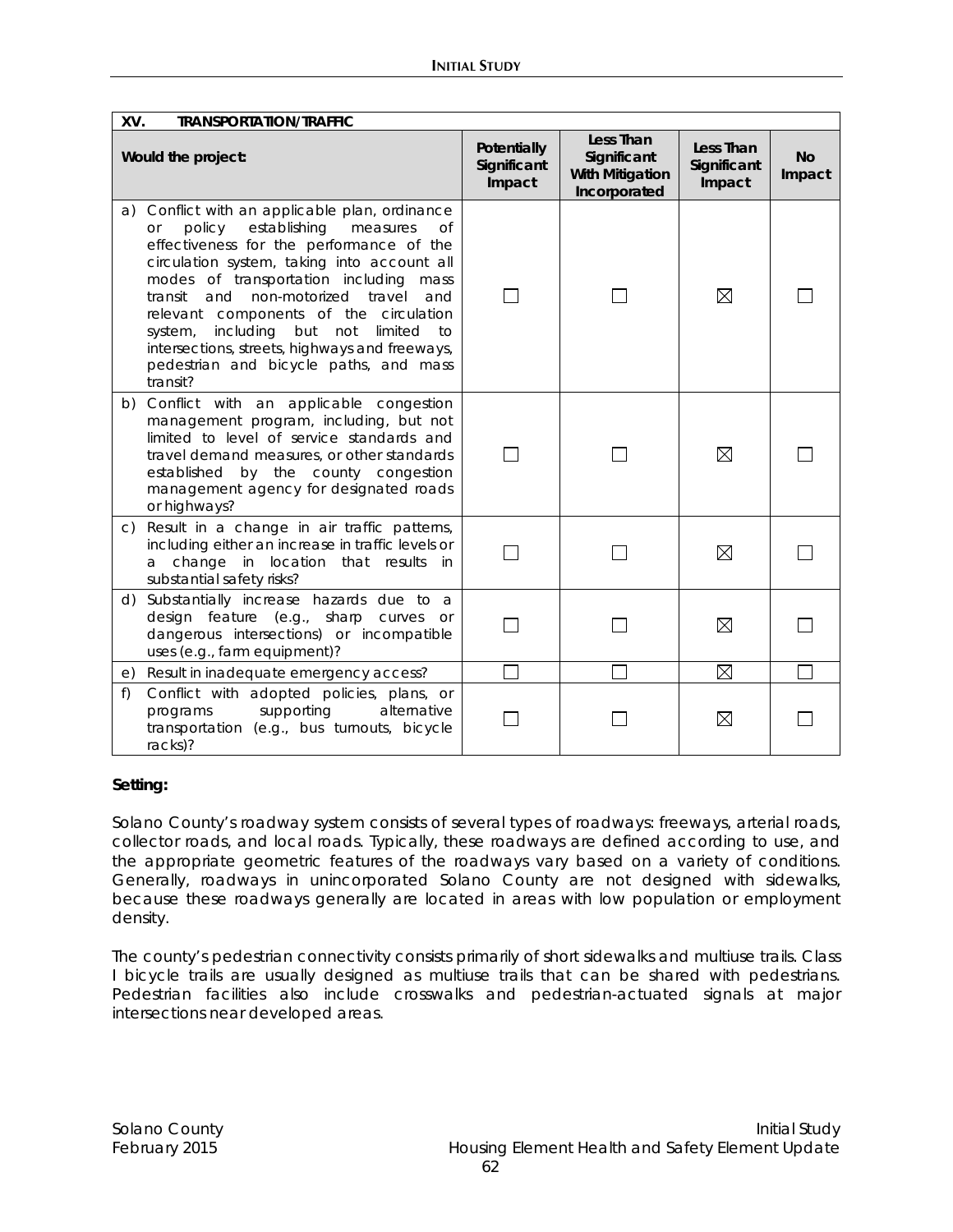| XV. TRANSPORTATION/TRAFFIC | | | | |
|---|---|---|---|---|
| **Would the project:** | **Potentially Significant Impact** | **Less Than Significant With Mitigation Incorporated** | **Less Than Significant Impact** | **No Impact** |
| a) Conflict with an applicable plan, ordinance or policy establishing measures of effectiveness for the performance of the circulation system, taking into account all modes of transportation including mass transit and non-motorized travel and relevant components of the circulation system, including but not limited to intersections, streets, highways and freeways, pedestrian and bicycle paths, and mass transit? | ☐ | ☐ | ☒ | ☐ |
| b) Conflict with an applicable congestion management program, including, but not limited to level of service standards and travel demand measures, or other standards established by the county congestion management agency for designated roads or highways? | ☐ | ☐ | ☒ | ☐ |
| c) Result in a change in air traffic patterns, including either an increase in traffic levels or a change in location that results in substantial safety risks? | ☐ | ☐ | ☒ | ☐ |
| d) Substantially increase hazards due to a design feature (e.g., sharp curves or dangerous intersections) or incompatible uses (e.g., farm equipment)? | ☐ | ☐ | ☒ | ☐ |
| e) Result in inadequate emergency access? | ☐ | ☐ | ☒ | ☐ |
| f) Conflict with adopted policies, plans, or programs supporting alternative transportation (e.g., bus turnouts, bicycle racks)? | ☐ | ☐ | ☒ | ☐ |

**Setting:**

Solano County's roadway system consists of several types of roadways: freeways, arterial roads, collector roads, and local roads. Typically, these roadways are defined according to use, and the appropriate geometric features of the roadways vary based on a variety of conditions. Generally, roadways in unincorporated Solano County are not designed with sidewalks, because these roadways generally are located in areas with low population or employment density.

The county's pedestrian connectivity consists primarily of short sidewalks and multiuse trails. Class I bicycle trails are usually designed as multiuse trails that can be shared with pedestrians. Pedestrian facilities also include crosswalks and pedestrian-actuated signals at major intersections near developed areas.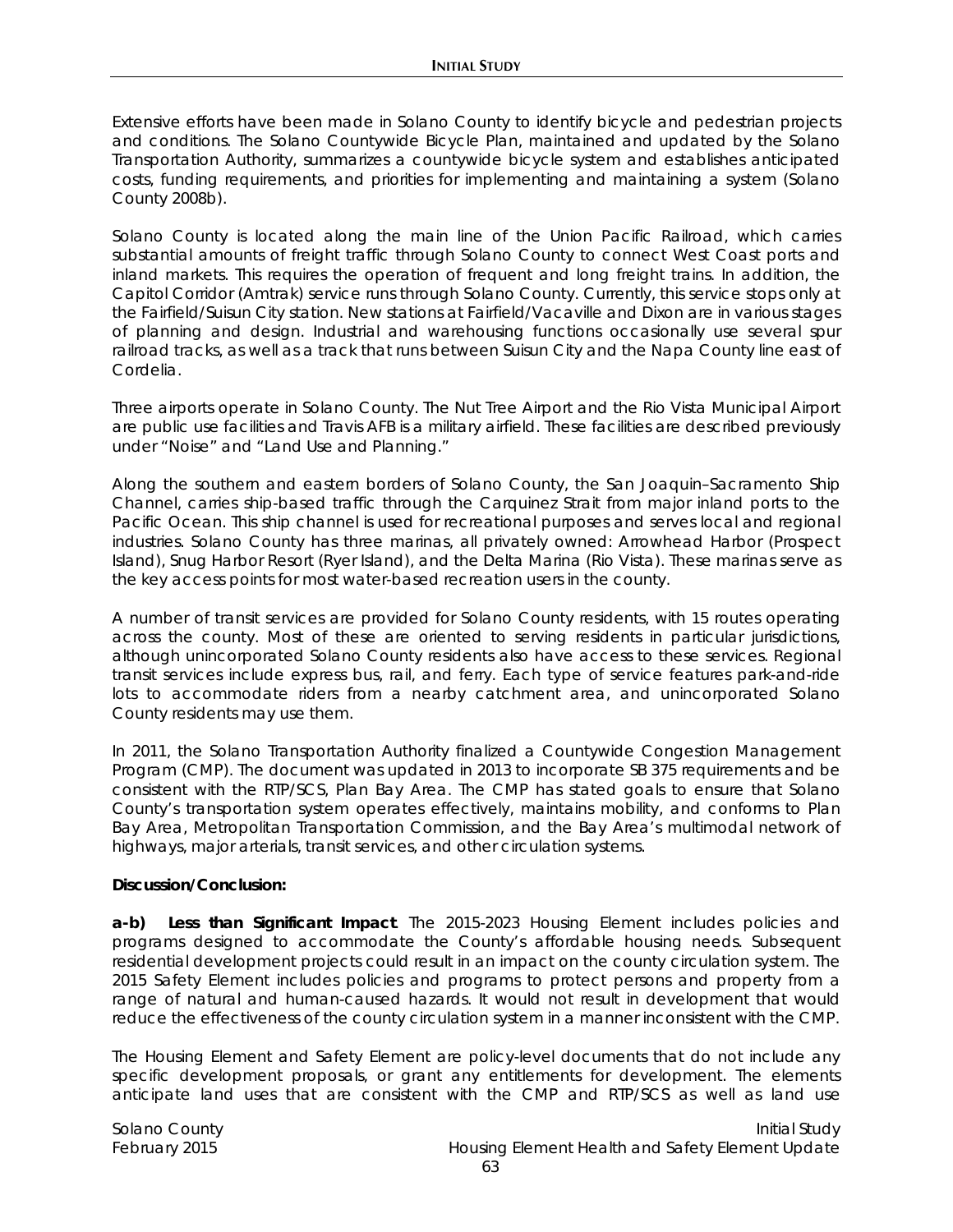Extensive efforts have been made in Solano County to identify bicycle and pedestrian projects and conditions. The Solano Countywide Bicycle Plan, maintained and updated by the Solano Transportation Authority, summarizes a countywide bicycle system and establishes anticipated costs, funding requirements, and priorities for implementing and maintaining a system (Solano County 2008b).

Solano County is located along the main line of the Union Pacific Railroad, which carries substantial amounts of freight traffic through Solano County to connect West Coast ports and inland markets. This requires the operation of frequent and long freight trains. In addition, the Capitol Corridor (Amtrak) service runs through Solano County. Currently, this service stops only at the Fairfield/Suisun City station. New stations at Fairfield/Vacaville and Dixon are in various stages of planning and design. Industrial and warehousing functions occasionally use several spur railroad tracks, as well as a track that runs between Suisun City and the Napa County line east of Cordelia.

Three airports operate in Solano County. The Nut Tree Airport and the Rio Vista Municipal Airport are public use facilities and Travis AFB is a military airfield. These facilities are described previously under "Noise" and "Land Use and Planning."

Along the southern and eastern borders of Solano County, the San Joaquin–Sacramento Ship Channel, carries ship-based traffic through the Carquinez Strait from major inland ports to the Pacific Ocean. This ship channel is used for recreational purposes and serves local and regional industries. Solano County has three marinas, all privately owned: Arrowhead Harbor (Prospect Island), Snug Harbor Resort (Ryer Island), and the Delta Marina (Rio Vista). These marinas serve as the key access points for most water-based recreation users in the county.

A number of transit services are provided for Solano County residents, with 15 routes operating across the county. Most of these are oriented to serving residents in particular jurisdictions, although unincorporated Solano County residents also have access to these services. Regional transit services include express bus, rail, and ferry. Each type of service features park-and-ride lots to accommodate riders from a nearby catchment area, and unincorporated Solano County residents may use them.

In 2011, the Solano Transportation Authority finalized a Countywide Congestion Management Program (CMP). The document was updated in 2013 to incorporate SB 375 requirements and be consistent with the RTP/SCS, Plan Bay Area. The CMP has stated goals to ensure that Solano County's transportation system operates effectively, maintains mobility, and conforms to Plan Bay Area, Metropolitan Transportation Commission, and the Bay Area's multimodal network of highways, major arterials, transit services, and other circulation systems.

**Discussion/Conclusion:**

**a-b) *Less than Significant Impact*.** The 2015-2023 Housing Element includes policies and programs designed to accommodate the County's affordable housing needs. Subsequent residential development projects could result in an impact on the county circulation system. The 2015 Safety Element includes policies and programs to protect persons and property from a range of natural and human-caused hazards. It would not result in development that would reduce the effectiveness of the county circulation system in a manner inconsistent with the CMP.

The Housing Element and Safety Element are policy-level documents that do not include any specific development proposals, or grant any entitlements for development. The elements anticipate land uses that are consistent with the CMP and RTP/SCS as well as land use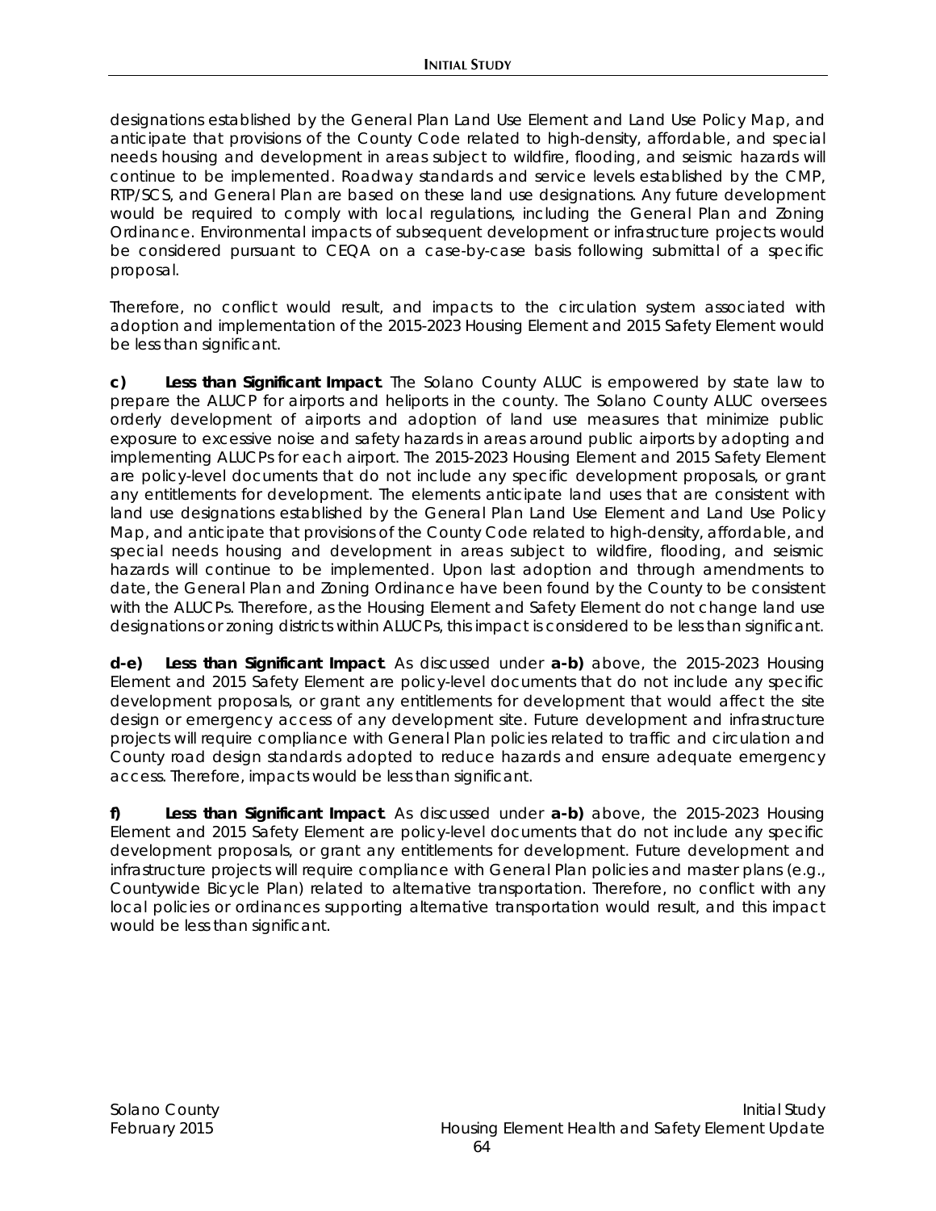designations established by the General Plan Land Use Element and Land Use Policy Map, and anticipate that provisions of the County Code related to high-density, affordable, and special needs housing and development in areas subject to wildfire, flooding, and seismic hazards will continue to be implemented. Roadway standards and service levels established by the CMP, RTP/SCS, and General Plan are based on these land use designations. Any future development would be required to comply with local regulations, including the General Plan and Zoning Ordinance. Environmental impacts of subsequent development or infrastructure projects would be considered pursuant to CEQA on a case-by-case basis following submittal of a specific proposal.

Therefore, no conflict would result, and impacts to the circulation system associated with adoption and implementation of the 2015-2023 Housing Element and 2015 Safety Element would be less than significant.

**c) Less than Significant Impact**. The Solano County ALUC is empowered by state law to prepare the ALUCP for airports and heliports in the county. The Solano County ALUC oversees orderly development of airports and adoption of land use measures that minimize public exposure to excessive noise and safety hazards in areas around public airports by adopting and implementing ALUCPs for each airport. The 2015-2023 Housing Element and 2015 Safety Element are policy-level documents that do not include any specific development proposals, or grant any entitlements for development. The elements anticipate land uses that are consistent with land use designations established by the General Plan Land Use Element and Land Use Policy Map, and anticipate that provisions of the County Code related to high-density, affordable, and special needs housing and development in areas subject to wildfire, flooding, and seismic hazards will continue to be implemented. Upon last adoption and through amendments to date, the General Plan and Zoning Ordinance have been found by the County to be consistent with the ALUCPs. Therefore, as the Housing Element and Safety Element do not change land use designations or zoning districts within ALUCPs, this impact is considered to be less than significant.

**d-e) Less than Significant Impact**. As discussed under **a-b)** above, the 2015-2023 Housing Element and 2015 Safety Element are policy-level documents that do not include any specific development proposals, or grant any entitlements for development that would affect the site design or emergency access of any development site. Future development and infrastructure projects will require compliance with General Plan policies related to traffic and circulation and County road design standards adopted to reduce hazards and ensure adequate emergency access. Therefore, impacts would be less than significant.

**f) Less than Significant Impact**. As discussed under **a-b)** above, the 2015-2023 Housing Element and 2015 Safety Element are policy-level documents that do not include any specific development proposals, or grant any entitlements for development. Future development and infrastructure projects will require compliance with General Plan policies and master plans (e.g., Countywide Bicycle Plan) related to alternative transportation. Therefore, no conflict with any local policies or ordinances supporting alternative transportation would result, and this impact would be less than significant.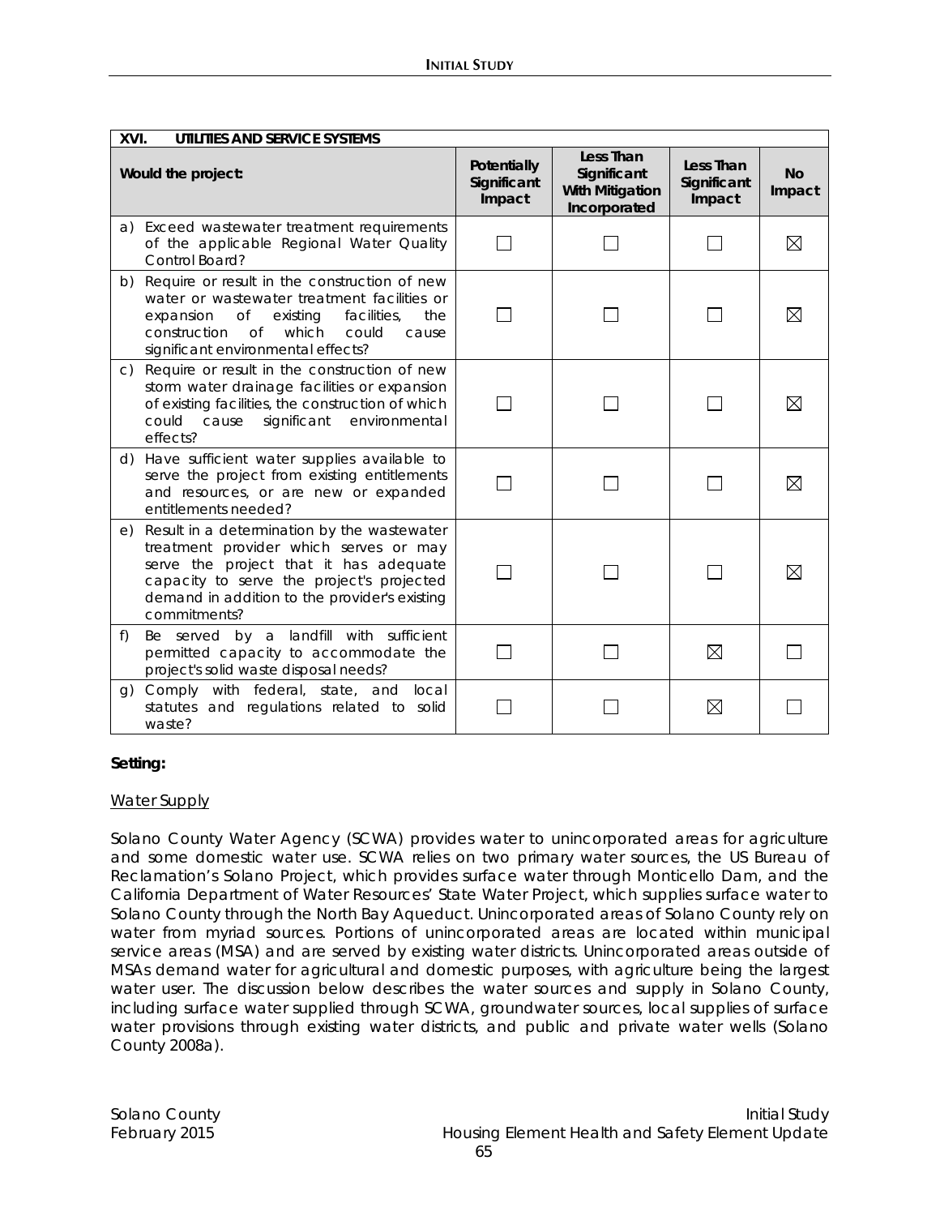| XVI. UTILITIES AND SERVICE SYSTEMS | | | | |
|---|---|---|---|---|
| **Would the project:** | **Potentially Significant Impact** | **Less Than Significant With Mitigation Incorporated** | **Less Than Significant Impact** | **No Impact** |
| a) Exceed wastewater treatment requirements of the applicable Regional Water Quality Control Board? | ☐ | ☐ | ☐ | ☒ |
| b) Require or result in the construction of new water or wastewater treatment facilities or expansion of existing facilities, the construction of which could cause significant environmental effects? | ☐ | ☐ | ☐ | ☒ |
| c) Require or result in the construction of new storm water drainage facilities or expansion of existing facilities, the construction of which could cause significant environmental effects? | ☐ | ☐ | ☐ | ☒ |
| d) Have sufficient water supplies available to serve the project from existing entitlements and resources, or are new or expanded entitlements needed? | ☐ | ☐ | ☐ | ☒ |
| e) Result in a determination by the wastewater treatment provider which serves or may serve the project that it has adequate capacity to serve the project's projected demand in addition to the provider's existing commitments? | ☐ | ☐ | ☐ | ☒ |
| f) Be served by a landfill with sufficient permitted capacity to accommodate the project's solid waste disposal needs? | ☐ | ☐ | ☒ | ☐ |
| g) Comply with federal, state, and local statutes and regulations related to solid waste? | ☐ | ☐ | ☒ | ☐ |

**Setting:**

Water Supply

Solano County Water Agency (SCWA) provides water to unincorporated areas for agriculture and some domestic water use. SCWA relies on two primary water sources, the US Bureau of Reclamation's Solano Project, which provides surface water through Monticello Dam, and the California Department of Water Resources' State Water Project, which supplies surface water to Solano County through the North Bay Aqueduct. Unincorporated areas of Solano County rely on water from myriad sources. Portions of unincorporated areas are located within municipal service areas (MSA) and are served by existing water districts. Unincorporated areas outside of MSAs demand water for agricultural and domestic purposes, with agriculture being the largest water user. The discussion below describes the water sources and supply in Solano County, including surface water supplied through SCWA, groundwater sources, local supplies of surface water provisions through existing water districts, and public and private water wells (Solano County 2008a).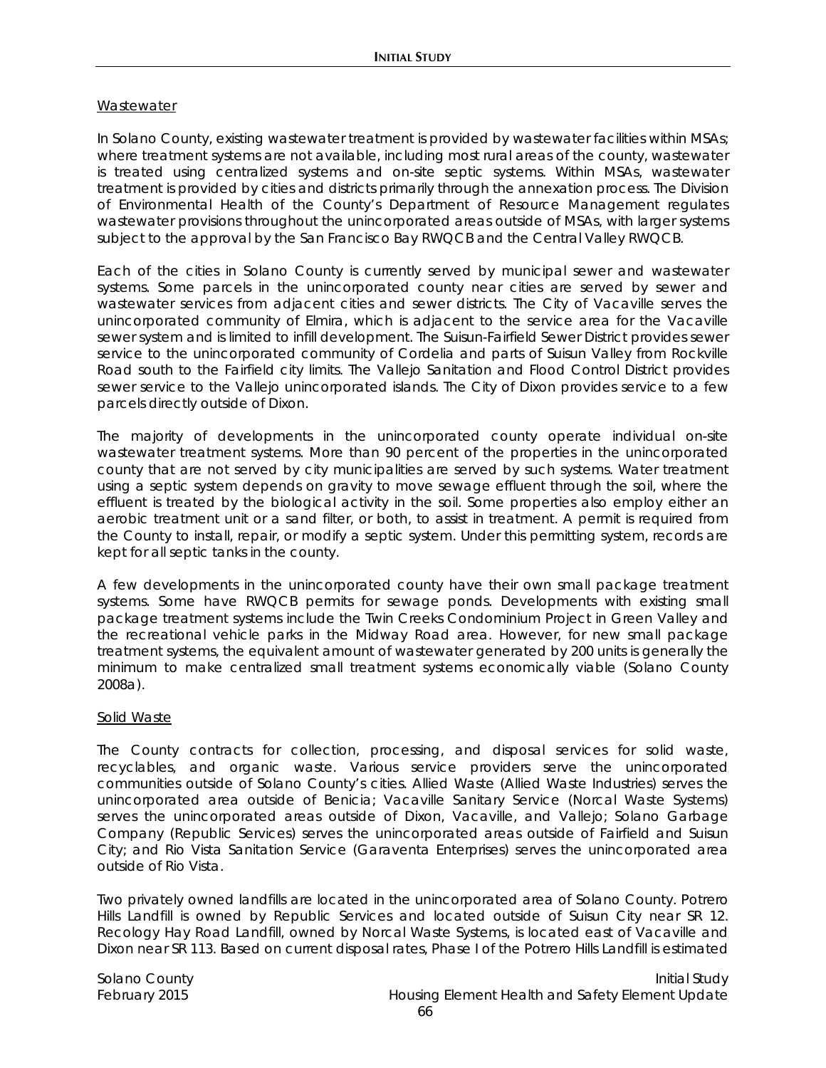Wastewater

In Solano County, existing wastewater treatment is provided by wastewater facilities within MSAs; where treatment systems are not available, including most rural areas of the county, wastewater is treated using centralized systems and on-site septic systems. Within MSAs, wastewater treatment is provided by cities and districts primarily through the annexation process. The Division of Environmental Health of the County's Department of Resource Management regulates wastewater provisions throughout the unincorporated areas outside of MSAs, with larger systems subject to the approval by the San Francisco Bay RWQCB and the Central Valley RWQCB.

Each of the cities in Solano County is currently served by municipal sewer and wastewater systems. Some parcels in the unincorporated county near cities are served by sewer and wastewater services from adjacent cities and sewer districts. The City of Vacaville serves the unincorporated community of Elmira, which is adjacent to the service area for the Vacaville sewer system and is limited to infill development. The Suisun-Fairfield Sewer District provides sewer service to the unincorporated community of Cordelia and parts of Suisun Valley from Rockville Road south to the Fairfield city limits. The Vallejo Sanitation and Flood Control District provides sewer service to the Vallejo unincorporated islands. The City of Dixon provides service to a few parcels directly outside of Dixon.

The majority of developments in the unincorporated county operate individual on-site wastewater treatment systems. More than 90 percent of the properties in the unincorporated county that are not served by city municipalities are served by such systems. Water treatment using a septic system depends on gravity to move sewage effluent through the soil, where the effluent is treated by the biological activity in the soil. Some properties also employ either an aerobic treatment unit or a sand filter, or both, to assist in treatment. A permit is required from the County to install, repair, or modify a septic system. Under this permitting system, records are kept for all septic tanks in the county.

A few developments in the unincorporated county have their own small package treatment systems. Some have RWQCB permits for sewage ponds. Developments with existing small package treatment systems include the Twin Creeks Condominium Project in Green Valley and the recreational vehicle parks in the Midway Road area. However, for new small package treatment systems, the equivalent amount of wastewater generated by 200 units is generally the minimum to make centralized small treatment systems economically viable (Solano County 2008a).

Solid Waste

The County contracts for collection, processing, and disposal services for solid waste, recyclables, and organic waste. Various service providers serve the unincorporated communities outside of Solano County's cities. Allied Waste (Allied Waste Industries) serves the unincorporated area outside of Benicia; Vacaville Sanitary Service (Norcal Waste Systems) serves the unincorporated areas outside of Dixon, Vacaville, and Vallejo; Solano Garbage Company (Republic Services) serves the unincorporated areas outside of Fairfield and Suisun City; and Rio Vista Sanitation Service (Garaventa Enterprises) serves the unincorporated area outside of Rio Vista.

Two privately owned landfills are located in the unincorporated area of Solano County. Potrero Hills Landfill is owned by Republic Services and located outside of Suisun City near SR 12. Recology Hay Road Landfill, owned by Norcal Waste Systems, is located east of Vacaville and Dixon near SR 113. Based on current disposal rates, Phase I of the Potrero Hills Landfill is estimated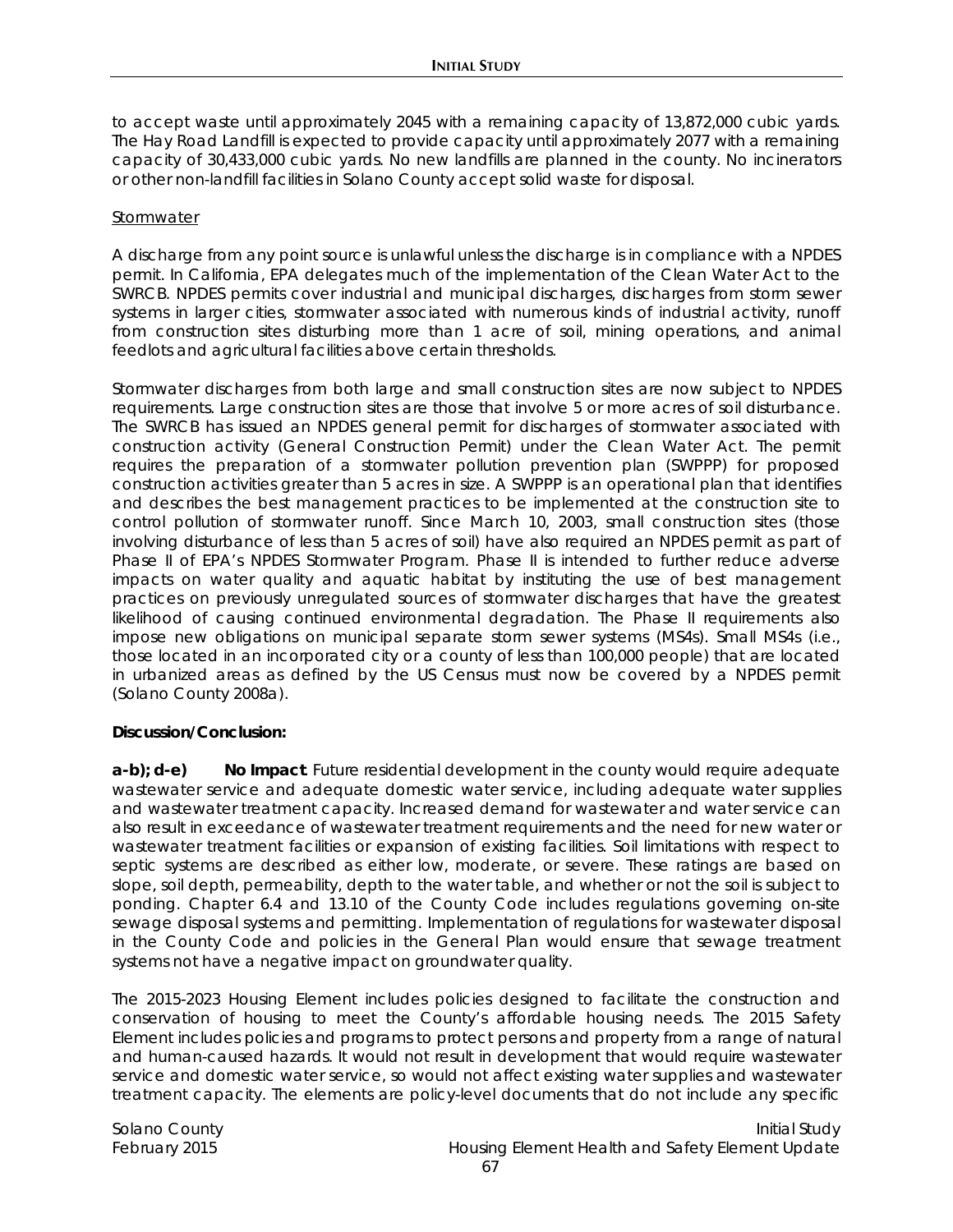to accept waste until approximately 2045 with a remaining capacity of 13,872,000 cubic yards. The Hay Road Landfill is expected to provide capacity until approximately 2077 with a remaining capacity of 30,433,000 cubic yards. No new landfills are planned in the county. No incinerators or other non-landfill facilities in Solano County accept solid waste for disposal.

Stormwater

A discharge from any point source is unlawful unless the discharge is in compliance with a NPDES permit. In California, EPA delegates much of the implementation of the Clean Water Act to the SWRCB. NPDES permits cover industrial and municipal discharges, discharges from storm sewer systems in larger cities, stormwater associated with numerous kinds of industrial activity, runoff from construction sites disturbing more than 1 acre of soil, mining operations, and animal feedlots and agricultural facilities above certain thresholds.

Stormwater discharges from both large and small construction sites are now subject to NPDES requirements. Large construction sites are those that involve 5 or more acres of soil disturbance. The SWRCB has issued an NPDES general permit for discharges of stormwater associated with construction activity (General Construction Permit) under the Clean Water Act. The permit requires the preparation of a stormwater pollution prevention plan (SWPPP) for proposed construction activities greater than 5 acres in size. A SWPPP is an operational plan that identifies and describes the best management practices to be implemented at the construction site to control pollution of stormwater runoff. Since March 10, 2003, small construction sites (those involving disturbance of less than 5 acres of soil) have also required an NPDES permit as part of Phase II of EPA's NPDES Stormwater Program. Phase II is intended to further reduce adverse impacts on water quality and aquatic habitat by instituting the use of best management practices on previously unregulated sources of stormwater discharges that have the greatest likelihood of causing continued environmental degradation. The Phase II requirements also impose new obligations on municipal separate storm sewer systems (MS4s). Small MS4s (i.e., those located in an incorporated city or a county of less than 100,000 people) that are located in urbanized areas as defined by the US Census must now be covered by a NPDES permit (Solano County 2008a).

**Discussion/Conclusion:**

**a-b); d-e)** **No Impact**. Future residential development in the county would require adequate wastewater service and adequate domestic water service, including adequate water supplies and wastewater treatment capacity. Increased demand for wastewater and water service can also result in exceedance of wastewater treatment requirements and the need for new water or wastewater treatment facilities or expansion of existing facilities. Soil limitations with respect to septic systems are described as either low, moderate, or severe. These ratings are based on slope, soil depth, permeability, depth to the water table, and whether or not the soil is subject to ponding. Chapter 6.4 and 13.10 of the County Code includes regulations governing on-site sewage disposal systems and permitting. Implementation of regulations for wastewater disposal in the County Code and policies in the General Plan would ensure that sewage treatment systems not have a negative impact on groundwater quality.

The 2015-2023 Housing Element includes policies designed to facilitate the construction and conservation of housing to meet the County's affordable housing needs. The 2015 Safety Element includes policies and programs to protect persons and property from a range of natural and human-caused hazards. It would not result in development that would require wastewater service and domestic water service, so would not affect existing water supplies and wastewater treatment capacity. The elements are policy-level documents that do not include any specific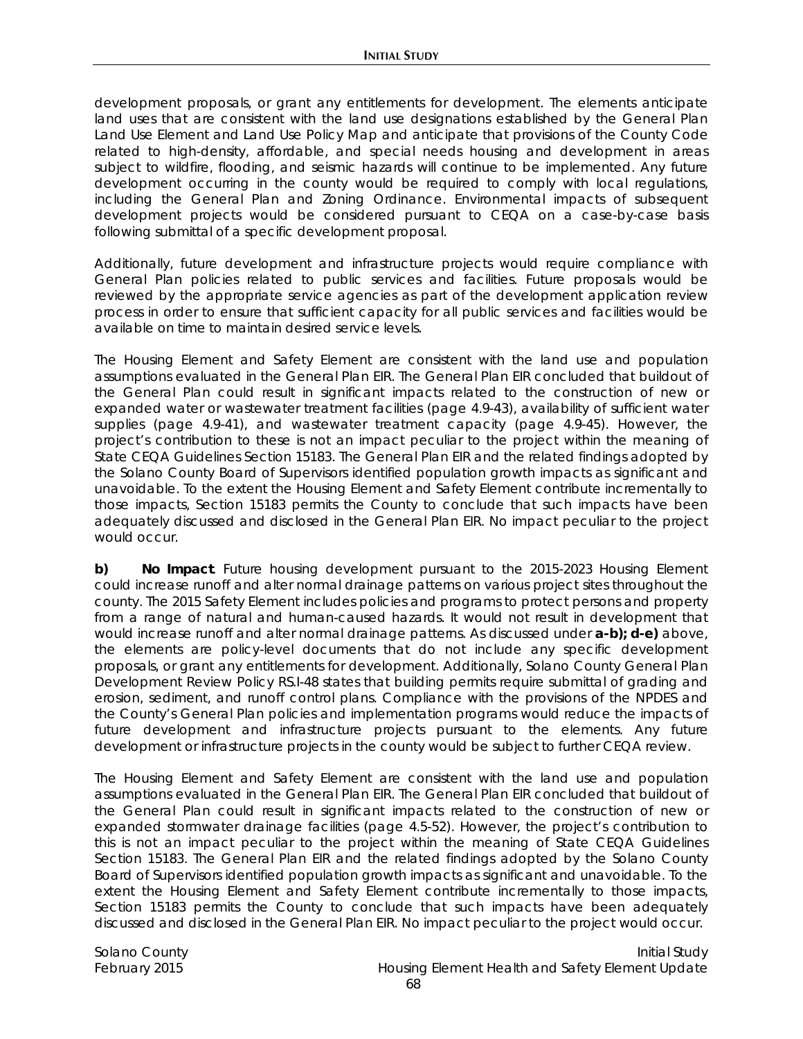development proposals, or grant any entitlements for development. The elements anticipate land uses that are consistent with the land use designations established by the General Plan Land Use Element and Land Use Policy Map and anticipate that provisions of the County Code related to high-density, affordable, and special needs housing and development in areas subject to wildfire, flooding, and seismic hazards will continue to be implemented. Any future development occurring in the county would be required to comply with local regulations, including the General Plan and Zoning Ordinance. Environmental impacts of subsequent development projects would be considered pursuant to CEQA on a case-by-case basis following submittal of a specific development proposal.

Additionally, future development and infrastructure projects would require compliance with General Plan policies related to public services and facilities. Future proposals would be reviewed by the appropriate service agencies as part of the development application review process in order to ensure that sufficient capacity for all public services and facilities would be available on time to maintain desired service levels.

The Housing Element and Safety Element are consistent with the land use and population assumptions evaluated in the General Plan EIR. The General Plan EIR concluded that buildout of the General Plan could result in significant impacts related to the construction of new or expanded water or wastewater treatment facilities (page 4.9-43), availability of sufficient water supplies (page 4.9-41), and wastewater treatment capacity (page 4.9-45). However, the project's contribution to these is not an impact peculiar to the project within the meaning of State CEQA Guidelines Section 15183. The General Plan EIR and the related findings adopted by the Solano County Board of Supervisors identified population growth impacts as significant and unavoidable. To the extent the Housing Element and Safety Element contribute incrementally to those impacts, Section 15183 permits the County to conclude that such impacts have been adequately discussed and disclosed in the General Plan EIR. No impact peculiar to the project would occur.

**b) No Impact**. Future housing development pursuant to the 2015-2023 Housing Element could increase runoff and alter normal drainage patterns on various project sites throughout the county. The 2015 Safety Element includes policies and programs to protect persons and property from a range of natural and human-caused hazards. It would not result in development that would increase runoff and alter normal drainage patterns. As discussed under **a-b); d-e)** above, the elements are policy-level documents that do not include any specific development proposals, or grant any entitlements for development. Additionally, Solano County General Plan Development Review Policy RS.I-48 states that building permits require submittal of grading and erosion, sediment, and runoff control plans. Compliance with the provisions of the NPDES and the County's General Plan policies and implementation programs would reduce the impacts of future development and infrastructure projects pursuant to the elements. Any future development or infrastructure projects in the county would be subject to further CEQA review.

The Housing Element and Safety Element are consistent with the land use and population assumptions evaluated in the General Plan EIR. The General Plan EIR concluded that buildout of the General Plan could result in significant impacts related to the construction of new or expanded stormwater drainage facilities (page 4.5-52). However, the project's contribution to this is not an impact peculiar to the project within the meaning of State CEQA Guidelines Section 15183. The General Plan EIR and the related findings adopted by the Solano County Board of Supervisors identified population growth impacts as significant and unavoidable. To the extent the Housing Element and Safety Element contribute incrementally to those impacts, Section 15183 permits the County to conclude that such impacts have been adequately discussed and disclosed in the General Plan EIR. No impact peculiar to the project would occur.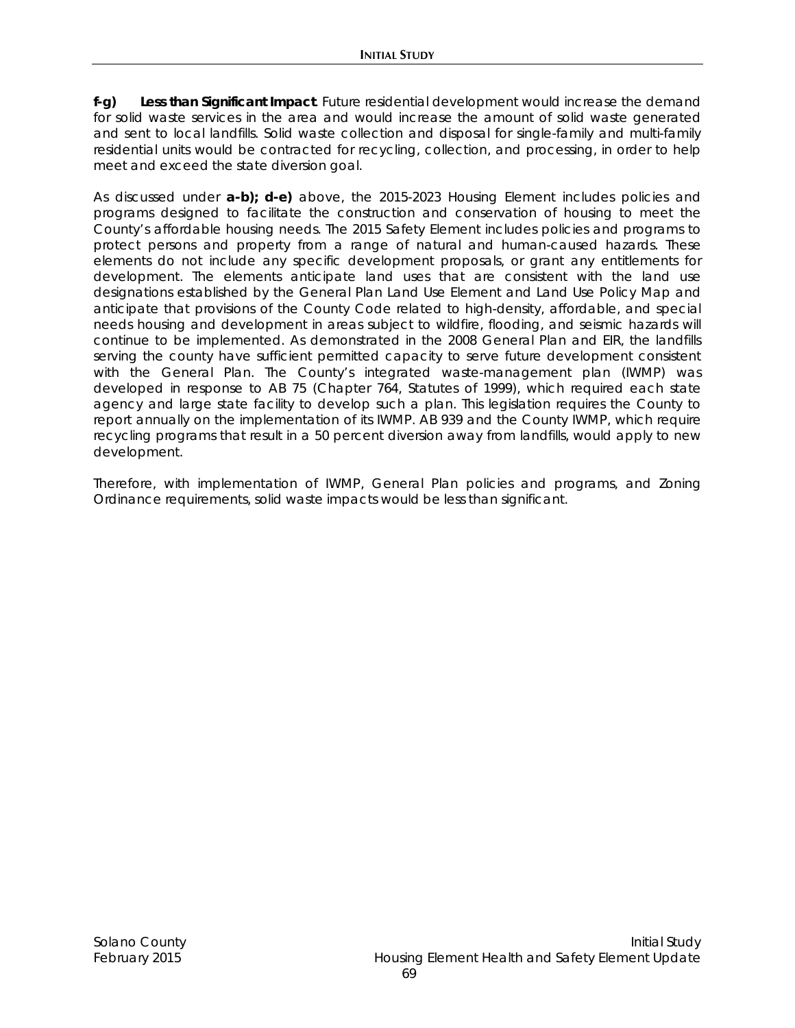**f-g) Less than Significant Impact**. Future residential development would increase the demand for solid waste services in the area and would increase the amount of solid waste generated and sent to local landfills. Solid waste collection and disposal for single-family and multi-family residential units would be contracted for recycling, collection, and processing, in order to help meet and exceed the state diversion goal.

As discussed under **a-b); d-e)** above, the 2015-2023 Housing Element includes policies and programs designed to facilitate the construction and conservation of housing to meet the County's affordable housing needs. The 2015 Safety Element includes policies and programs to protect persons and property from a range of natural and human-caused hazards. These elements do not include any specific development proposals, or grant any entitlements for development. The elements anticipate land uses that are consistent with the land use designations established by the General Plan Land Use Element and Land Use Policy Map and anticipate that provisions of the County Code related to high-density, affordable, and special needs housing and development in areas subject to wildfire, flooding, and seismic hazards will continue to be implemented. As demonstrated in the 2008 General Plan and EIR, the landfills serving the county have sufficient permitted capacity to serve future development consistent with the General Plan. The County's integrated waste-management plan (IWMP) was developed in response to AB 75 (Chapter 764, Statutes of 1999), which required each state agency and large state facility to develop such a plan. This legislation requires the County to report annually on the implementation of its IWMP. AB 939 and the County IWMP, which require recycling programs that result in a 50 percent diversion away from landfills, would apply to new development.

Therefore, with implementation of IWMP, General Plan policies and programs, and Zoning Ordinance requirements, solid waste impacts would be less than significant.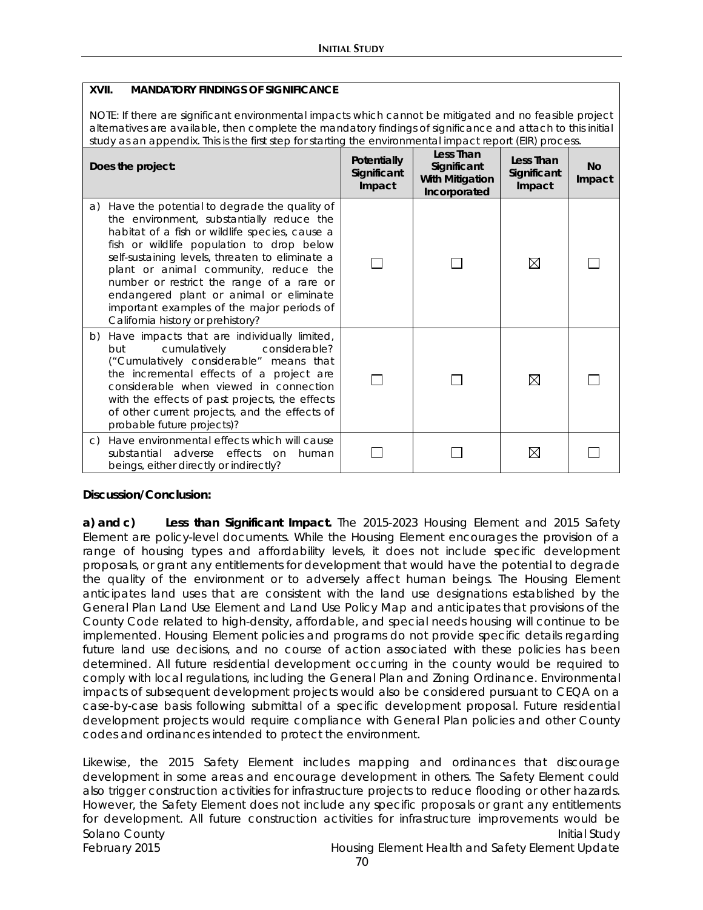### XVII. MANDATORY FINDINGS OF SIGNIFICANCE

*NOTE: If there are significant environmental impacts which cannot be mitigated and no feasible project alternatives are available, then complete the mandatory findings of significance and attach to this initial study as an appendix. This is the first step for starting the environmental impact report (EIR) process.*

| Does the project: | Potentially Significant Impact | Less Than Significant With Mitigation Incorporated | Less Than Significant Impact | No Impact |
|---|---|---|---|---|
| a) Have the potential to degrade the quality of the environment, substantially reduce the habitat of a fish or wildlife species, cause a fish or wildlife population to drop below self-sustaining levels, threaten to eliminate a plant or animal community, reduce the number or restrict the range of a rare or endangered plant or animal or eliminate important examples of the major periods of California history or prehistory? | ☐ | ☐ | ☒ | ☐ |
| b) Have impacts that are individually limited, but cumulatively considerable? ("Cumulatively considerable" means that the incremental effects of a project are considerable when viewed in connection with the effects of past projects, the effects of other current projects, and the effects of probable future projects)? | ☐ | ☐ | ☒ | ☐ |
| c) Have environmental effects which will cause substantial adverse effects on human beings, either directly or indirectly? | ☐ | ☐ | ☒ | ☐ |

**Discussion/Conclusion:**

**a) and c) *Less than Significant Impact.*** The 2015-2023 Housing Element and 2015 Safety Element are policy-level documents. While the Housing Element encourages the provision of a range of housing types and affordability levels, it does not include specific development proposals, or grant any entitlements for development that would have the potential to degrade the quality of the environment or to adversely affect human beings. The Housing Element anticipates land uses that are consistent with the land use designations established by the General Plan Land Use Element and Land Use Policy Map and anticipates that provisions of the County Code related to high-density, affordable, and special needs housing will continue to be implemented. Housing Element policies and programs do not provide specific details regarding future land use decisions, and no course of action associated with these policies has been determined. All future residential development occurring in the county would be required to comply with local regulations, including the General Plan and Zoning Ordinance. Environmental impacts of subsequent development projects would also be considered pursuant to CEQA on a case-by-case basis following submittal of a specific development proposal. Future residential development projects would require compliance with General Plan policies and other County codes and ordinances intended to protect the environment.

Likewise, the 2015 Safety Element includes mapping and ordinances that discourage development in some areas and encourage development in others. The Safety Element could also trigger construction activities for infrastructure projects to reduce flooding or other hazards. However, the Safety Element does not include any specific proposals or grant any entitlements for development. All future construction activities for infrastructure improvements would be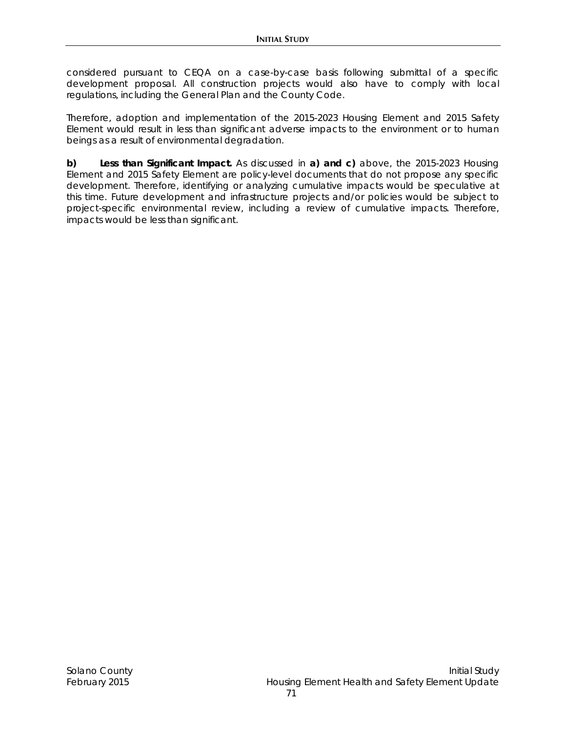considered pursuant to CEQA on a case-by-case basis following submittal of a specific development proposal. All construction projects would also have to comply with local regulations, including the General Plan and the County Code.

Therefore, adoption and implementation of the 2015-2023 Housing Element and 2015 Safety Element would result in less than significant adverse impacts to the environment or to human beings as a result of environmental degradation.

**b)** ***Less than Significant Impact.*** As discussed in **a) and c)** above, the 2015-2023 Housing Element and 2015 Safety Element are policy-level documents that do not propose any specific development. Therefore, identifying or analyzing cumulative impacts would be speculative at this time. Future development and infrastructure projects and/or policies would be subject to project-specific environmental review, including a review of cumulative impacts. Therefore, impacts would be less than significant.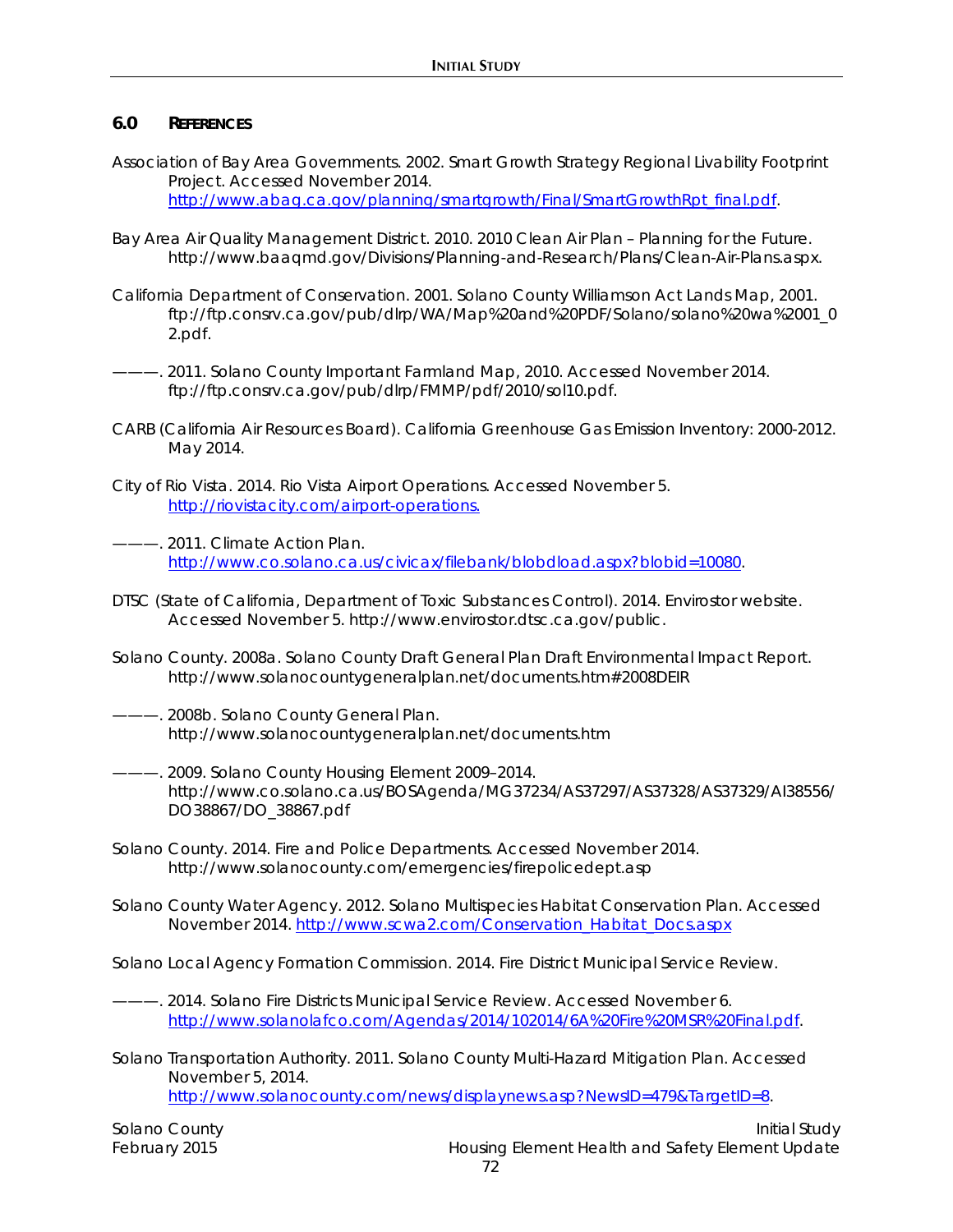## 6.0 REFERENCES

Association of Bay Area Governments. 2002. Smart Growth Strategy Regional Livability Footprint Project. Accessed November 2014. http://www.abag.ca.gov/planning/smartgrowth/Final/SmartGrowthRpt_final.pdf.

Bay Area Air Quality Management District. 2010. 2010 Clean Air Plan – Planning for the Future. http://www.baaqmd.gov/Divisions/Planning-and-Research/Plans/Clean-Air-Plans.aspx.

California Department of Conservation. 2001. Solano County Williamson Act Lands Map, 2001. ftp://ftp.consrv.ca.gov/pub/dlrp/WA/Map%20and%20PDF/Solano/solano%20wa%2001_02.pdf.

———. 2011. Solano County Important Farmland Map, 2010. Accessed November 2014. ftp://ftp.consrv.ca.gov/pub/dlrp/FMMP/pdf/2010/sol10.pdf.

CARB (California Air Resources Board). California Greenhouse Gas Emission Inventory: 2000-2012. May 2014.

City of Rio Vista. 2014. Rio Vista Airport Operations. Accessed November 5. http://riovistacity.com/airport-operations.

———. 2011. Climate Action Plan. http://www.co.solano.ca.us/civicax/filebank/blobdload.aspx?blobid=10080.

DTSC (State of California, Department of Toxic Substances Control). 2014. Envirostor website. Accessed November 5. http://www.envirostor.dtsc.ca.gov/public.

Solano County. 2008a. Solano County Draft General Plan Draft Environmental Impact Report. http://www.solanocountygeneralplan.net/documents.htm#2008DEIR

———. 2008b. Solano County General Plan. http://www.solanocountygeneralplan.net/documents.htm

———. 2009. Solano County Housing Element 2009–2014. http://www.co.solano.ca.us/BOSAgenda/MG37234/AS37297/AS37328/AS37329/AI38556/DO38867/DO_38867.pdf

Solano County. 2014. Fire and Police Departments. Accessed November 2014. http://www.solanocounty.com/emergencies/firepolicedept.asp

Solano County Water Agency. 2012. Solano Multispecies Habitat Conservation Plan. Accessed November 2014. http://www.scwa2.com/Conservation_Habitat_Docs.aspx

Solano Local Agency Formation Commission. 2014. Fire District Municipal Service Review.

———. 2014. Solano Fire Districts Municipal Service Review. Accessed November 6. http://www.solanolafco.com/Agendas/2014/102014/6A%20Fire%20MSR%20Final.pdf.

Solano Transportation Authority. 2011. Solano County Multi-Hazard Mitigation Plan. Accessed November 5, 2014. http://www.solanocounty.com/news/displaynews.asp?NewsID=479&TargetID=8.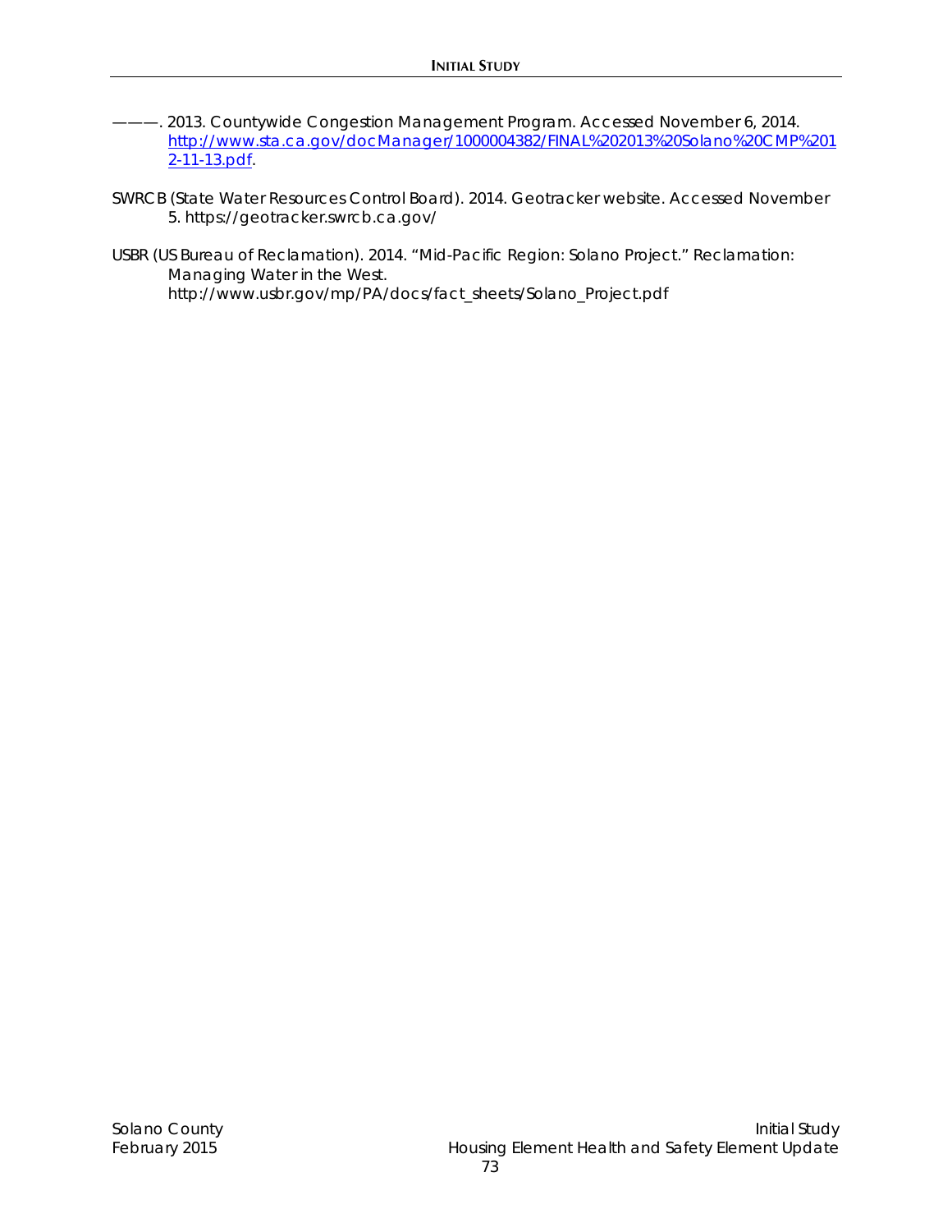———. 2013. Countywide Congestion Management Program. Accessed November 6, 2014. [http://www.sta.ca.gov/docManager/1000004382/FINAL%202013%20Solano%20CMP%2012-11-13.pdf](http://www.sta.ca.gov/docManager/1000004382/FINAL%202013%20Solano%20CMP%2012-11-13.pdf).

SWRCB (State Water Resources Control Board). 2014. Geotracker website. Accessed November 5. https://geotracker.swrcb.ca.gov/

USBR (US Bureau of Reclamation). 2014. "Mid-Pacific Region: Solano Project." Reclamation: Managing Water in the West. http://www.usbr.gov/mp/PA/docs/fact_sheets/Solano_Project.pdf